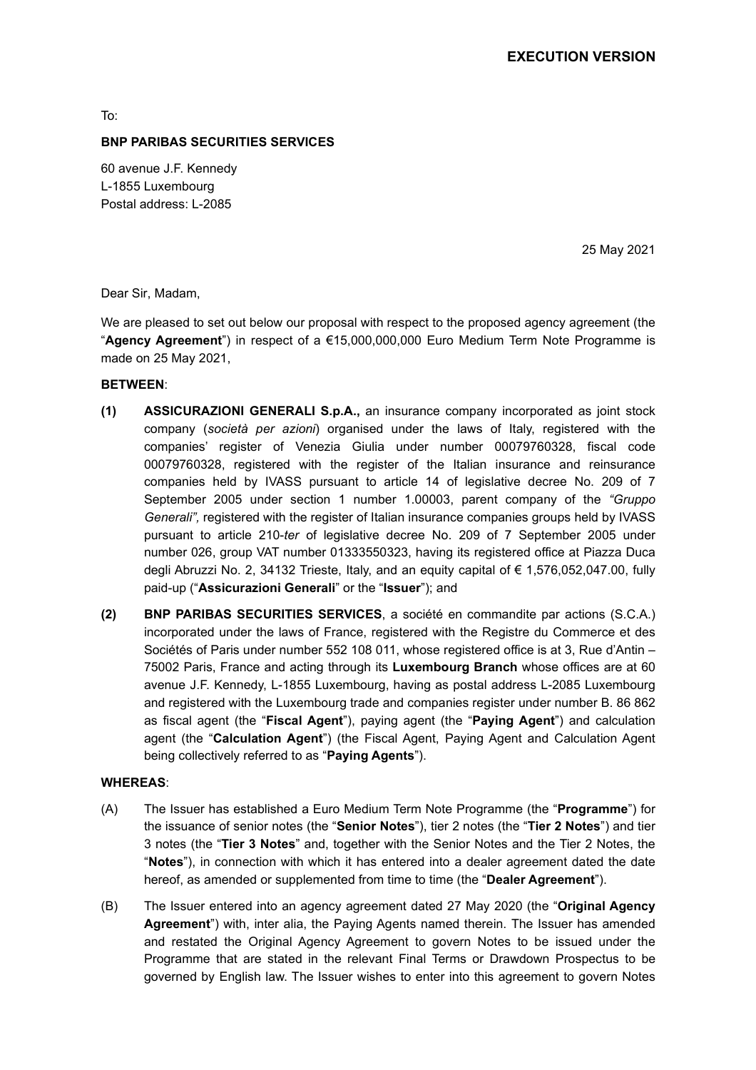**EXECUTION VERSION**

To:

**BNP PARIBAS SECURITIES SERVICES**

60 avenue J.F. Kennedy
L-1855 Luxembourg
Postal address: L-2085

25 May 2021

Dear Sir, Madam,

We are pleased to set out below our proposal with respect to the proposed agency agreement (the "**Agency Agreement**") in respect of a €15,000,000,000 Euro Medium Term Note Programme is made on 25 May 2021,

**BETWEEN**:

**(1)** **ASSICURAZIONI GENERALI S.p.A.,** an insurance company incorporated as joint stock company (*società per azioni*) organised under the laws of Italy, registered with the companies' register of Venezia Giulia under number 00079760328, fiscal code 00079760328, registered with the register of the Italian insurance and reinsurance companies held by IVASS pursuant to article 14 of legislative decree No. 209 of 7 September 2005 under section 1 number 1.00003, parent company of the *"Gruppo Generali",* registered with the register of Italian insurance companies groups held by IVASS pursuant to article 210-*ter* of legislative decree No. 209 of 7 September 2005 under number 026, group VAT number 01333550323, having its registered office at Piazza Duca degli Abruzzi No. 2, 34132 Trieste, Italy, and an equity capital of € 1,576,052,047.00, fully paid-up ("**Assicurazioni Generali**" or the "**Issuer**"); and

**(2)** **BNP PARIBAS SECURITIES SERVICES**, a société en commandite par actions (S.C.A.) incorporated under the laws of France, registered with the Registre du Commerce et des Sociétés of Paris under number 552 108 011, whose registered office is at 3, Rue d'Antin – 75002 Paris, France and acting through its **Luxembourg Branch** whose offices are at 60 avenue J.F. Kennedy, L-1855 Luxembourg, having as postal address L-2085 Luxembourg and registered with the Luxembourg trade and companies register under number B. 86 862 as fiscal agent (the "**Fiscal Agent**"), paying agent (the "**Paying Agent**") and calculation agent (the "**Calculation Agent**") (the Fiscal Agent, Paying Agent and Calculation Agent being collectively referred to as "**Paying Agents**").

**WHEREAS**:

(A) The Issuer has established a Euro Medium Term Note Programme (the "**Programme**") for the issuance of senior notes (the "**Senior Notes**"), tier 2 notes (the "**Tier 2 Notes**") and tier 3 notes (the "**Tier 3 Notes**" and, together with the Senior Notes and the Tier 2 Notes, the "**Notes**"), in connection with which it has entered into a dealer agreement dated the date hereof, as amended or supplemented from time to time (the "**Dealer Agreement**").

(B) The Issuer entered into an agency agreement dated 27 May 2020 (the "**Original Agency Agreement**") with, inter alia, the Paying Agents named therein. The Issuer has amended and restated the Original Agency Agreement to govern Notes to be issued under the Programme that are stated in the relevant Final Terms or Drawdown Prospectus to be governed by English law. The Issuer wishes to enter into this agreement to govern Notes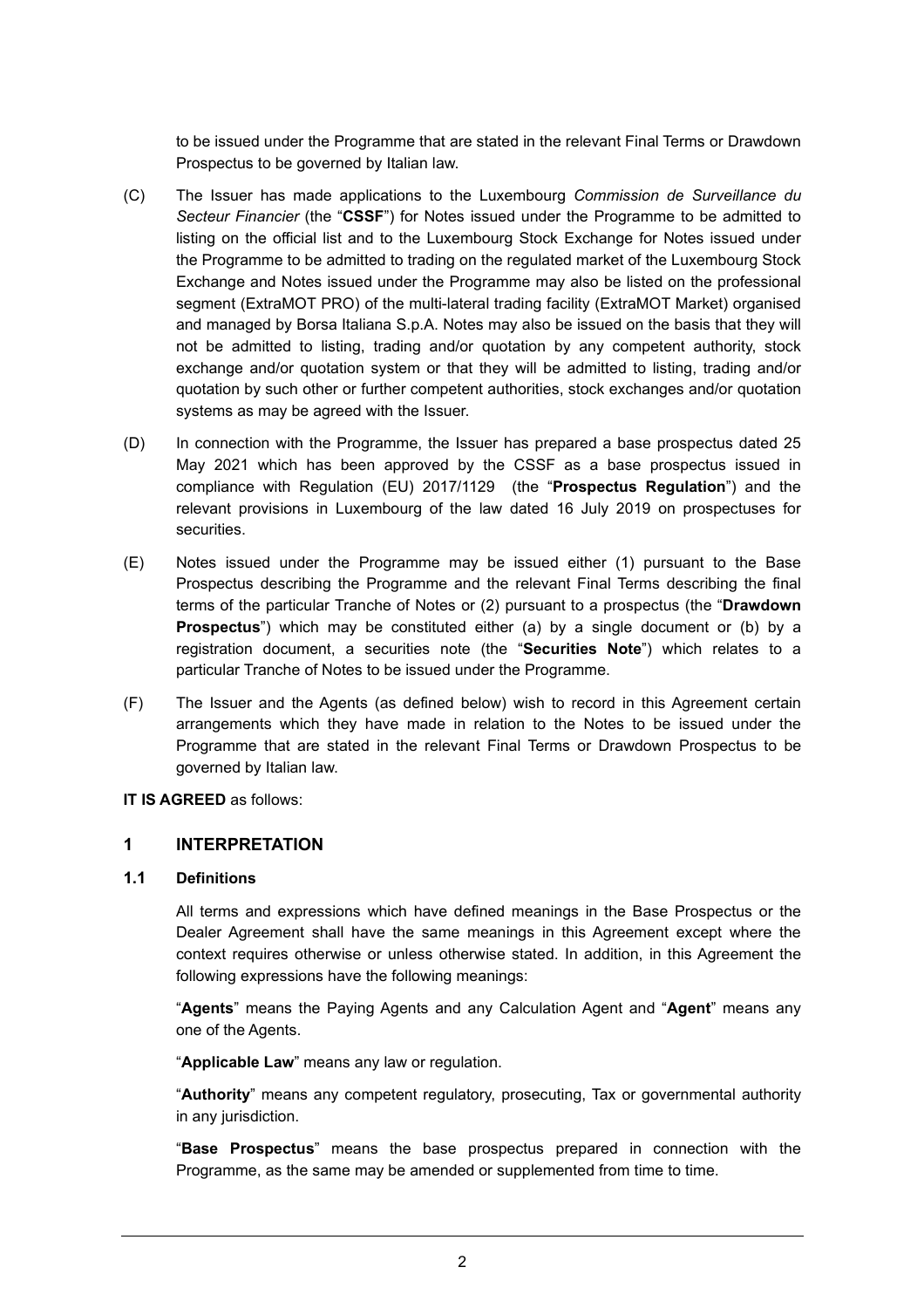to be issued under the Programme that are stated in the relevant Final Terms or Drawdown Prospectus to be governed by Italian law.

(C) The Issuer has made applications to the Luxembourg *Commission de Surveillance du Secteur Financier* (the "**CSSF**") for Notes issued under the Programme to be admitted to listing on the official list and to the Luxembourg Stock Exchange for Notes issued under the Programme to be admitted to trading on the regulated market of the Luxembourg Stock Exchange and Notes issued under the Programme may also be listed on the professional segment (ExtraMOT PRO) of the multi-lateral trading facility (ExtraMOT Market) organised and managed by Borsa Italiana S.p.A. Notes may also be issued on the basis that they will not be admitted to listing, trading and/or quotation by any competent authority, stock exchange and/or quotation system or that they will be admitted to listing, trading and/or quotation by such other or further competent authorities, stock exchanges and/or quotation systems as may be agreed with the Issuer.

(D) In connection with the Programme, the Issuer has prepared a base prospectus dated 25 May 2021 which has been approved by the CSSF as a base prospectus issued in compliance with Regulation (EU) 2017/1129 (the "**Prospectus Regulation**") and the relevant provisions in Luxembourg of the law dated 16 July 2019 on prospectuses for securities.

(E) Notes issued under the Programme may be issued either (1) pursuant to the Base Prospectus describing the Programme and the relevant Final Terms describing the final terms of the particular Tranche of Notes or (2) pursuant to a prospectus (the "**Drawdown Prospectus**") which may be constituted either (a) by a single document or (b) by a registration document, a securities note (the "**Securities Note**") which relates to a particular Tranche of Notes to be issued under the Programme.

(F) The Issuer and the Agents (as defined below) wish to record in this Agreement certain arrangements which they have made in relation to the Notes to be issued under the Programme that are stated in the relevant Final Terms or Drawdown Prospectus to be governed by Italian law.

**IT IS AGREED** as follows:

## 1 INTERPRETATION

### 1.1 Definitions

All terms and expressions which have defined meanings in the Base Prospectus or the Dealer Agreement shall have the same meanings in this Agreement except where the context requires otherwise or unless otherwise stated. In addition, in this Agreement the following expressions have the following meanings:

"**Agents**" means the Paying Agents and any Calculation Agent and "**Agent**" means any one of the Agents.

"**Applicable Law**" means any law or regulation.

"**Authority**" means any competent regulatory, prosecuting, Tax or governmental authority in any jurisdiction.

"**Base Prospectus**" means the base prospectus prepared in connection with the Programme, as the same may be amended or supplemented from time to time.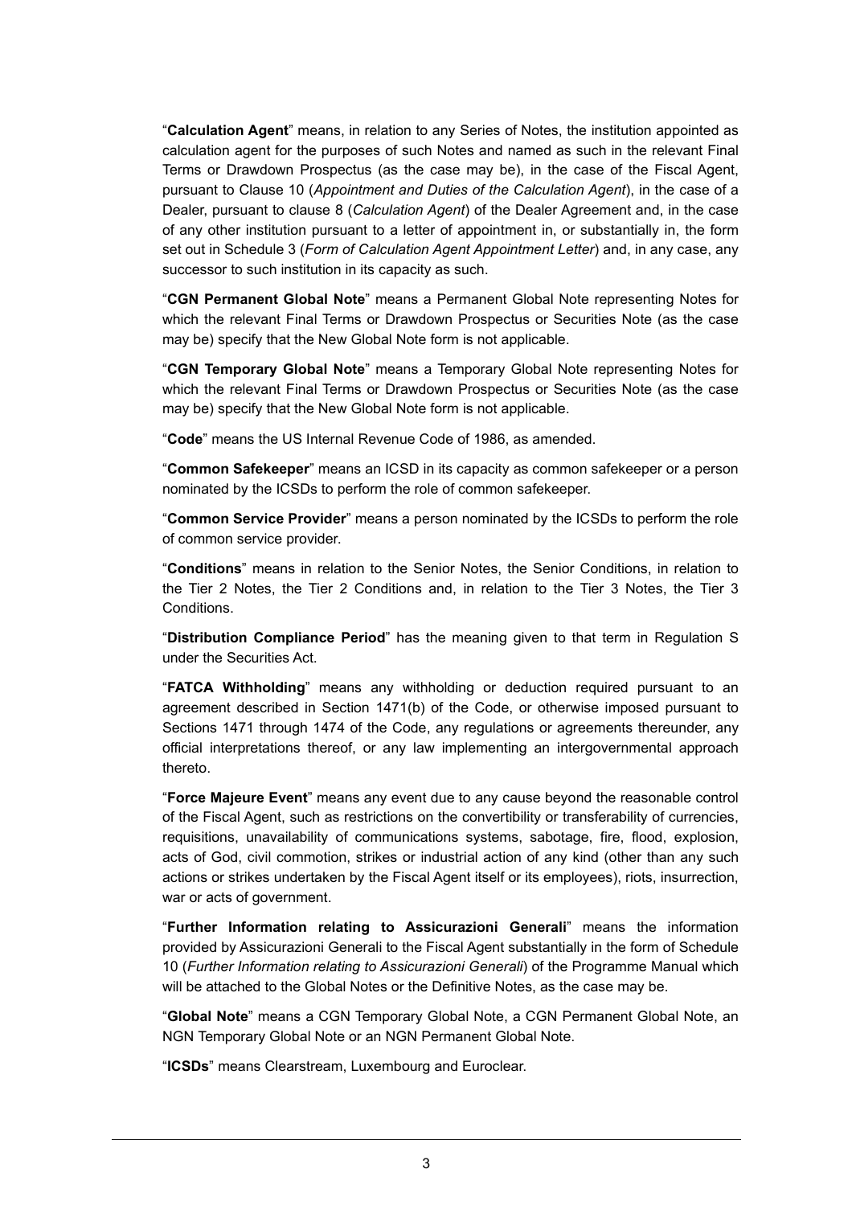"**Calculation Agent**" means, in relation to any Series of Notes, the institution appointed as calculation agent for the purposes of such Notes and named as such in the relevant Final Terms or Drawdown Prospectus (as the case may be), in the case of the Fiscal Agent, pursuant to Clause 10 (*Appointment and Duties of the Calculation Agent*), in the case of a Dealer, pursuant to clause 8 (*Calculation Agent*) of the Dealer Agreement and, in the case of any other institution pursuant to a letter of appointment in, or substantially in, the form set out in Schedule 3 (*Form of Calculation Agent Appointment Letter*) and, in any case, any successor to such institution in its capacity as such.

"**CGN Permanent Global Note**" means a Permanent Global Note representing Notes for which the relevant Final Terms or Drawdown Prospectus or Securities Note (as the case may be) specify that the New Global Note form is not applicable.

"**CGN Temporary Global Note**" means a Temporary Global Note representing Notes for which the relevant Final Terms or Drawdown Prospectus or Securities Note (as the case may be) specify that the New Global Note form is not applicable.

"**Code**" means the US Internal Revenue Code of 1986, as amended.

"**Common Safekeeper**" means an ICSD in its capacity as common safekeeper or a person nominated by the ICSDs to perform the role of common safekeeper.

"**Common Service Provider**" means a person nominated by the ICSDs to perform the role of common service provider.

"**Conditions**" means in relation to the Senior Notes, the Senior Conditions, in relation to the Tier 2 Notes, the Tier 2 Conditions and, in relation to the Tier 3 Notes, the Tier 3 Conditions.

"**Distribution Compliance Period**" has the meaning given to that term in Regulation S under the Securities Act.

"**FATCA Withholding**" means any withholding or deduction required pursuant to an agreement described in Section 1471(b) of the Code, or otherwise imposed pursuant to Sections 1471 through 1474 of the Code, any regulations or agreements thereunder, any official interpretations thereof, or any law implementing an intergovernmental approach thereto.

"**Force Majeure Event**" means any event due to any cause beyond the reasonable control of the Fiscal Agent, such as restrictions on the convertibility or transferability of currencies, requisitions, unavailability of communications systems, sabotage, fire, flood, explosion, acts of God, civil commotion, strikes or industrial action of any kind (other than any such actions or strikes undertaken by the Fiscal Agent itself or its employees), riots, insurrection, war or acts of government.

"**Further Information relating to Assicurazioni Generali**" means the information provided by Assicurazioni Generali to the Fiscal Agent substantially in the form of Schedule 10 (*Further Information relating to Assicurazioni Generali*) of the Programme Manual which will be attached to the Global Notes or the Definitive Notes, as the case may be.

"**Global Note**" means a CGN Temporary Global Note, a CGN Permanent Global Note, an NGN Temporary Global Note or an NGN Permanent Global Note.

"**ICSDs**" means Clearstream, Luxembourg and Euroclear.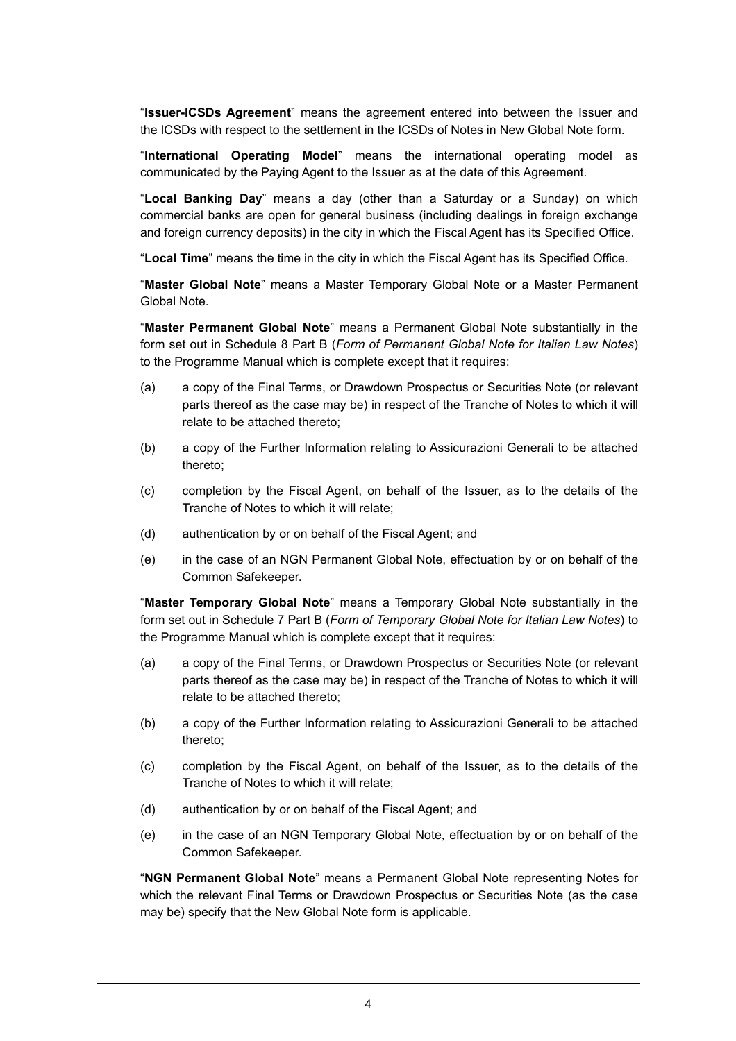"**Issuer-ICSDs Agreement**" means the agreement entered into between the Issuer and the ICSDs with respect to the settlement in the ICSDs of Notes in New Global Note form.

"**International Operating Model**" means the international operating model as communicated by the Paying Agent to the Issuer as at the date of this Agreement.

"**Local Banking Day**" means a day (other than a Saturday or a Sunday) on which commercial banks are open for general business (including dealings in foreign exchange and foreign currency deposits) in the city in which the Fiscal Agent has its Specified Office.

"**Local Time**" means the time in the city in which the Fiscal Agent has its Specified Office.

"**Master Global Note**" means a Master Temporary Global Note or a Master Permanent Global Note.

"**Master Permanent Global Note**" means a Permanent Global Note substantially in the form set out in Schedule 8 Part B (*Form of Permanent Global Note for Italian Law Notes*) to the Programme Manual which is complete except that it requires:

(a) a copy of the Final Terms, or Drawdown Prospectus or Securities Note (or relevant parts thereof as the case may be) in respect of the Tranche of Notes to which it will relate to be attached thereto;

(b) a copy of the Further Information relating to Assicurazioni Generali to be attached thereto;

(c) completion by the Fiscal Agent, on behalf of the Issuer, as to the details of the Tranche of Notes to which it will relate;

(d) authentication by or on behalf of the Fiscal Agent; and

(e) in the case of an NGN Permanent Global Note, effectuation by or on behalf of the Common Safekeeper.

"**Master Temporary Global Note**" means a Temporary Global Note substantially in the form set out in Schedule 7 Part B (*Form of Temporary Global Note for Italian Law Notes*) to the Programme Manual which is complete except that it requires:

(a) a copy of the Final Terms, or Drawdown Prospectus or Securities Note (or relevant parts thereof as the case may be) in respect of the Tranche of Notes to which it will relate to be attached thereto;

(b) a copy of the Further Information relating to Assicurazioni Generali to be attached thereto;

(c) completion by the Fiscal Agent, on behalf of the Issuer, as to the details of the Tranche of Notes to which it will relate;

(d) authentication by or on behalf of the Fiscal Agent; and

(e) in the case of an NGN Temporary Global Note, effectuation by or on behalf of the Common Safekeeper.

"**NGN Permanent Global Note**" means a Permanent Global Note representing Notes for which the relevant Final Terms or Drawdown Prospectus or Securities Note (as the case may be) specify that the New Global Note form is applicable.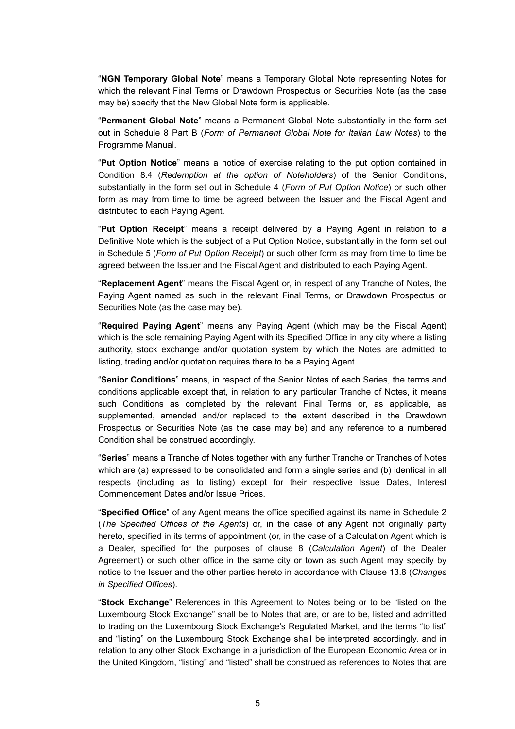"**NGN Temporary Global Note**" means a Temporary Global Note representing Notes for which the relevant Final Terms or Drawdown Prospectus or Securities Note (as the case may be) specify that the New Global Note form is applicable.

"**Permanent Global Note**" means a Permanent Global Note substantially in the form set out in Schedule 8 Part B (*Form of Permanent Global Note for Italian Law Notes*) to the Programme Manual.

"**Put Option Notice**" means a notice of exercise relating to the put option contained in Condition 8.4 (*Redemption at the option of Noteholders*) of the Senior Conditions, substantially in the form set out in Schedule 4 (*Form of Put Option Notice*) or such other form as may from time to time be agreed between the Issuer and the Fiscal Agent and distributed to each Paying Agent.

"**Put Option Receipt**" means a receipt delivered by a Paying Agent in relation to a Definitive Note which is the subject of a Put Option Notice, substantially in the form set out in Schedule 5 (*Form of Put Option Receipt*) or such other form as may from time to time be agreed between the Issuer and the Fiscal Agent and distributed to each Paying Agent.

"**Replacement Agent**" means the Fiscal Agent or, in respect of any Tranche of Notes, the Paying Agent named as such in the relevant Final Terms, or Drawdown Prospectus or Securities Note (as the case may be).

"**Required Paying Agent**" means any Paying Agent (which may be the Fiscal Agent) which is the sole remaining Paying Agent with its Specified Office in any city where a listing authority, stock exchange and/or quotation system by which the Notes are admitted to listing, trading and/or quotation requires there to be a Paying Agent.

"**Senior Conditions**" means, in respect of the Senior Notes of each Series, the terms and conditions applicable except that, in relation to any particular Tranche of Notes, it means such Conditions as completed by the relevant Final Terms or, as applicable, as supplemented, amended and/or replaced to the extent described in the Drawdown Prospectus or Securities Note (as the case may be) and any reference to a numbered Condition shall be construed accordingly.

"**Series**" means a Tranche of Notes together with any further Tranche or Tranches of Notes which are (a) expressed to be consolidated and form a single series and (b) identical in all respects (including as to listing) except for their respective Issue Dates, Interest Commencement Dates and/or Issue Prices.

"**Specified Office**" of any Agent means the office specified against its name in Schedule 2 (*The Specified Offices of the Agents*) or, in the case of any Agent not originally party hereto, specified in its terms of appointment (or, in the case of a Calculation Agent which is a Dealer, specified for the purposes of clause 8 (*Calculation Agent*) of the Dealer Agreement) or such other office in the same city or town as such Agent may specify by notice to the Issuer and the other parties hereto in accordance with Clause 13.8 (*Changes in Specified Offices*).

"**Stock Exchange**" References in this Agreement to Notes being or to be "listed on the Luxembourg Stock Exchange" shall be to Notes that are, or are to be, listed and admitted to trading on the Luxembourg Stock Exchange's Regulated Market, and the terms "to list" and "listing" on the Luxembourg Stock Exchange shall be interpreted accordingly, and in relation to any other Stock Exchange in a jurisdiction of the European Economic Area or in the United Kingdom, "listing" and "listed" shall be construed as references to Notes that are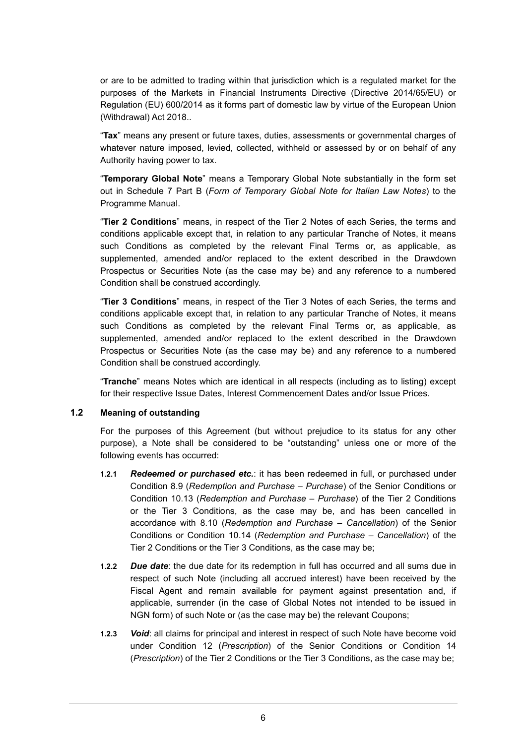or are to be admitted to trading within that jurisdiction which is a regulated market for the purposes of the Markets in Financial Instruments Directive (Directive 2014/65/EU) or Regulation (EU) 600/2014 as it forms part of domestic law by virtue of the European Union (Withdrawal) Act 2018..

"**Tax**" means any present or future taxes, duties, assessments or governmental charges of whatever nature imposed, levied, collected, withheld or assessed by or on behalf of any Authority having power to tax.

"**Temporary Global Note**" means a Temporary Global Note substantially in the form set out in Schedule 7 Part B (*Form of Temporary Global Note for Italian Law Notes*) to the Programme Manual.

"**Tier 2 Conditions**" means, in respect of the Tier 2 Notes of each Series, the terms and conditions applicable except that, in relation to any particular Tranche of Notes, it means such Conditions as completed by the relevant Final Terms or, as applicable, as supplemented, amended and/or replaced to the extent described in the Drawdown Prospectus or Securities Note (as the case may be) and any reference to a numbered Condition shall be construed accordingly.

"**Tier 3 Conditions**" means, in respect of the Tier 3 Notes of each Series, the terms and conditions applicable except that, in relation to any particular Tranche of Notes, it means such Conditions as completed by the relevant Final Terms or, as applicable, as supplemented, amended and/or replaced to the extent described in the Drawdown Prospectus or Securities Note (as the case may be) and any reference to a numbered Condition shall be construed accordingly.

"**Tranche**" means Notes which are identical in all respects (including as to listing) except for their respective Issue Dates, Interest Commencement Dates and/or Issue Prices.

### 1.2 Meaning of outstanding

For the purposes of this Agreement (but without prejudice to its status for any other purpose), a Note shall be considered to be "outstanding" unless one or more of the following events has occurred:

**1.2.1** ***Redeemed or purchased etc.***: it has been redeemed in full, or purchased under Condition 8.9 (*Redemption and Purchase – Purchase*) of the Senior Conditions or Condition 10.13 (*Redemption and Purchase – Purchase*) of the Tier 2 Conditions or the Tier 3 Conditions, as the case may be, and has been cancelled in accordance with 8.10 (*Redemption and Purchase – Cancellation*) of the Senior Conditions or Condition 10.14 (*Redemption and Purchase – Cancellation*) of the Tier 2 Conditions or the Tier 3 Conditions, as the case may be;

**1.2.2** ***Due date***: the due date for its redemption in full has occurred and all sums due in respect of such Note (including all accrued interest) have been received by the Fiscal Agent and remain available for payment against presentation and, if applicable, surrender (in the case of Global Notes not intended to be issued in NGN form) of such Note or (as the case may be) the relevant Coupons;

**1.2.3** ***Void***: all claims for principal and interest in respect of such Note have become void under Condition 12 (*Prescription*) of the Senior Conditions or Condition 14 (*Prescription*) of the Tier 2 Conditions or the Tier 3 Conditions, as the case may be;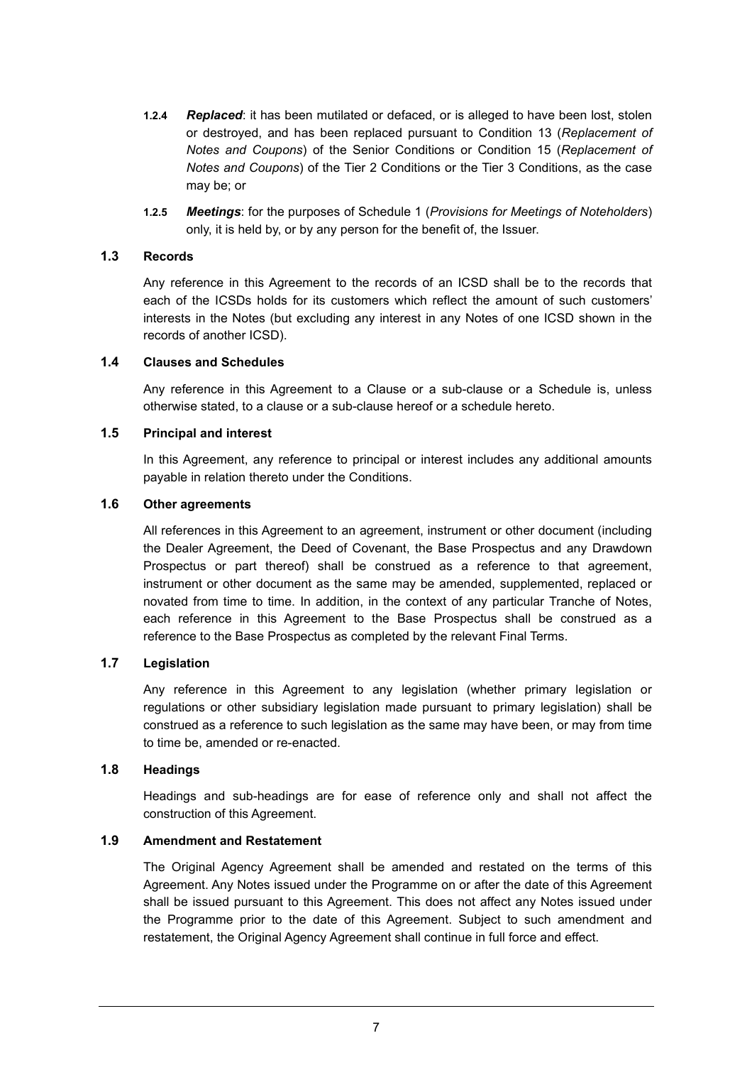**1.2.4** ***Replaced***: it has been mutilated or defaced, or is alleged to have been lost, stolen or destroyed, and has been replaced pursuant to Condition 13 (*Replacement of Notes and Coupons*) of the Senior Conditions or Condition 15 (*Replacement of Notes and Coupons*) of the Tier 2 Conditions or the Tier 3 Conditions, as the case may be; or

**1.2.5** ***Meetings***: for the purposes of Schedule 1 (*Provisions for Meetings of Noteholders*) only, it is held by, or by any person for the benefit of, the Issuer.

### 1.3 Records

Any reference in this Agreement to the records of an ICSD shall be to the records that each of the ICSDs holds for its customers which reflect the amount of such customers' interests in the Notes (but excluding any interest in any Notes of one ICSD shown in the records of another ICSD).

### 1.4 Clauses and Schedules

Any reference in this Agreement to a Clause or a sub-clause or a Schedule is, unless otherwise stated, to a clause or a sub-clause hereof or a schedule hereto.

### 1.5 Principal and interest

In this Agreement, any reference to principal or interest includes any additional amounts payable in relation thereto under the Conditions.

### 1.6 Other agreements

All references in this Agreement to an agreement, instrument or other document (including the Dealer Agreement, the Deed of Covenant, the Base Prospectus and any Drawdown Prospectus or part thereof) shall be construed as a reference to that agreement, instrument or other document as the same may be amended, supplemented, replaced or novated from time to time. In addition, in the context of any particular Tranche of Notes, each reference in this Agreement to the Base Prospectus shall be construed as a reference to the Base Prospectus as completed by the relevant Final Terms.

### 1.7 Legislation

Any reference in this Agreement to any legislation (whether primary legislation or regulations or other subsidiary legislation made pursuant to primary legislation) shall be construed as a reference to such legislation as the same may have been, or may from time to time be, amended or re-enacted.

### 1.8 Headings

Headings and sub-headings are for ease of reference only and shall not affect the construction of this Agreement.

### 1.9 Amendment and Restatement

The Original Agency Agreement shall be amended and restated on the terms of this Agreement. Any Notes issued under the Programme on or after the date of this Agreement shall be issued pursuant to this Agreement. This does not affect any Notes issued under the Programme prior to the date of this Agreement. Subject to such amendment and restatement, the Original Agency Agreement shall continue in full force and effect.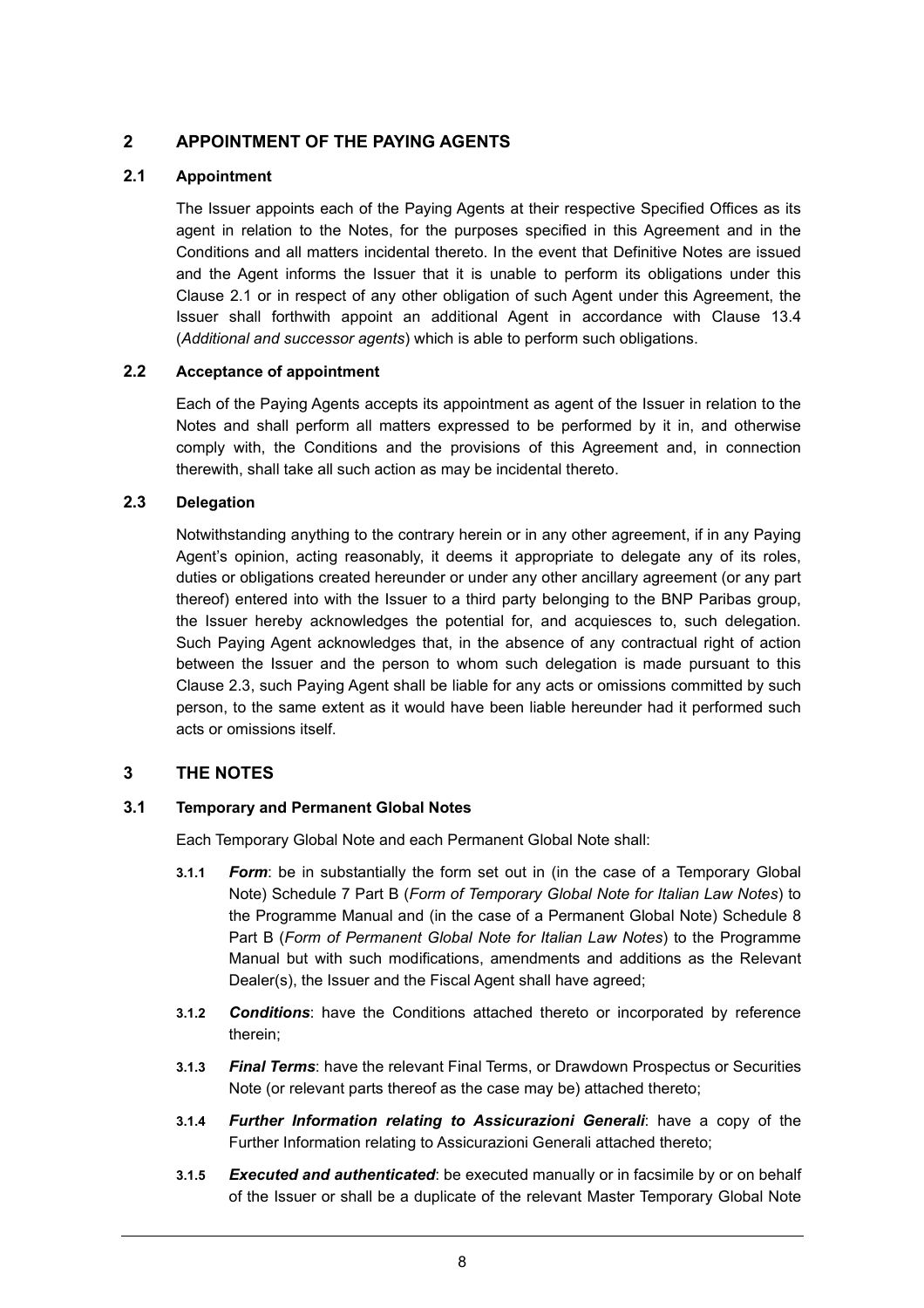## 2 APPOINTMENT OF THE PAYING AGENTS

### 2.1 Appointment

The Issuer appoints each of the Paying Agents at their respective Specified Offices as its agent in relation to the Notes, for the purposes specified in this Agreement and in the Conditions and all matters incidental thereto. In the event that Definitive Notes are issued and the Agent informs the Issuer that it is unable to perform its obligations under this Clause 2.1 or in respect of any other obligation of such Agent under this Agreement, the Issuer shall forthwith appoint an additional Agent in accordance with Clause 13.4 (*Additional and successor agents*) which is able to perform such obligations.

### 2.2 Acceptance of appointment

Each of the Paying Agents accepts its appointment as agent of the Issuer in relation to the Notes and shall perform all matters expressed to be performed by it in, and otherwise comply with, the Conditions and the provisions of this Agreement and, in connection therewith, shall take all such action as may be incidental thereto.

### 2.3 Delegation

Notwithstanding anything to the contrary herein or in any other agreement, if in any Paying Agent's opinion, acting reasonably, it deems it appropriate to delegate any of its roles, duties or obligations created hereunder or under any other ancillary agreement (or any part thereof) entered into with the Issuer to a third party belonging to the BNP Paribas group, the Issuer hereby acknowledges the potential for, and acquiesces to, such delegation. Such Paying Agent acknowledges that, in the absence of any contractual right of action between the Issuer and the person to whom such delegation is made pursuant to this Clause 2.3, such Paying Agent shall be liable for any acts or omissions committed by such person, to the same extent as it would have been liable hereunder had it performed such acts or omissions itself.

## 3 THE NOTES

### 3.1 Temporary and Permanent Global Notes

Each Temporary Global Note and each Permanent Global Note shall:

**3.1.1** ***Form***: be in substantially the form set out in (in the case of a Temporary Global Note) Schedule 7 Part B (*Form of Temporary Global Note for Italian Law Notes*) to the Programme Manual and (in the case of a Permanent Global Note) Schedule 8 Part B (*Form of Permanent Global Note for Italian Law Notes*) to the Programme Manual but with such modifications, amendments and additions as the Relevant Dealer(s), the Issuer and the Fiscal Agent shall have agreed;

**3.1.2** ***Conditions***: have the Conditions attached thereto or incorporated by reference therein;

**3.1.3** ***Final Terms***: have the relevant Final Terms, or Drawdown Prospectus or Securities Note (or relevant parts thereof as the case may be) attached thereto;

**3.1.4** ***Further Information relating to Assicurazioni Generali***: have a copy of the Further Information relating to Assicurazioni Generali attached thereto;

**3.1.5** ***Executed and authenticated***: be executed manually or in facsimile by or on behalf of the Issuer or shall be a duplicate of the relevant Master Temporary Global Note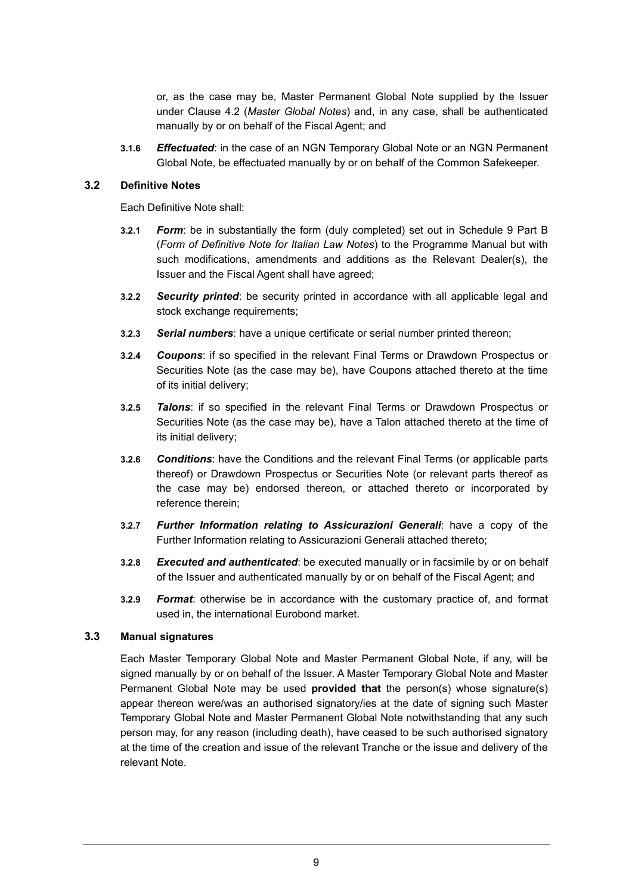or, as the case may be, Master Permanent Global Note supplied by the Issuer under Clause 4.2 (*Master Global Notes*) and, in any case, shall be authenticated manually by or on behalf of the Fiscal Agent; and

**3.1.6** ***Effectuated***: in the case of an NGN Temporary Global Note or an NGN Permanent Global Note, be effectuated manually by or on behalf of the Common Safekeeper.

### 3.2 Definitive Notes

Each Definitive Note shall:

**3.2.1** ***Form***: be in substantially the form (duly completed) set out in Schedule 9 Part B (*Form of Definitive Note for Italian Law Notes*) to the Programme Manual but with such modifications, amendments and additions as the Relevant Dealer(s), the Issuer and the Fiscal Agent shall have agreed;

**3.2.2** ***Security printed***: be security printed in accordance with all applicable legal and stock exchange requirements;

**3.2.3** ***Serial numbers***: have a unique certificate or serial number printed thereon;

**3.2.4** ***Coupons***: if so specified in the relevant Final Terms or Drawdown Prospectus or Securities Note (as the case may be), have Coupons attached thereto at the time of its initial delivery;

**3.2.5** ***Talons***: if so specified in the relevant Final Terms or Drawdown Prospectus or Securities Note (as the case may be), have a Talon attached thereto at the time of its initial delivery;

**3.2.6** ***Conditions***: have the Conditions and the relevant Final Terms (or applicable parts thereof) or Drawdown Prospectus or Securities Note (or relevant parts thereof as the case may be) endorsed thereon, or attached thereto or incorporated by reference therein;

**3.2.7** ***Further Information relating to Assicurazioni Generali***: have a copy of the Further Information relating to Assicurazioni Generali attached thereto;

**3.2.8** ***Executed and authenticated***: be executed manually or in facsimile by or on behalf of the Issuer and authenticated manually by or on behalf of the Fiscal Agent; and

**3.2.9** ***Format***: otherwise be in accordance with the customary practice of, and format used in, the international Eurobond market.

### 3.3 Manual signatures

Each Master Temporary Global Note and Master Permanent Global Note, if any, will be signed manually by or on behalf of the Issuer. A Master Temporary Global Note and Master Permanent Global Note may be used **provided that** the person(s) whose signature(s) appear thereon were/was an authorised signatory/ies at the date of signing such Master Temporary Global Note and Master Permanent Global Note notwithstanding that any such person may, for any reason (including death), have ceased to be such authorised signatory at the time of the creation and issue of the relevant Tranche or the issue and delivery of the relevant Note.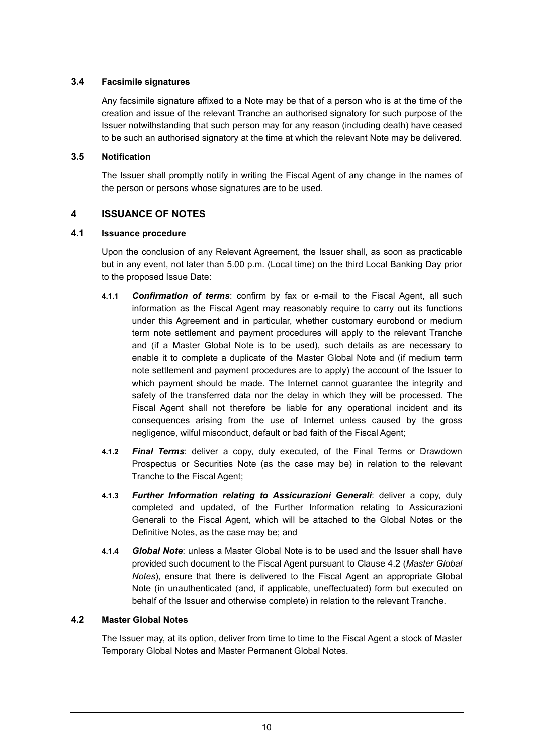### 3.4 Facsimile signatures

Any facsimile signature affixed to a Note may be that of a person who is at the time of the creation and issue of the relevant Tranche an authorised signatory for such purpose of the Issuer notwithstanding that such person may for any reason (including death) have ceased to be such an authorised signatory at the time at which the relevant Note may be delivered.

### 3.5 Notification

The Issuer shall promptly notify in writing the Fiscal Agent of any change in the names of the person or persons whose signatures are to be used.

## 4 ISSUANCE OF NOTES

### 4.1 Issuance procedure

Upon the conclusion of any Relevant Agreement, the Issuer shall, as soon as practicable but in any event, not later than 5.00 p.m. (Local time) on the third Local Banking Day prior to the proposed Issue Date:

**4.1.1** ***Confirmation of terms***: confirm by fax or e-mail to the Fiscal Agent, all such information as the Fiscal Agent may reasonably require to carry out its functions under this Agreement and in particular, whether customary eurobond or medium term note settlement and payment procedures will apply to the relevant Tranche and (if a Master Global Note is to be used), such details as are necessary to enable it to complete a duplicate of the Master Global Note and (if medium term note settlement and payment procedures are to apply) the account of the Issuer to which payment should be made. The Internet cannot guarantee the integrity and safety of the transferred data nor the delay in which they will be processed. The Fiscal Agent shall not therefore be liable for any operational incident and its consequences arising from the use of Internet unless caused by the gross negligence, wilful misconduct, default or bad faith of the Fiscal Agent;

**4.1.2** ***Final Terms***: deliver a copy, duly executed, of the Final Terms or Drawdown Prospectus or Securities Note (as the case may be) in relation to the relevant Tranche to the Fiscal Agent;

**4.1.3** ***Further Information relating to Assicurazioni Generali***: deliver a copy, duly completed and updated, of the Further Information relating to Assicurazioni Generali to the Fiscal Agent, which will be attached to the Global Notes or the Definitive Notes, as the case may be; and

**4.1.4** ***Global Note***: unless a Master Global Note is to be used and the Issuer shall have provided such document to the Fiscal Agent pursuant to Clause 4.2 (*Master Global Notes*), ensure that there is delivered to the Fiscal Agent an appropriate Global Note (in unauthenticated (and, if applicable, uneffectuated) form but executed on behalf of the Issuer and otherwise complete) in relation to the relevant Tranche.

### 4.2 Master Global Notes

The Issuer may, at its option, deliver from time to time to the Fiscal Agent a stock of Master Temporary Global Notes and Master Permanent Global Notes.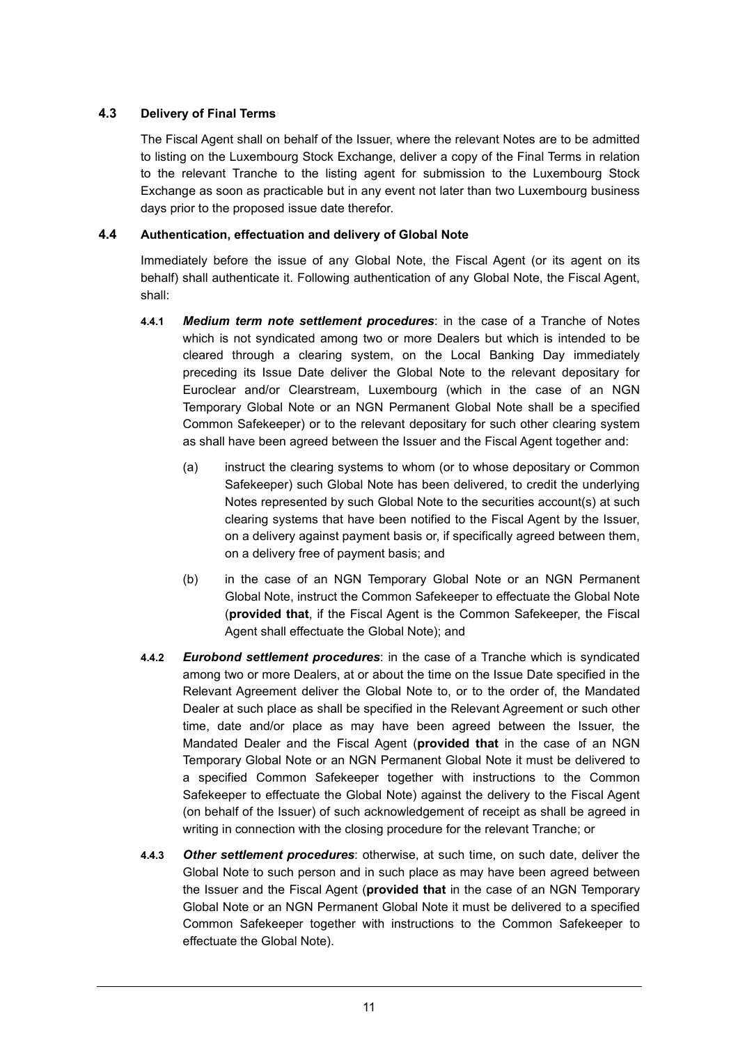### 4.3 Delivery of Final Terms

The Fiscal Agent shall on behalf of the Issuer, where the relevant Notes are to be admitted to listing on the Luxembourg Stock Exchange, deliver a copy of the Final Terms in relation to the relevant Tranche to the listing agent for submission to the Luxembourg Stock Exchange as soon as practicable but in any event not later than two Luxembourg business days prior to the proposed issue date therefor.

### 4.4 Authentication, effectuation and delivery of Global Note

Immediately before the issue of any Global Note, the Fiscal Agent (or its agent on its behalf) shall authenticate it. Following authentication of any Global Note, the Fiscal Agent, shall:

**4.4.1** ***Medium term note settlement procedures***: in the case of a Tranche of Notes which is not syndicated among two or more Dealers but which is intended to be cleared through a clearing system, on the Local Banking Day immediately preceding its Issue Date deliver the Global Note to the relevant depositary for Euroclear and/or Clearstream, Luxembourg (which in the case of an NGN Temporary Global Note or an NGN Permanent Global Note shall be a specified Common Safekeeper) or to the relevant depositary for such other clearing system as shall have been agreed between the Issuer and the Fiscal Agent together and:

(a) instruct the clearing systems to whom (or to whose depositary or Common Safekeeper) such Global Note has been delivered, to credit the underlying Notes represented by such Global Note to the securities account(s) at such clearing systems that have been notified to the Fiscal Agent by the Issuer, on a delivery against payment basis or, if specifically agreed between them, on a delivery free of payment basis; and

(b) in the case of an NGN Temporary Global Note or an NGN Permanent Global Note, instruct the Common Safekeeper to effectuate the Global Note (**provided that**, if the Fiscal Agent is the Common Safekeeper, the Fiscal Agent shall effectuate the Global Note); and

**4.4.2** ***Eurobond settlement procedures***: in the case of a Tranche which is syndicated among two or more Dealers, at or about the time on the Issue Date specified in the Relevant Agreement deliver the Global Note to, or to the order of, the Mandated Dealer at such place as shall be specified in the Relevant Agreement or such other time, date and/or place as may have been agreed between the Issuer, the Mandated Dealer and the Fiscal Agent (**provided that** in the case of an NGN Temporary Global Note or an NGN Permanent Global Note it must be delivered to a specified Common Safekeeper together with instructions to the Common Safekeeper to effectuate the Global Note) against the delivery to the Fiscal Agent (on behalf of the Issuer) of such acknowledgement of receipt as shall be agreed in writing in connection with the closing procedure for the relevant Tranche; or

**4.4.3** ***Other settlement procedures***: otherwise, at such time, on such date, deliver the Global Note to such person and in such place as may have been agreed between the Issuer and the Fiscal Agent (**provided that** in the case of an NGN Temporary Global Note or an NGN Permanent Global Note it must be delivered to a specified Common Safekeeper together with instructions to the Common Safekeeper to effectuate the Global Note).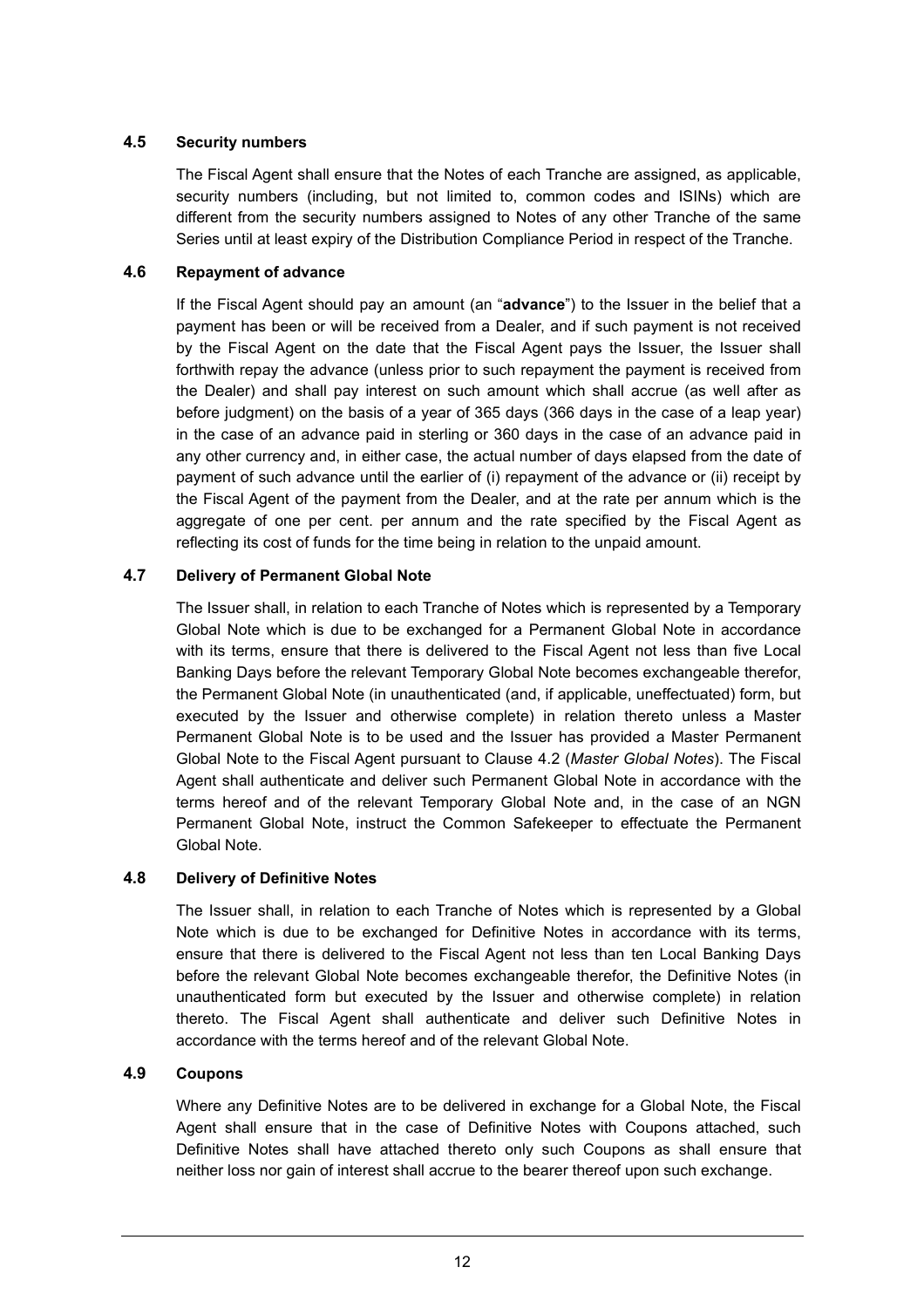### 4.5 Security numbers

The Fiscal Agent shall ensure that the Notes of each Tranche are assigned, as applicable, security numbers (including, but not limited to, common codes and ISINs) which are different from the security numbers assigned to Notes of any other Tranche of the same Series until at least expiry of the Distribution Compliance Period in respect of the Tranche.

### 4.6 Repayment of advance

If the Fiscal Agent should pay an amount (an "**advance**") to the Issuer in the belief that a payment has been or will be received from a Dealer, and if such payment is not received by the Fiscal Agent on the date that the Fiscal Agent pays the Issuer, the Issuer shall forthwith repay the advance (unless prior to such repayment the payment is received from the Dealer) and shall pay interest on such amount which shall accrue (as well after as before judgment) on the basis of a year of 365 days (366 days in the case of a leap year) in the case of an advance paid in sterling or 360 days in the case of an advance paid in any other currency and, in either case, the actual number of days elapsed from the date of payment of such advance until the earlier of (i) repayment of the advance or (ii) receipt by the Fiscal Agent of the payment from the Dealer, and at the rate per annum which is the aggregate of one per cent. per annum and the rate specified by the Fiscal Agent as reflecting its cost of funds for the time being in relation to the unpaid amount.

### 4.7 Delivery of Permanent Global Note

The Issuer shall, in relation to each Tranche of Notes which is represented by a Temporary Global Note which is due to be exchanged for a Permanent Global Note in accordance with its terms, ensure that there is delivered to the Fiscal Agent not less than five Local Banking Days before the relevant Temporary Global Note becomes exchangeable therefor, the Permanent Global Note (in unauthenticated (and, if applicable, uneffectuated) form, but executed by the Issuer and otherwise complete) in relation thereto unless a Master Permanent Global Note is to be used and the Issuer has provided a Master Permanent Global Note to the Fiscal Agent pursuant to Clause 4.2 (*Master Global Notes*). The Fiscal Agent shall authenticate and deliver such Permanent Global Note in accordance with the terms hereof and of the relevant Temporary Global Note and, in the case of an NGN Permanent Global Note, instruct the Common Safekeeper to effectuate the Permanent Global Note.

### 4.8 Delivery of Definitive Notes

The Issuer shall, in relation to each Tranche of Notes which is represented by a Global Note which is due to be exchanged for Definitive Notes in accordance with its terms, ensure that there is delivered to the Fiscal Agent not less than ten Local Banking Days before the relevant Global Note becomes exchangeable therefor, the Definitive Notes (in unauthenticated form but executed by the Issuer and otherwise complete) in relation thereto. The Fiscal Agent shall authenticate and deliver such Definitive Notes in accordance with the terms hereof and of the relevant Global Note.

### 4.9 Coupons

Where any Definitive Notes are to be delivered in exchange for a Global Note, the Fiscal Agent shall ensure that in the case of Definitive Notes with Coupons attached, such Definitive Notes shall have attached thereto only such Coupons as shall ensure that neither loss nor gain of interest shall accrue to the bearer thereof upon such exchange.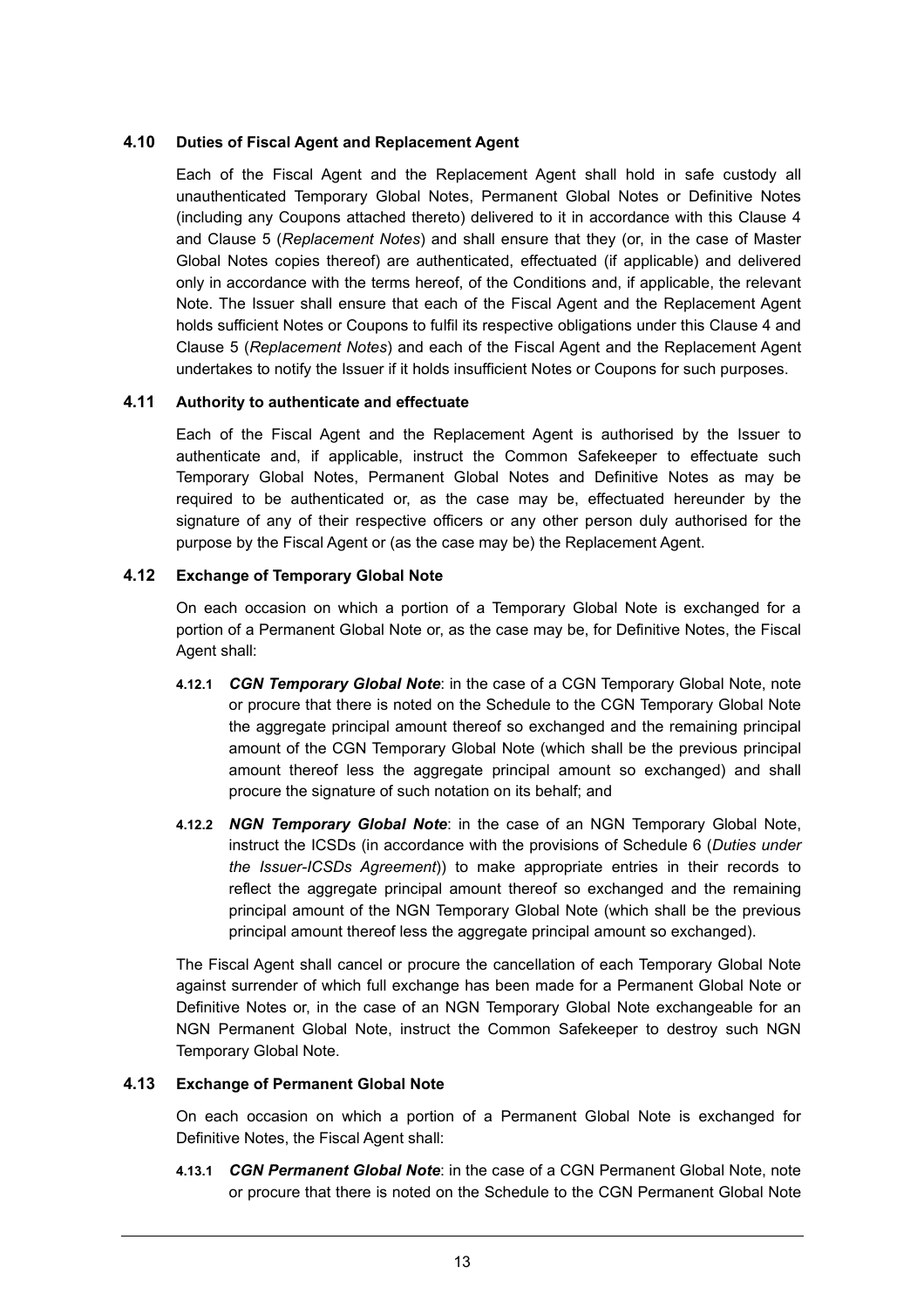### 4.10 Duties of Fiscal Agent and Replacement Agent

Each of the Fiscal Agent and the Replacement Agent shall hold in safe custody all unauthenticated Temporary Global Notes, Permanent Global Notes or Definitive Notes (including any Coupons attached thereto) delivered to it in accordance with this Clause 4 and Clause 5 (*Replacement Notes*) and shall ensure that they (or, in the case of Master Global Notes copies thereof) are authenticated, effectuated (if applicable) and delivered only in accordance with the terms hereof, of the Conditions and, if applicable, the relevant Note. The Issuer shall ensure that each of the Fiscal Agent and the Replacement Agent holds sufficient Notes or Coupons to fulfil its respective obligations under this Clause 4 and Clause 5 (*Replacement Notes*) and each of the Fiscal Agent and the Replacement Agent undertakes to notify the Issuer if it holds insufficient Notes or Coupons for such purposes.

### 4.11 Authority to authenticate and effectuate

Each of the Fiscal Agent and the Replacement Agent is authorised by the Issuer to authenticate and, if applicable, instruct the Common Safekeeper to effectuate such Temporary Global Notes, Permanent Global Notes and Definitive Notes as may be required to be authenticated or, as the case may be, effectuated hereunder by the signature of any of their respective officers or any other person duly authorised for the purpose by the Fiscal Agent or (as the case may be) the Replacement Agent.

### 4.12 Exchange of Temporary Global Note

On each occasion on which a portion of a Temporary Global Note is exchanged for a portion of a Permanent Global Note or, as the case may be, for Definitive Notes, the Fiscal Agent shall:

**4.12.1** ***CGN Temporary Global Note***: in the case of a CGN Temporary Global Note, note or procure that there is noted on the Schedule to the CGN Temporary Global Note the aggregate principal amount thereof so exchanged and the remaining principal amount of the CGN Temporary Global Note (which shall be the previous principal amount thereof less the aggregate principal amount so exchanged) and shall procure the signature of such notation on its behalf; and

**4.12.2** ***NGN Temporary Global Note***: in the case of an NGN Temporary Global Note, instruct the ICSDs (in accordance with the provisions of Schedule 6 (*Duties under the Issuer-ICSDs Agreement*)) to make appropriate entries in their records to reflect the aggregate principal amount thereof so exchanged and the remaining principal amount of the NGN Temporary Global Note (which shall be the previous principal amount thereof less the aggregate principal amount so exchanged).

The Fiscal Agent shall cancel or procure the cancellation of each Temporary Global Note against surrender of which full exchange has been made for a Permanent Global Note or Definitive Notes or, in the case of an NGN Temporary Global Note exchangeable for an NGN Permanent Global Note, instruct the Common Safekeeper to destroy such NGN Temporary Global Note.

### 4.13 Exchange of Permanent Global Note

On each occasion on which a portion of a Permanent Global Note is exchanged for Definitive Notes, the Fiscal Agent shall:

**4.13.1** ***CGN Permanent Global Note***: in the case of a CGN Permanent Global Note, note or procure that there is noted on the Schedule to the CGN Permanent Global Note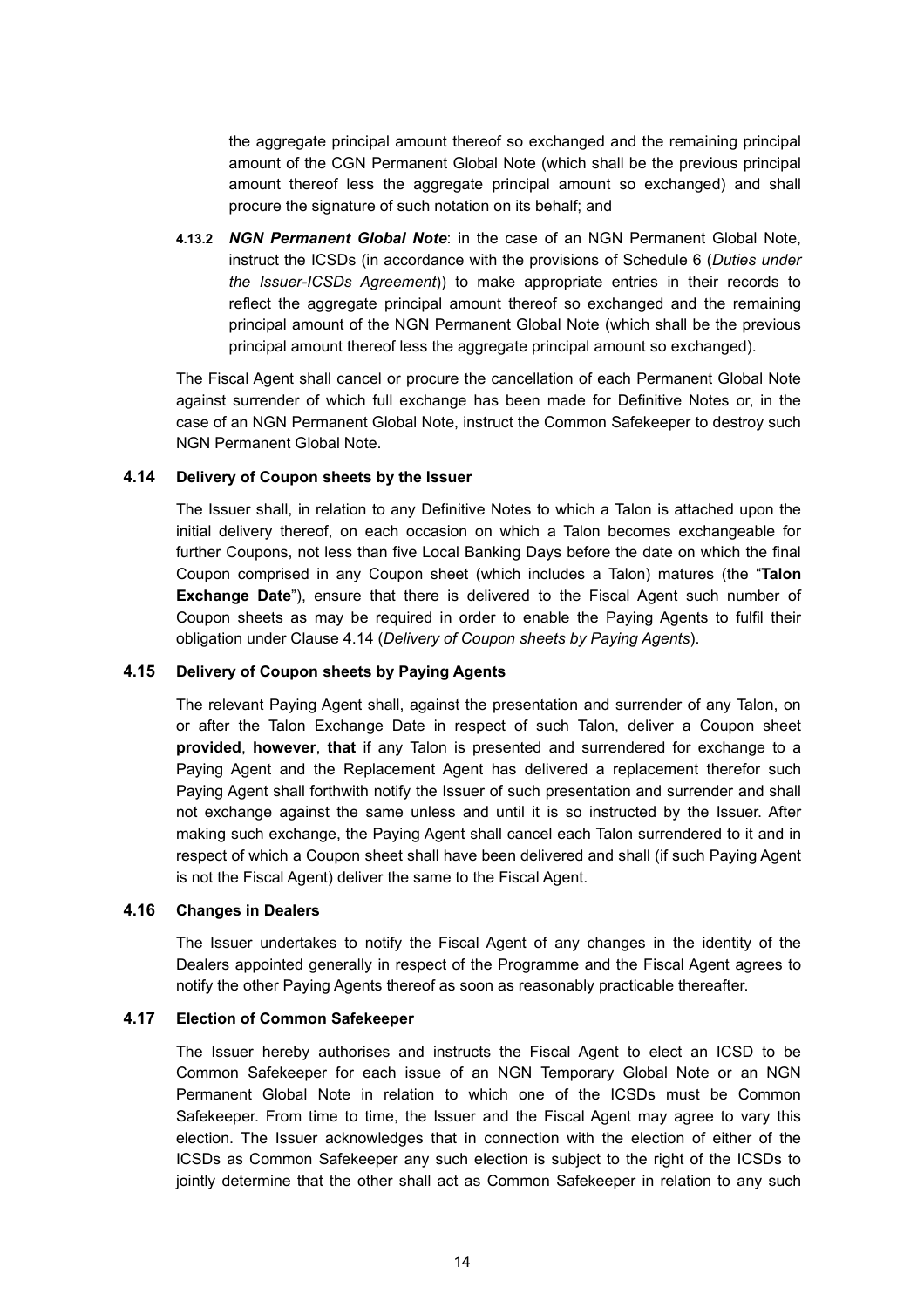the aggregate principal amount thereof so exchanged and the remaining principal amount of the CGN Permanent Global Note (which shall be the previous principal amount thereof less the aggregate principal amount so exchanged) and shall procure the signature of such notation on its behalf; and

**4.13.2** ***NGN Permanent Global Note***: in the case of an NGN Permanent Global Note, instruct the ICSDs (in accordance with the provisions of Schedule 6 (*Duties under the Issuer-ICSDs Agreement*)) to make appropriate entries in their records to reflect the aggregate principal amount thereof so exchanged and the remaining principal amount of the NGN Permanent Global Note (which shall be the previous principal amount thereof less the aggregate principal amount so exchanged).

The Fiscal Agent shall cancel or procure the cancellation of each Permanent Global Note against surrender of which full exchange has been made for Definitive Notes or, in the case of an NGN Permanent Global Note, instruct the Common Safekeeper to destroy such NGN Permanent Global Note.

### 4.14 Delivery of Coupon sheets by the Issuer

The Issuer shall, in relation to any Definitive Notes to which a Talon is attached upon the initial delivery thereof, on each occasion on which a Talon becomes exchangeable for further Coupons, not less than five Local Banking Days before the date on which the final Coupon comprised in any Coupon sheet (which includes a Talon) matures (the "**Talon Exchange Date**"), ensure that there is delivered to the Fiscal Agent such number of Coupon sheets as may be required in order to enable the Paying Agents to fulfil their obligation under Clause 4.14 (*Delivery of Coupon sheets by Paying Agents*).

### 4.15 Delivery of Coupon sheets by Paying Agents

The relevant Paying Agent shall, against the presentation and surrender of any Talon, on or after the Talon Exchange Date in respect of such Talon, deliver a Coupon sheet **provided**, **however**, **that** if any Talon is presented and surrendered for exchange to a Paying Agent and the Replacement Agent has delivered a replacement therefor such Paying Agent shall forthwith notify the Issuer of such presentation and surrender and shall not exchange against the same unless and until it is so instructed by the Issuer. After making such exchange, the Paying Agent shall cancel each Talon surrendered to it and in respect of which a Coupon sheet shall have been delivered and shall (if such Paying Agent is not the Fiscal Agent) deliver the same to the Fiscal Agent.

### 4.16 Changes in Dealers

The Issuer undertakes to notify the Fiscal Agent of any changes in the identity of the Dealers appointed generally in respect of the Programme and the Fiscal Agent agrees to notify the other Paying Agents thereof as soon as reasonably practicable thereafter.

### 4.17 Election of Common Safekeeper

The Issuer hereby authorises and instructs the Fiscal Agent to elect an ICSD to be Common Safekeeper for each issue of an NGN Temporary Global Note or an NGN Permanent Global Note in relation to which one of the ICSDs must be Common Safekeeper. From time to time, the Issuer and the Fiscal Agent may agree to vary this election. The Issuer acknowledges that in connection with the election of either of the ICSDs as Common Safekeeper any such election is subject to the right of the ICSDs to jointly determine that the other shall act as Common Safekeeper in relation to any such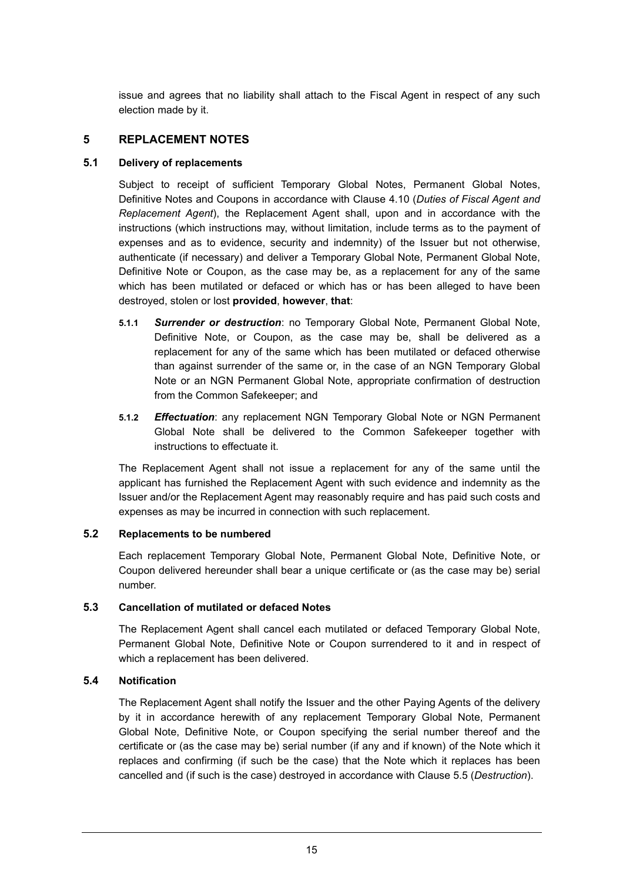issue and agrees that no liability shall attach to the Fiscal Agent in respect of any such election made by it.

## 5 REPLACEMENT NOTES

### 5.1 Delivery of replacements

Subject to receipt of sufficient Temporary Global Notes, Permanent Global Notes, Definitive Notes and Coupons in accordance with Clause 4.10 (*Duties of Fiscal Agent and Replacement Agent*), the Replacement Agent shall, upon and in accordance with the instructions (which instructions may, without limitation, include terms as to the payment of expenses and as to evidence, security and indemnity) of the Issuer but not otherwise, authenticate (if necessary) and deliver a Temporary Global Note, Permanent Global Note, Definitive Note or Coupon, as the case may be, as a replacement for any of the same which has been mutilated or defaced or which has or has been alleged to have been destroyed, stolen or lost **provided**, **however**, **that**:

**5.1.1** ***Surrender or destruction***: no Temporary Global Note, Permanent Global Note, Definitive Note, or Coupon, as the case may be, shall be delivered as a replacement for any of the same which has been mutilated or defaced otherwise than against surrender of the same or, in the case of an NGN Temporary Global Note or an NGN Permanent Global Note, appropriate confirmation of destruction from the Common Safekeeper; and

**5.1.2** ***Effectuation***: any replacement NGN Temporary Global Note or NGN Permanent Global Note shall be delivered to the Common Safekeeper together with instructions to effectuate it.

The Replacement Agent shall not issue a replacement for any of the same until the applicant has furnished the Replacement Agent with such evidence and indemnity as the Issuer and/or the Replacement Agent may reasonably require and has paid such costs and expenses as may be incurred in connection with such replacement.

### 5.2 Replacements to be numbered

Each replacement Temporary Global Note, Permanent Global Note, Definitive Note, or Coupon delivered hereunder shall bear a unique certificate or (as the case may be) serial number.

### 5.3 Cancellation of mutilated or defaced Notes

The Replacement Agent shall cancel each mutilated or defaced Temporary Global Note, Permanent Global Note, Definitive Note or Coupon surrendered to it and in respect of which a replacement has been delivered.

### 5.4 Notification

The Replacement Agent shall notify the Issuer and the other Paying Agents of the delivery by it in accordance herewith of any replacement Temporary Global Note, Permanent Global Note, Definitive Note, or Coupon specifying the serial number thereof and the certificate or (as the case may be) serial number (if any and if known) of the Note which it replaces and confirming (if such be the case) that the Note which it replaces has been cancelled and (if such is the case) destroyed in accordance with Clause 5.5 (*Destruction*).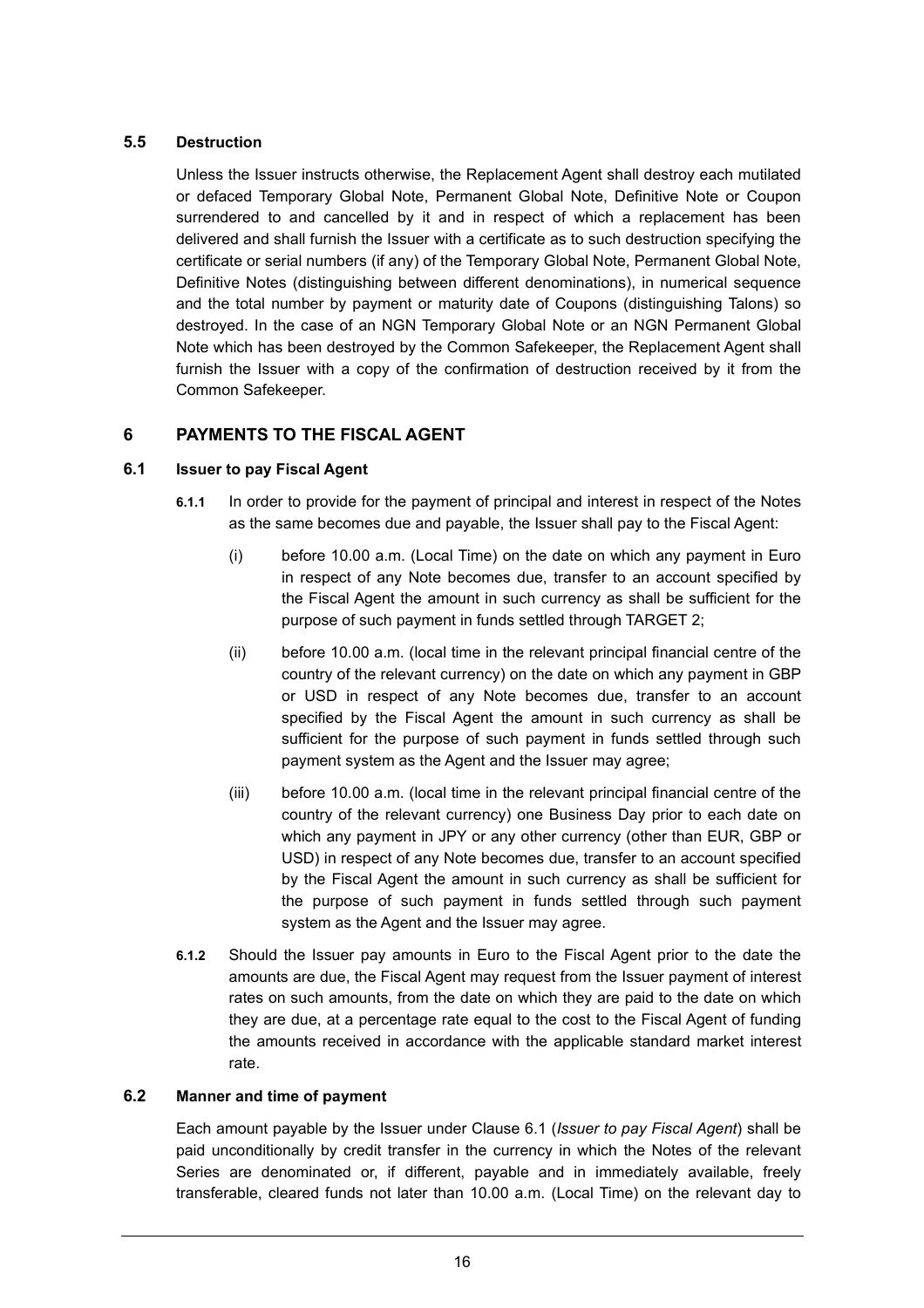### 5.5 Destruction

Unless the Issuer instructs otherwise, the Replacement Agent shall destroy each mutilated or defaced Temporary Global Note, Permanent Global Note, Definitive Note or Coupon surrendered to and cancelled by it and in respect of which a replacement has been delivered and shall furnish the Issuer with a certificate as to such destruction specifying the certificate or serial numbers (if any) of the Temporary Global Note, Permanent Global Note, Definitive Notes (distinguishing between different denominations), in numerical sequence and the total number by payment or maturity date of Coupons (distinguishing Talons) so destroyed. In the case of an NGN Temporary Global Note or an NGN Permanent Global Note which has been destroyed by the Common Safekeeper, the Replacement Agent shall furnish the Issuer with a copy of the confirmation of destruction received by it from the Common Safekeeper.

## 6 PAYMENTS TO THE FISCAL AGENT

### 6.1 Issuer to pay Fiscal Agent

**6.1.1** In order to provide for the payment of principal and interest in respect of the Notes as the same becomes due and payable, the Issuer shall pay to the Fiscal Agent:

(i) before 10.00 a.m. (Local Time) on the date on which any payment in Euro in respect of any Note becomes due, transfer to an account specified by the Fiscal Agent the amount in such currency as shall be sufficient for the purpose of such payment in funds settled through TARGET 2;

(ii) before 10.00 a.m. (local time in the relevant principal financial centre of the country of the relevant currency) on the date on which any payment in GBP or USD in respect of any Note becomes due, transfer to an account specified by the Fiscal Agent the amount in such currency as shall be sufficient for the purpose of such payment in funds settled through such payment system as the Agent and the Issuer may agree;

(iii) before 10.00 a.m. (local time in the relevant principal financial centre of the country of the relevant currency) one Business Day prior to each date on which any payment in JPY or any other currency (other than EUR, GBP or USD) in respect of any Note becomes due, transfer to an account specified by the Fiscal Agent the amount in such currency as shall be sufficient for the purpose of such payment in funds settled through such payment system as the Agent and the Issuer may agree.

**6.1.2** Should the Issuer pay amounts in Euro to the Fiscal Agent prior to the date the amounts are due, the Fiscal Agent may request from the Issuer payment of interest rates on such amounts, from the date on which they are paid to the date on which they are due, at a percentage rate equal to the cost to the Fiscal Agent of funding the amounts received in accordance with the applicable standard market interest rate.

### 6.2 Manner and time of payment

Each amount payable by the Issuer under Clause 6.1 (*Issuer to pay Fiscal Agent*) shall be paid unconditionally by credit transfer in the currency in which the Notes of the relevant Series are denominated or, if different, payable and in immediately available, freely transferable, cleared funds not later than 10.00 a.m. (Local Time) on the relevant day to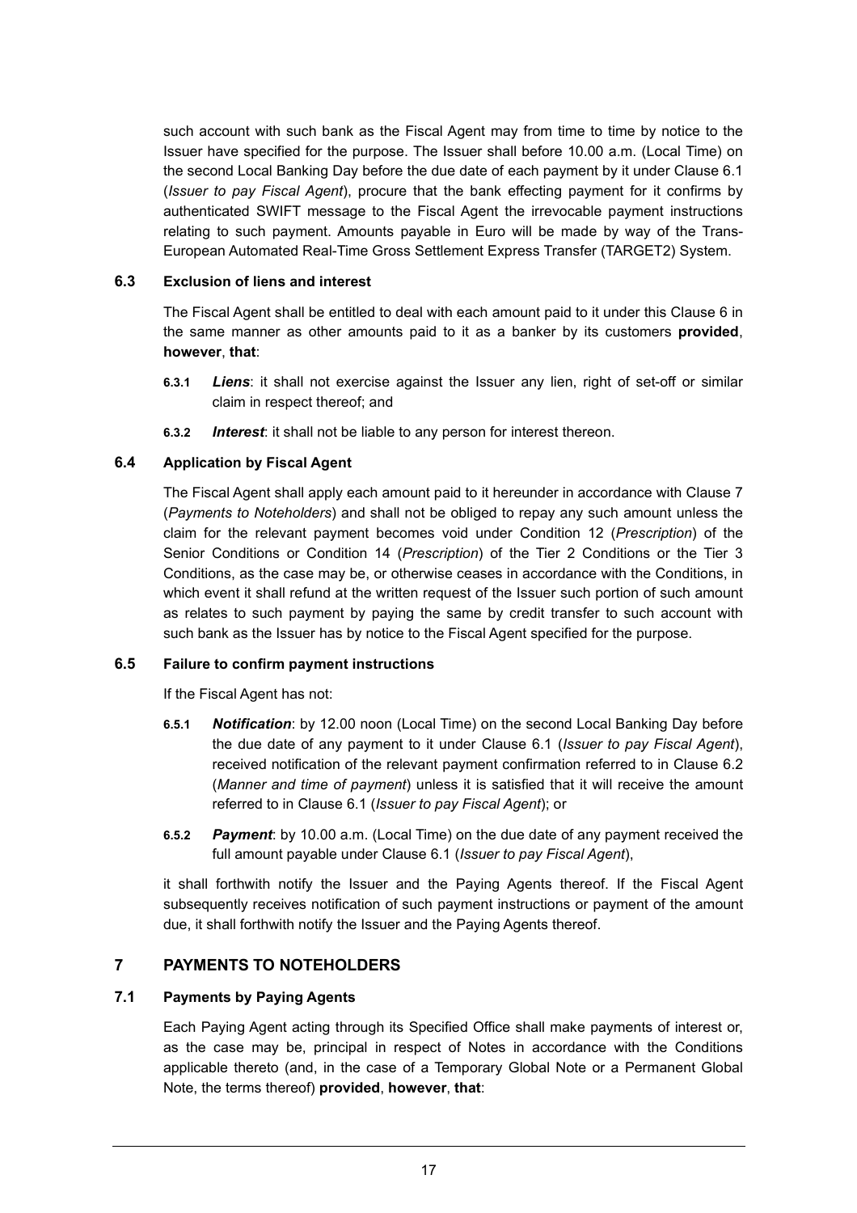such account with such bank as the Fiscal Agent may from time to time by notice to the Issuer have specified for the purpose. The Issuer shall before 10.00 a.m. (Local Time) on the second Local Banking Day before the due date of each payment by it under Clause 6.1 (*Issuer to pay Fiscal Agent*), procure that the bank effecting payment for it confirms by authenticated SWIFT message to the Fiscal Agent the irrevocable payment instructions relating to such payment. Amounts payable in Euro will be made by way of the Trans-European Automated Real-Time Gross Settlement Express Transfer (TARGET2) System.

### 6.3 Exclusion of liens and interest

The Fiscal Agent shall be entitled to deal with each amount paid to it under this Clause 6 in the same manner as other amounts paid to it as a banker by its customers **provided**, **however**, **that**:

**6.3.1** ***Liens***: it shall not exercise against the Issuer any lien, right of set-off or similar claim in respect thereof; and

**6.3.2** ***Interest***: it shall not be liable to any person for interest thereon.

### 6.4 Application by Fiscal Agent

The Fiscal Agent shall apply each amount paid to it hereunder in accordance with Clause 7 (*Payments to Noteholders*) and shall not be obliged to repay any such amount unless the claim for the relevant payment becomes void under Condition 12 (*Prescription*) of the Senior Conditions or Condition 14 (*Prescription*) of the Tier 2 Conditions or the Tier 3 Conditions, as the case may be, or otherwise ceases in accordance with the Conditions, in which event it shall refund at the written request of the Issuer such portion of such amount as relates to such payment by paying the same by credit transfer to such account with such bank as the Issuer has by notice to the Fiscal Agent specified for the purpose.

### 6.5 Failure to confirm payment instructions

If the Fiscal Agent has not:

**6.5.1** ***Notification***: by 12.00 noon (Local Time) on the second Local Banking Day before the due date of any payment to it under Clause 6.1 (*Issuer to pay Fiscal Agent*), received notification of the relevant payment confirmation referred to in Clause 6.2 (*Manner and time of payment*) unless it is satisfied that it will receive the amount referred to in Clause 6.1 (*Issuer to pay Fiscal Agent*); or

**6.5.2** ***Payment***: by 10.00 a.m. (Local Time) on the due date of any payment received the full amount payable under Clause 6.1 (*Issuer to pay Fiscal Agent*),

it shall forthwith notify the Issuer and the Paying Agents thereof. If the Fiscal Agent subsequently receives notification of such payment instructions or payment of the amount due, it shall forthwith notify the Issuer and the Paying Agents thereof.

## 7 PAYMENTS TO NOTEHOLDERS

### 7.1 Payments by Paying Agents

Each Paying Agent acting through its Specified Office shall make payments of interest or, as the case may be, principal in respect of Notes in accordance with the Conditions applicable thereto (and, in the case of a Temporary Global Note or a Permanent Global Note, the terms thereof) **provided**, **however**, **that**: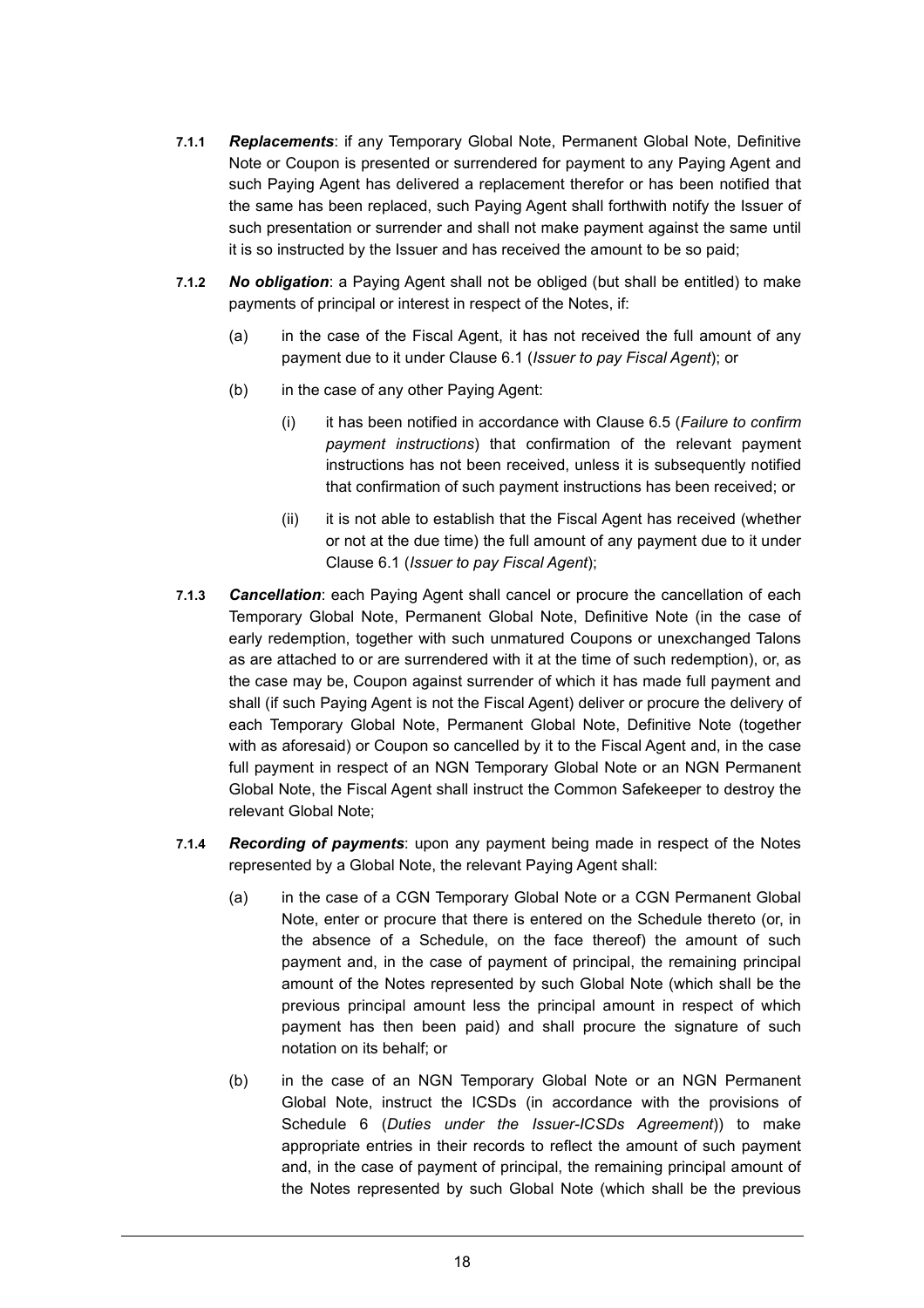**7.1.1** ***Replacements***: if any Temporary Global Note, Permanent Global Note, Definitive Note or Coupon is presented or surrendered for payment to any Paying Agent and such Paying Agent has delivered a replacement therefor or has been notified that the same has been replaced, such Paying Agent shall forthwith notify the Issuer of such presentation or surrender and shall not make payment against the same until it is so instructed by the Issuer and has received the amount to be so paid;

**7.1.2** ***No obligation***: a Paying Agent shall not be obliged (but shall be entitled) to make payments of principal or interest in respect of the Notes, if:

(a) in the case of the Fiscal Agent, it has not received the full amount of any payment due to it under Clause 6.1 (*Issuer to pay Fiscal Agent*); or

(b) in the case of any other Paying Agent:

(i) it has been notified in accordance with Clause 6.5 (*Failure to confirm payment instructions*) that confirmation of the relevant payment instructions has not been received, unless it is subsequently notified that confirmation of such payment instructions has been received; or

(ii) it is not able to establish that the Fiscal Agent has received (whether or not at the due time) the full amount of any payment due to it under Clause 6.1 (*Issuer to pay Fiscal Agent*);

**7.1.3** ***Cancellation***: each Paying Agent shall cancel or procure the cancellation of each Temporary Global Note, Permanent Global Note, Definitive Note (in the case of early redemption, together with such unmatured Coupons or unexchanged Talons as are attached to or are surrendered with it at the time of such redemption), or, as the case may be, Coupon against surrender of which it has made full payment and shall (if such Paying Agent is not the Fiscal Agent) deliver or procure the delivery of each Temporary Global Note, Permanent Global Note, Definitive Note (together with as aforesaid) or Coupon so cancelled by it to the Fiscal Agent and, in the case full payment in respect of an NGN Temporary Global Note or an NGN Permanent Global Note, the Fiscal Agent shall instruct the Common Safekeeper to destroy the relevant Global Note;

**7.1.4** ***Recording of payments***: upon any payment being made in respect of the Notes represented by a Global Note, the relevant Paying Agent shall:

(a) in the case of a CGN Temporary Global Note or a CGN Permanent Global Note, enter or procure that there is entered on the Schedule thereto (or, in the absence of a Schedule, on the face thereof) the amount of such payment and, in the case of payment of principal, the remaining principal amount of the Notes represented by such Global Note (which shall be the previous principal amount less the principal amount in respect of which payment has then been paid) and shall procure the signature of such notation on its behalf; or

(b) in the case of an NGN Temporary Global Note or an NGN Permanent Global Note, instruct the ICSDs (in accordance with the provisions of Schedule 6 (*Duties under the Issuer-ICSDs Agreement*)) to make appropriate entries in their records to reflect the amount of such payment and, in the case of payment of principal, the remaining principal amount of the Notes represented by such Global Note (which shall be the previous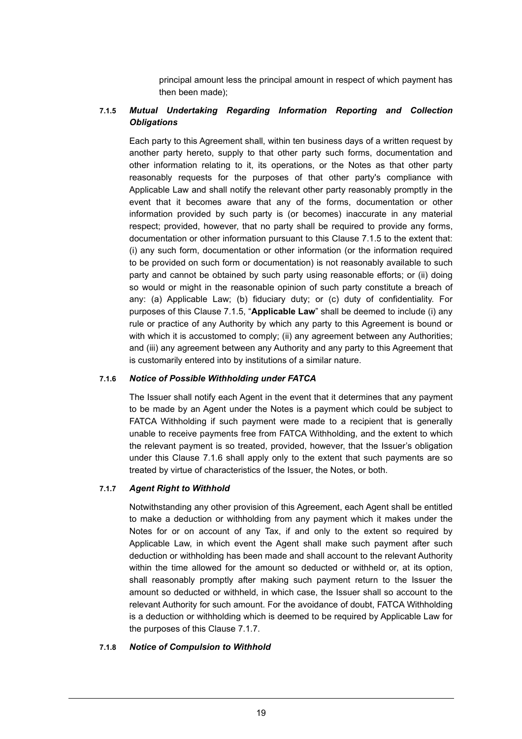principal amount less the principal amount in respect of which payment has then been made);

#### 7.1.5 *Mutual Undertaking Regarding Information Reporting and Collection Obligations*

Each party to this Agreement shall, within ten business days of a written request by another party hereto, supply to that other party such forms, documentation and other information relating to it, its operations, or the Notes as that other party reasonably requests for the purposes of that other party's compliance with Applicable Law and shall notify the relevant other party reasonably promptly in the event that it becomes aware that any of the forms, documentation or other information provided by such party is (or becomes) inaccurate in any material respect; provided, however, that no party shall be required to provide any forms, documentation or other information pursuant to this Clause 7.1.5 to the extent that: (i) any such form, documentation or other information (or the information required to be provided on such form or documentation) is not reasonably available to such party and cannot be obtained by such party using reasonable efforts; or (ii) doing so would or might in the reasonable opinion of such party constitute a breach of any: (a) Applicable Law; (b) fiduciary duty; or (c) duty of confidentiality. For purposes of this Clause 7.1.5, "**Applicable Law**" shall be deemed to include (i) any rule or practice of any Authority by which any party to this Agreement is bound or with which it is accustomed to comply; (ii) any agreement between any Authorities; and (iii) any agreement between any Authority and any party to this Agreement that is customarily entered into by institutions of a similar nature.

#### 7.1.6 *Notice of Possible Withholding under FATCA*

The Issuer shall notify each Agent in the event that it determines that any payment to be made by an Agent under the Notes is a payment which could be subject to FATCA Withholding if such payment were made to a recipient that is generally unable to receive payments free from FATCA Withholding, and the extent to which the relevant payment is so treated, provided, however, that the Issuer's obligation under this Clause 7.1.6 shall apply only to the extent that such payments are so treated by virtue of characteristics of the Issuer, the Notes, or both.

#### 7.1.7 *Agent Right to Withhold*

Notwithstanding any other provision of this Agreement, each Agent shall be entitled to make a deduction or withholding from any payment which it makes under the Notes for or on account of any Tax, if and only to the extent so required by Applicable Law, in which event the Agent shall make such payment after such deduction or withholding has been made and shall account to the relevant Authority within the time allowed for the amount so deducted or withheld or, at its option, shall reasonably promptly after making such payment return to the Issuer the amount so deducted or withheld, in which case, the Issuer shall so account to the relevant Authority for such amount. For the avoidance of doubt, FATCA Withholding is a deduction or withholding which is deemed to be required by Applicable Law for the purposes of this Clause 7.1.7.

#### 7.1.8 *Notice of Compulsion to Withhold*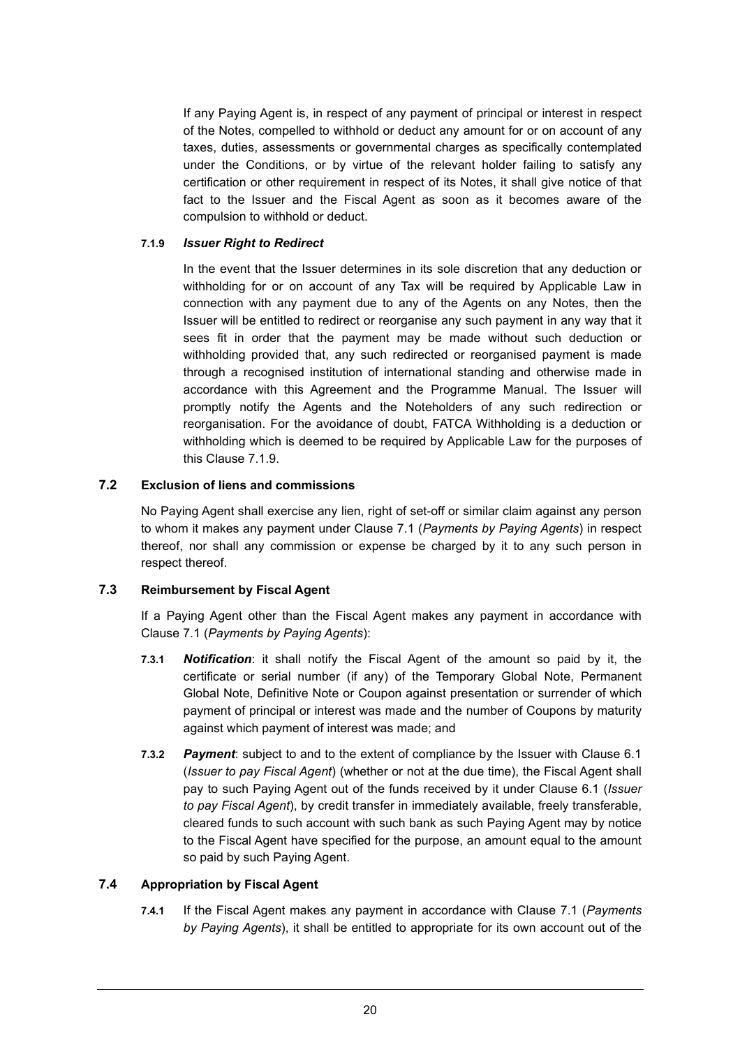If any Paying Agent is, in respect of any payment of principal or interest in respect of the Notes, compelled to withhold or deduct any amount for or on account of any taxes, duties, assessments or governmental charges as specifically contemplated under the Conditions, or by virtue of the relevant holder failing to satisfy any certification or other requirement in respect of its Notes, it shall give notice of that fact to the Issuer and the Fiscal Agent as soon as it becomes aware of the compulsion to withhold or deduct.

#### 7.1.9 *Issuer Right to Redirect*

In the event that the Issuer determines in its sole discretion that any deduction or withholding for or on account of any Tax will be required by Applicable Law in connection with any payment due to any of the Agents on any Notes, then the Issuer will be entitled to redirect or reorganise any such payment in any way that it sees fit in order that the payment may be made without such deduction or withholding provided that, any such redirected or reorganised payment is made through a recognised institution of international standing and otherwise made in accordance with this Agreement and the Programme Manual. The Issuer will promptly notify the Agents and the Noteholders of any such redirection or reorganisation. For the avoidance of doubt, FATCA Withholding is a deduction or withholding which is deemed to be required by Applicable Law for the purposes of this Clause 7.1.9.

### 7.2 Exclusion of liens and commissions

No Paying Agent shall exercise any lien, right of set-off or similar claim against any person to whom it makes any payment under Clause 7.1 (*Payments by Paying Agents*) in respect thereof, nor shall any commission or expense be charged by it to any such person in respect thereof.

### 7.3 Reimbursement by Fiscal Agent

If a Paying Agent other than the Fiscal Agent makes any payment in accordance with Clause 7.1 (*Payments by Paying Agents*):

**7.3.1** ***Notification***: it shall notify the Fiscal Agent of the amount so paid by it, the certificate or serial number (if any) of the Temporary Global Note, Permanent Global Note, Definitive Note or Coupon against presentation or surrender of which payment of principal or interest was made and the number of Coupons by maturity against which payment of interest was made; and

**7.3.2** ***Payment***: subject to and to the extent of compliance by the Issuer with Clause 6.1 (*Issuer to pay Fiscal Agent*) (whether or not at the due time), the Fiscal Agent shall pay to such Paying Agent out of the funds received by it under Clause 6.1 (*Issuer to pay Fiscal Agent*), by credit transfer in immediately available, freely transferable, cleared funds to such account with such bank as such Paying Agent may by notice to the Fiscal Agent have specified for the purpose, an amount equal to the amount so paid by such Paying Agent.

### 7.4 Appropriation by Fiscal Agent

**7.4.1** If the Fiscal Agent makes any payment in accordance with Clause 7.1 (*Payments by Paying Agents*), it shall be entitled to appropriate for its own account out of the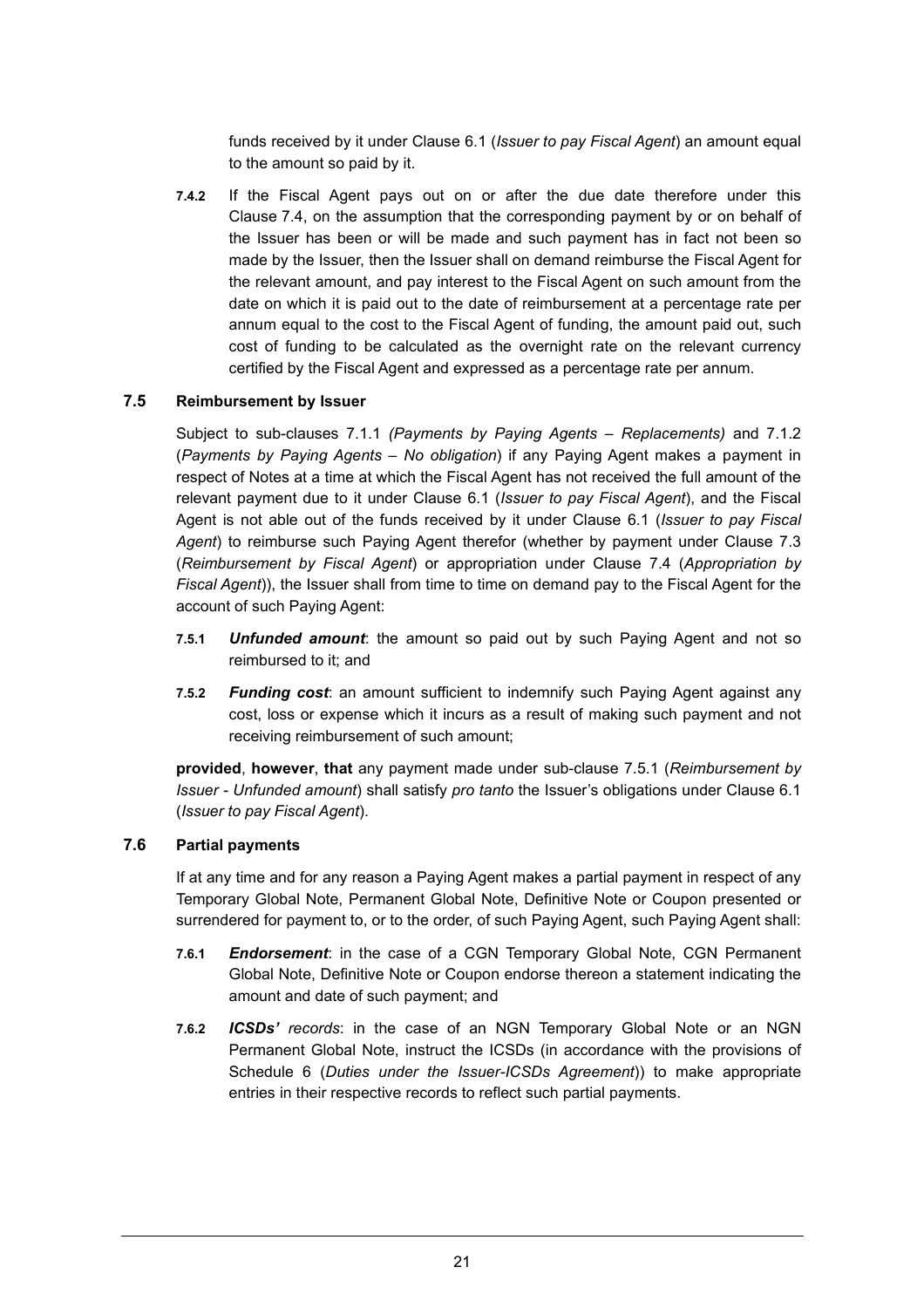funds received by it under Clause 6.1 (*Issuer to pay Fiscal Agent*) an amount equal to the amount so paid by it.

**7.4.2** If the Fiscal Agent pays out on or after the due date therefore under this Clause 7.4, on the assumption that the corresponding payment by or on behalf of the Issuer has been or will be made and such payment has in fact not been so made by the Issuer, then the Issuer shall on demand reimburse the Fiscal Agent for the relevant amount, and pay interest to the Fiscal Agent on such amount from the date on which it is paid out to the date of reimbursement at a percentage rate per annum equal to the cost to the Fiscal Agent of funding, the amount paid out, such cost of funding to be calculated as the overnight rate on the relevant currency certified by the Fiscal Agent and expressed as a percentage rate per annum.

### 7.5 Reimbursement by Issuer

Subject to sub-clauses 7.1.1 *(Payments by Paying Agents – Replacements)* and 7.1.2 (*Payments by Paying Agents – No obligation*) if any Paying Agent makes a payment in respect of Notes at a time at which the Fiscal Agent has not received the full amount of the relevant payment due to it under Clause 6.1 (*Issuer to pay Fiscal Agent*), and the Fiscal Agent is not able out of the funds received by it under Clause 6.1 (*Issuer to pay Fiscal Agent*) to reimburse such Paying Agent therefor (whether by payment under Clause 7.3 (*Reimbursement by Fiscal Agent*) or appropriation under Clause 7.4 (*Appropriation by Fiscal Agent*)), the Issuer shall from time to time on demand pay to the Fiscal Agent for the account of such Paying Agent:

**7.5.1** ***Unfunded amount***: the amount so paid out by such Paying Agent and not so reimbursed to it; and

**7.5.2** ***Funding cost***: an amount sufficient to indemnify such Paying Agent against any cost, loss or expense which it incurs as a result of making such payment and not receiving reimbursement of such amount;

**provided**, **however**, **that** any payment made under sub-clause 7.5.1 (*Reimbursement by Issuer - Unfunded amount*) shall satisfy *pro tanto* the Issuer's obligations under Clause 6.1 (*Issuer to pay Fiscal Agent*).

### 7.6 Partial payments

If at any time and for any reason a Paying Agent makes a partial payment in respect of any Temporary Global Note, Permanent Global Note, Definitive Note or Coupon presented or surrendered for payment to, or to the order, of such Paying Agent, such Paying Agent shall:

**7.6.1** ***Endorsement***: in the case of a CGN Temporary Global Note, CGN Permanent Global Note, Definitive Note or Coupon endorse thereon a statement indicating the amount and date of such payment; and

**7.6.2** ***ICSDs'*** *records*: in the case of an NGN Temporary Global Note or an NGN Permanent Global Note, instruct the ICSDs (in accordance with the provisions of Schedule 6 (*Duties under the Issuer-ICSDs Agreement*)) to make appropriate entries in their respective records to reflect such partial payments.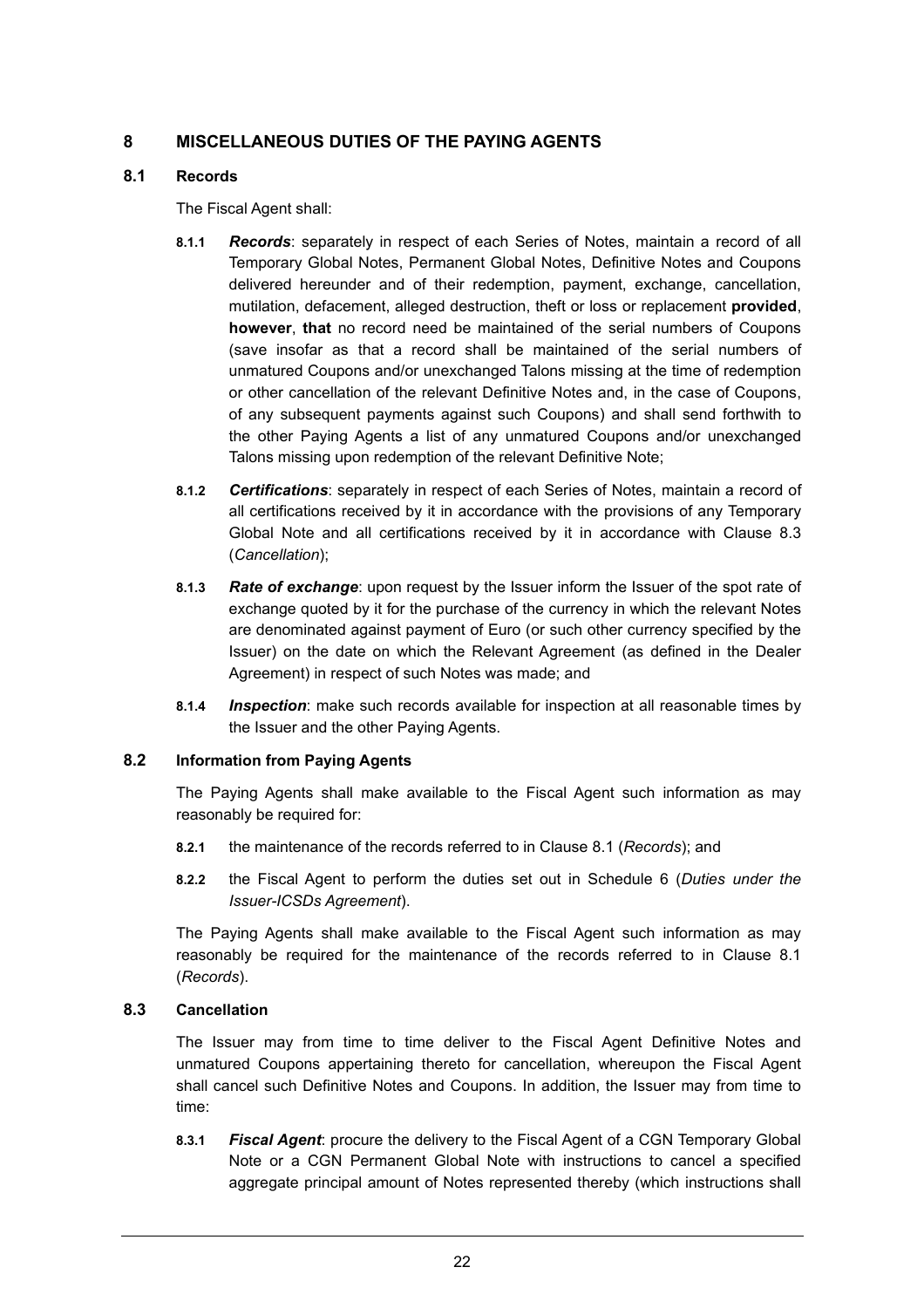## 8 MISCELLANEOUS DUTIES OF THE PAYING AGENTS

### 8.1 Records

The Fiscal Agent shall:

**8.1.1** ***Records***: separately in respect of each Series of Notes, maintain a record of all Temporary Global Notes, Permanent Global Notes, Definitive Notes and Coupons delivered hereunder and of their redemption, payment, exchange, cancellation, mutilation, defacement, alleged destruction, theft or loss or replacement **provided**, **however**, **that** no record need be maintained of the serial numbers of Coupons (save insofar as that a record shall be maintained of the serial numbers of unmatured Coupons and/or unexchanged Talons missing at the time of redemption or other cancellation of the relevant Definitive Notes and, in the case of Coupons, of any subsequent payments against such Coupons) and shall send forthwith to the other Paying Agents a list of any unmatured Coupons and/or unexchanged Talons missing upon redemption of the relevant Definitive Note;

**8.1.2** ***Certifications***: separately in respect of each Series of Notes, maintain a record of all certifications received by it in accordance with the provisions of any Temporary Global Note and all certifications received by it in accordance with Clause 8.3 (*Cancellation*);

**8.1.3** ***Rate of exchange***: upon request by the Issuer inform the Issuer of the spot rate of exchange quoted by it for the purchase of the currency in which the relevant Notes are denominated against payment of Euro (or such other currency specified by the Issuer) on the date on which the Relevant Agreement (as defined in the Dealer Agreement) in respect of such Notes was made; and

**8.1.4** ***Inspection***: make such records available for inspection at all reasonable times by the Issuer and the other Paying Agents.

### 8.2 Information from Paying Agents

The Paying Agents shall make available to the Fiscal Agent such information as may reasonably be required for:

**8.2.1** the maintenance of the records referred to in Clause 8.1 (*Records*); and

**8.2.2** the Fiscal Agent to perform the duties set out in Schedule 6 (*Duties under the Issuer-ICSDs Agreement*).

The Paying Agents shall make available to the Fiscal Agent such information as may reasonably be required for the maintenance of the records referred to in Clause 8.1 (*Records*).

### 8.3 Cancellation

The Issuer may from time to time deliver to the Fiscal Agent Definitive Notes and unmatured Coupons appertaining thereto for cancellation, whereupon the Fiscal Agent shall cancel such Definitive Notes and Coupons. In addition, the Issuer may from time to time:

**8.3.1** ***Fiscal Agent***: procure the delivery to the Fiscal Agent of a CGN Temporary Global Note or a CGN Permanent Global Note with instructions to cancel a specified aggregate principal amount of Notes represented thereby (which instructions shall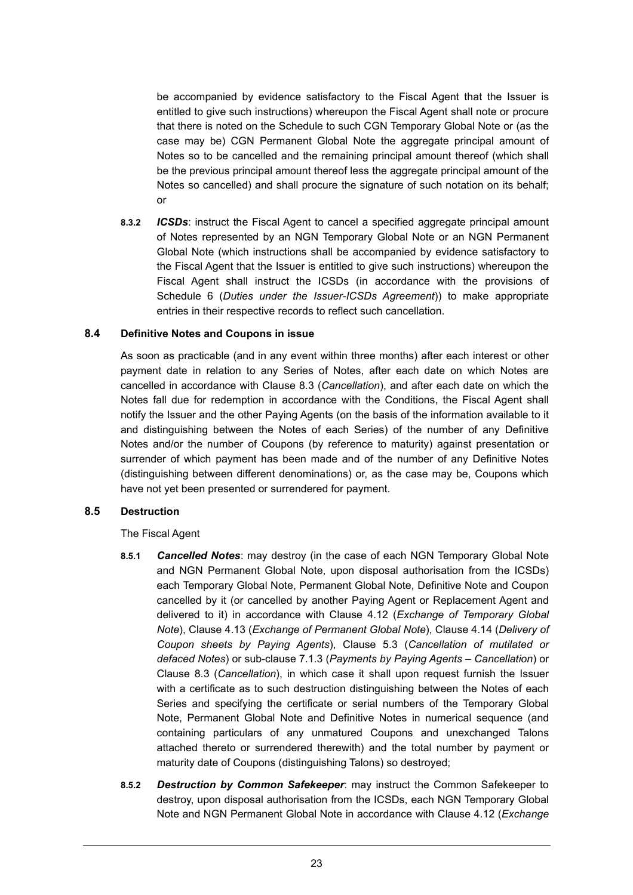be accompanied by evidence satisfactory to the Fiscal Agent that the Issuer is entitled to give such instructions) whereupon the Fiscal Agent shall note or procure that there is noted on the Schedule to such CGN Temporary Global Note or (as the case may be) CGN Permanent Global Note the aggregate principal amount of Notes so to be cancelled and the remaining principal amount thereof (which shall be the previous principal amount thereof less the aggregate principal amount of the Notes so cancelled) and shall procure the signature of such notation on its behalf; or

**8.3.2** ***ICSDs***: instruct the Fiscal Agent to cancel a specified aggregate principal amount of Notes represented by an NGN Temporary Global Note or an NGN Permanent Global Note (which instructions shall be accompanied by evidence satisfactory to the Fiscal Agent that the Issuer is entitled to give such instructions) whereupon the Fiscal Agent shall instruct the ICSDs (in accordance with the provisions of Schedule 6 (*Duties under the Issuer-ICSDs Agreement*)) to make appropriate entries in their respective records to reflect such cancellation.

### 8.4 Definitive Notes and Coupons in issue

As soon as practicable (and in any event within three months) after each interest or other payment date in relation to any Series of Notes, after each date on which Notes are cancelled in accordance with Clause 8.3 (*Cancellation*), and after each date on which the Notes fall due for redemption in accordance with the Conditions, the Fiscal Agent shall notify the Issuer and the other Paying Agents (on the basis of the information available to it and distinguishing between the Notes of each Series) of the number of any Definitive Notes and/or the number of Coupons (by reference to maturity) against presentation or surrender of which payment has been made and of the number of any Definitive Notes (distinguishing between different denominations) or, as the case may be, Coupons which have not yet been presented or surrendered for payment.

### 8.5 Destruction

The Fiscal Agent

**8.5.1** ***Cancelled Notes***: may destroy (in the case of each NGN Temporary Global Note and NGN Permanent Global Note, upon disposal authorisation from the ICSDs) each Temporary Global Note, Permanent Global Note, Definitive Note and Coupon cancelled by it (or cancelled by another Paying Agent or Replacement Agent and delivered to it) in accordance with Clause 4.12 (*Exchange of Temporary Global Note*), Clause 4.13 (*Exchange of Permanent Global Note*), Clause 4.14 (*Delivery of Coupon sheets by Paying Agents*), Clause 5.3 (*Cancellation of mutilated or defaced Notes*) or sub-clause 7.1.3 (*Payments by Paying Agents – Cancellation*) or Clause 8.3 (*Cancellation*), in which case it shall upon request furnish the Issuer with a certificate as to such destruction distinguishing between the Notes of each Series and specifying the certificate or serial numbers of the Temporary Global Note, Permanent Global Note and Definitive Notes in numerical sequence (and containing particulars of any unmatured Coupons and unexchanged Talons attached thereto or surrendered therewith) and the total number by payment or maturity date of Coupons (distinguishing Talons) so destroyed;

**8.5.2** ***Destruction by Common Safekeeper***: may instruct the Common Safekeeper to destroy, upon disposal authorisation from the ICSDs, each NGN Temporary Global Note and NGN Permanent Global Note in accordance with Clause 4.12 (*Exchange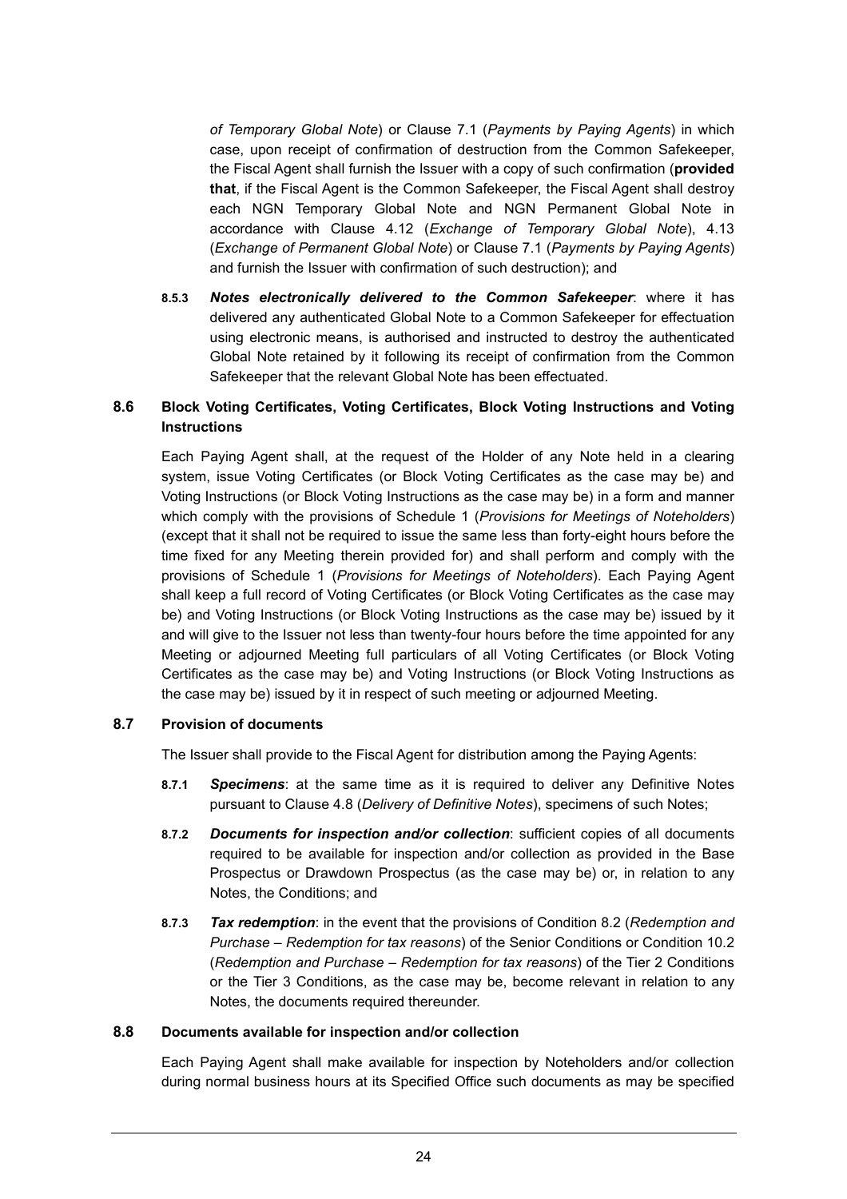*of Temporary Global Note*) or Clause 7.1 (*Payments by Paying Agents*) in which case, upon receipt of confirmation of destruction from the Common Safekeeper, the Fiscal Agent shall furnish the Issuer with a copy of such confirmation (**provided that**, if the Fiscal Agent is the Common Safekeeper, the Fiscal Agent shall destroy each NGN Temporary Global Note and NGN Permanent Global Note in accordance with Clause 4.12 (*Exchange of Temporary Global Note*), 4.13 (*Exchange of Permanent Global Note*) or Clause 7.1 (*Payments by Paying Agents*) and furnish the Issuer with confirmation of such destruction); and

**8.5.3** ***Notes electronically delivered to the Common Safekeeper***: where it has delivered any authenticated Global Note to a Common Safekeeper for effectuation using electronic means, is authorised and instructed to destroy the authenticated Global Note retained by it following its receipt of confirmation from the Common Safekeeper that the relevant Global Note has been effectuated.

### 8.6 Block Voting Certificates, Voting Certificates, Block Voting Instructions and Voting Instructions

Each Paying Agent shall, at the request of the Holder of any Note held in a clearing system, issue Voting Certificates (or Block Voting Certificates as the case may be) and Voting Instructions (or Block Voting Instructions as the case may be) in a form and manner which comply with the provisions of Schedule 1 (*Provisions for Meetings of Noteholders*) (except that it shall not be required to issue the same less than forty-eight hours before the time fixed for any Meeting therein provided for) and shall perform and comply with the provisions of Schedule 1 (*Provisions for Meetings of Noteholders*). Each Paying Agent shall keep a full record of Voting Certificates (or Block Voting Certificates as the case may be) and Voting Instructions (or Block Voting Instructions as the case may be) issued by it and will give to the Issuer not less than twenty-four hours before the time appointed for any Meeting or adjourned Meeting full particulars of all Voting Certificates (or Block Voting Certificates as the case may be) and Voting Instructions (or Block Voting Instructions as the case may be) issued by it in respect of such meeting or adjourned Meeting.

### 8.7 Provision of documents

The Issuer shall provide to the Fiscal Agent for distribution among the Paying Agents:

**8.7.1** ***Specimens***: at the same time as it is required to deliver any Definitive Notes pursuant to Clause 4.8 (*Delivery of Definitive Notes*), specimens of such Notes;

**8.7.2** ***Documents for inspection and/or collection***: sufficient copies of all documents required to be available for inspection and/or collection as provided in the Base Prospectus or Drawdown Prospectus (as the case may be) or, in relation to any Notes, the Conditions; and

**8.7.3** ***Tax redemption***: in the event that the provisions of Condition 8.2 (*Redemption and Purchase – Redemption for tax reasons*) of the Senior Conditions or Condition 10.2 (*Redemption and Purchase – Redemption for tax reasons*) of the Tier 2 Conditions or the Tier 3 Conditions, as the case may be, become relevant in relation to any Notes, the documents required thereunder.

### 8.8 Documents available for inspection and/or collection

Each Paying Agent shall make available for inspection by Noteholders and/or collection during normal business hours at its Specified Office such documents as may be specified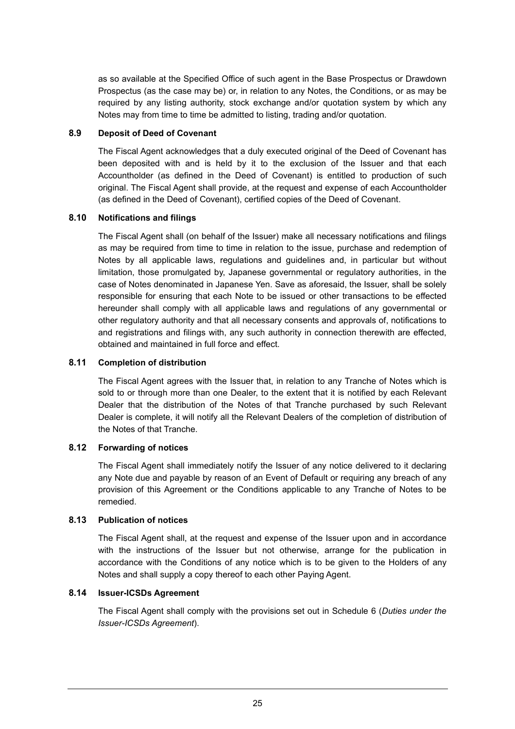as so available at the Specified Office of such agent in the Base Prospectus or Drawdown Prospectus (as the case may be) or, in relation to any Notes, the Conditions, or as may be required by any listing authority, stock exchange and/or quotation system by which any Notes may from time to time be admitted to listing, trading and/or quotation.

### 8.9 Deposit of Deed of Covenant

The Fiscal Agent acknowledges that a duly executed original of the Deed of Covenant has been deposited with and is held by it to the exclusion of the Issuer and that each Accountholder (as defined in the Deed of Covenant) is entitled to production of such original. The Fiscal Agent shall provide, at the request and expense of each Accountholder (as defined in the Deed of Covenant), certified copies of the Deed of Covenant.

### 8.10 Notifications and filings

The Fiscal Agent shall (on behalf of the Issuer) make all necessary notifications and filings as may be required from time to time in relation to the issue, purchase and redemption of Notes by all applicable laws, regulations and guidelines and, in particular but without limitation, those promulgated by, Japanese governmental or regulatory authorities, in the case of Notes denominated in Japanese Yen. Save as aforesaid, the Issuer, shall be solely responsible for ensuring that each Note to be issued or other transactions to be effected hereunder shall comply with all applicable laws and regulations of any governmental or other regulatory authority and that all necessary consents and approvals of, notifications to and registrations and filings with, any such authority in connection therewith are effected, obtained and maintained in full force and effect.

### 8.11 Completion of distribution

The Fiscal Agent agrees with the Issuer that, in relation to any Tranche of Notes which is sold to or through more than one Dealer, to the extent that it is notified by each Relevant Dealer that the distribution of the Notes of that Tranche purchased by such Relevant Dealer is complete, it will notify all the Relevant Dealers of the completion of distribution of the Notes of that Tranche.

### 8.12 Forwarding of notices

The Fiscal Agent shall immediately notify the Issuer of any notice delivered to it declaring any Note due and payable by reason of an Event of Default or requiring any breach of any provision of this Agreement or the Conditions applicable to any Tranche of Notes to be remedied.

### 8.13 Publication of notices

The Fiscal Agent shall, at the request and expense of the Issuer upon and in accordance with the instructions of the Issuer but not otherwise, arrange for the publication in accordance with the Conditions of any notice which is to be given to the Holders of any Notes and shall supply a copy thereof to each other Paying Agent.

### 8.14 Issuer-ICSDs Agreement

The Fiscal Agent shall comply with the provisions set out in Schedule 6 (*Duties under the Issuer-ICSDs Agreement*).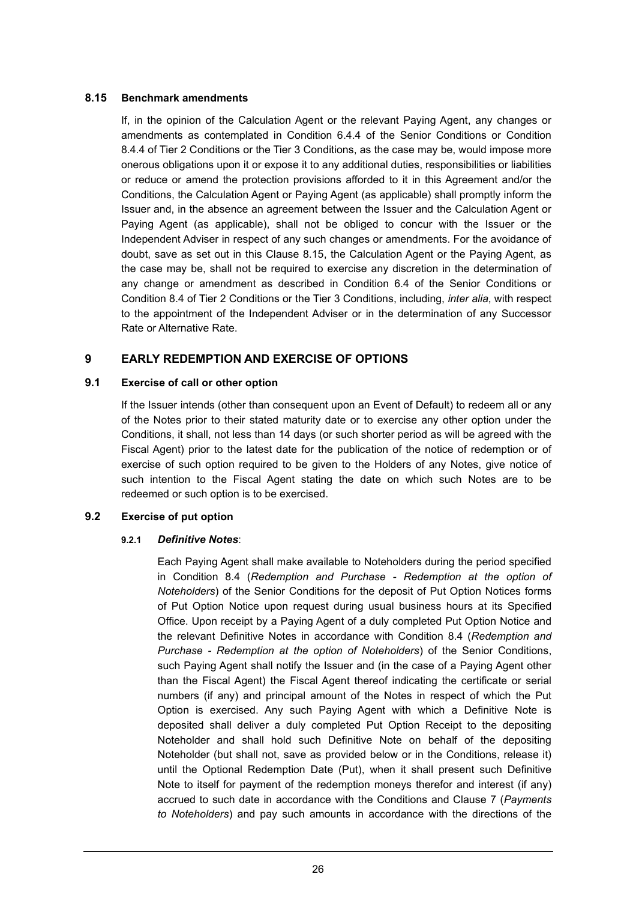### 8.15 Benchmark amendments

If, in the opinion of the Calculation Agent or the relevant Paying Agent, any changes or amendments as contemplated in Condition 6.4.4 of the Senior Conditions or Condition 8.4.4 of Tier 2 Conditions or the Tier 3 Conditions, as the case may be, would impose more onerous obligations upon it or expose it to any additional duties, responsibilities or liabilities or reduce or amend the protection provisions afforded to it in this Agreement and/or the Conditions, the Calculation Agent or Paying Agent (as applicable) shall promptly inform the Issuer and, in the absence an agreement between the Issuer and the Calculation Agent or Paying Agent (as applicable), shall not be obliged to concur with the Issuer or the Independent Adviser in respect of any such changes or amendments. For the avoidance of doubt, save as set out in this Clause 8.15, the Calculation Agent or the Paying Agent, as the case may be, shall not be required to exercise any discretion in the determination of any change or amendment as described in Condition 6.4 of the Senior Conditions or Condition 8.4 of Tier 2 Conditions or the Tier 3 Conditions, including, *inter alia*, with respect to the appointment of the Independent Adviser or in the determination of any Successor Rate or Alternative Rate.

## 9 EARLY REDEMPTION AND EXERCISE OF OPTIONS

### 9.1 Exercise of call or other option

If the Issuer intends (other than consequent upon an Event of Default) to redeem all or any of the Notes prior to their stated maturity date or to exercise any other option under the Conditions, it shall, not less than 14 days (or such shorter period as will be agreed with the Fiscal Agent) prior to the latest date for the publication of the notice of redemption or of exercise of such option required to be given to the Holders of any Notes, give notice of such intention to the Fiscal Agent stating the date on which such Notes are to be redeemed or such option is to be exercised.

### 9.2 Exercise of put option

#### 9.2.1 *Definitive Notes*:

Each Paying Agent shall make available to Noteholders during the period specified in Condition 8.4 (*Redemption and Purchase - Redemption at the option of Noteholders*) of the Senior Conditions for the deposit of Put Option Notices forms of Put Option Notice upon request during usual business hours at its Specified Office. Upon receipt by a Paying Agent of a duly completed Put Option Notice and the relevant Definitive Notes in accordance with Condition 8.4 (*Redemption and Purchase - Redemption at the option of Noteholders*) of the Senior Conditions, such Paying Agent shall notify the Issuer and (in the case of a Paying Agent other than the Fiscal Agent) the Fiscal Agent thereof indicating the certificate or serial numbers (if any) and principal amount of the Notes in respect of which the Put Option is exercised. Any such Paying Agent with which a Definitive Note is deposited shall deliver a duly completed Put Option Receipt to the depositing Noteholder and shall hold such Definitive Note on behalf of the depositing Noteholder (but shall not, save as provided below or in the Conditions, release it) until the Optional Redemption Date (Put), when it shall present such Definitive Note to itself for payment of the redemption moneys therefor and interest (if any) accrued to such date in accordance with the Conditions and Clause 7 (*Payments to Noteholders*) and pay such amounts in accordance with the directions of the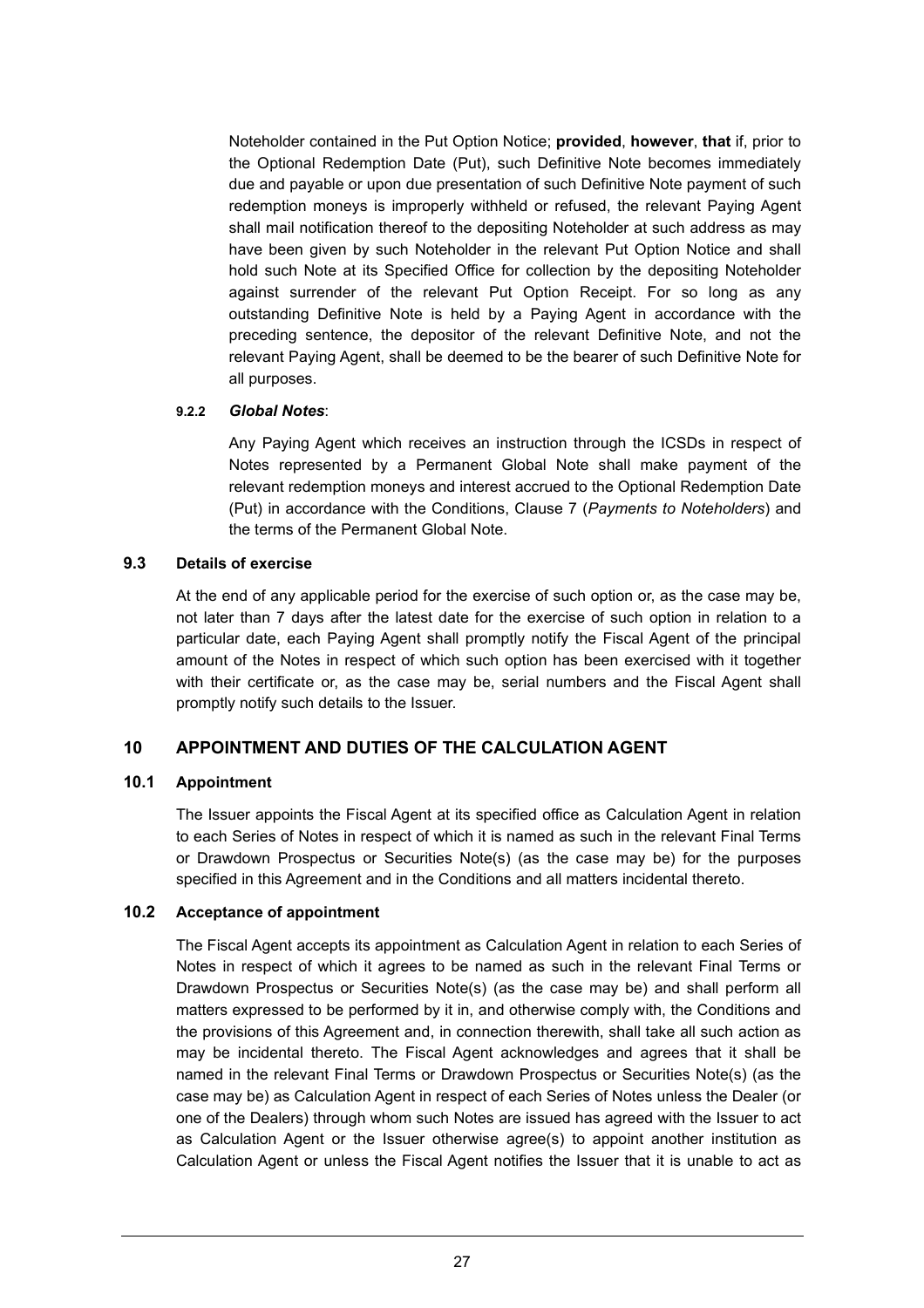Noteholder contained in the Put Option Notice; **provided**, **however**, **that** if, prior to the Optional Redemption Date (Put), such Definitive Note becomes immediately due and payable or upon due presentation of such Definitive Note payment of such redemption moneys is improperly withheld or refused, the relevant Paying Agent shall mail notification thereof to the depositing Noteholder at such address as may have been given by such Noteholder in the relevant Put Option Notice and shall hold such Note at its Specified Office for collection by the depositing Noteholder against surrender of the relevant Put Option Receipt. For so long as any outstanding Definitive Note is held by a Paying Agent in accordance with the preceding sentence, the depositor of the relevant Definitive Note, and not the relevant Paying Agent, shall be deemed to be the bearer of such Definitive Note for all purposes.

**9.2.2** ***Global Notes***:

Any Paying Agent which receives an instruction through the ICSDs in respect of Notes represented by a Permanent Global Note shall make payment of the relevant redemption moneys and interest accrued to the Optional Redemption Date (Put) in accordance with the Conditions, Clause 7 (*Payments to Noteholders*) and the terms of the Permanent Global Note.

### 9.3 Details of exercise

At the end of any applicable period for the exercise of such option or, as the case may be, not later than 7 days after the latest date for the exercise of such option in relation to a particular date, each Paying Agent shall promptly notify the Fiscal Agent of the principal amount of the Notes in respect of which such option has been exercised with it together with their certificate or, as the case may be, serial numbers and the Fiscal Agent shall promptly notify such details to the Issuer.

## 10 APPOINTMENT AND DUTIES OF THE CALCULATION AGENT

### 10.1 Appointment

The Issuer appoints the Fiscal Agent at its specified office as Calculation Agent in relation to each Series of Notes in respect of which it is named as such in the relevant Final Terms or Drawdown Prospectus or Securities Note(s) (as the case may be) for the purposes specified in this Agreement and in the Conditions and all matters incidental thereto.

### 10.2 Acceptance of appointment

The Fiscal Agent accepts its appointment as Calculation Agent in relation to each Series of Notes in respect of which it agrees to be named as such in the relevant Final Terms or Drawdown Prospectus or Securities Note(s) (as the case may be) and shall perform all matters expressed to be performed by it in, and otherwise comply with, the Conditions and the provisions of this Agreement and, in connection therewith, shall take all such action as may be incidental thereto. The Fiscal Agent acknowledges and agrees that it shall be named in the relevant Final Terms or Drawdown Prospectus or Securities Note(s) (as the case may be) as Calculation Agent in respect of each Series of Notes unless the Dealer (or one of the Dealers) through whom such Notes are issued has agreed with the Issuer to act as Calculation Agent or the Issuer otherwise agree(s) to appoint another institution as Calculation Agent or unless the Fiscal Agent notifies the Issuer that it is unable to act as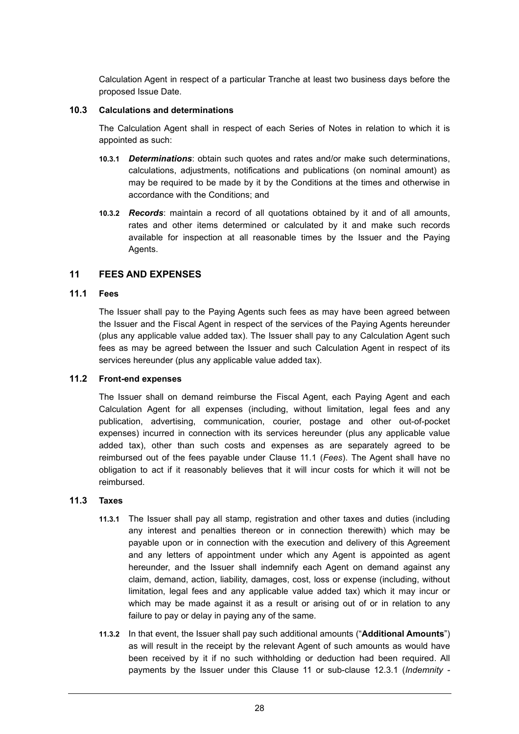Calculation Agent in respect of a particular Tranche at least two business days before the proposed Issue Date.

### 10.3 Calculations and determinations

The Calculation Agent shall in respect of each Series of Notes in relation to which it is appointed as such:

**10.3.1** ***Determinations***: obtain such quotes and rates and/or make such determinations, calculations, adjustments, notifications and publications (on nominal amount) as may be required to be made by it by the Conditions at the times and otherwise in accordance with the Conditions; and

**10.3.2** ***Records***: maintain a record of all quotations obtained by it and of all amounts, rates and other items determined or calculated by it and make such records available for inspection at all reasonable times by the Issuer and the Paying Agents.

## 11 FEES AND EXPENSES

### 11.1 Fees

The Issuer shall pay to the Paying Agents such fees as may have been agreed between the Issuer and the Fiscal Agent in respect of the services of the Paying Agents hereunder (plus any applicable value added tax). The Issuer shall pay to any Calculation Agent such fees as may be agreed between the Issuer and such Calculation Agent in respect of its services hereunder (plus any applicable value added tax).

### 11.2 Front-end expenses

The Issuer shall on demand reimburse the Fiscal Agent, each Paying Agent and each Calculation Agent for all expenses (including, without limitation, legal fees and any publication, advertising, communication, courier, postage and other out-of-pocket expenses) incurred in connection with its services hereunder (plus any applicable value added tax), other than such costs and expenses as are separately agreed to be reimbursed out of the fees payable under Clause 11.1 (*Fees*). The Agent shall have no obligation to act if it reasonably believes that it will incur costs for which it will not be reimbursed.

### 11.3 Taxes

**11.3.1** The Issuer shall pay all stamp, registration and other taxes and duties (including any interest and penalties thereon or in connection therewith) which may be payable upon or in connection with the execution and delivery of this Agreement and any letters of appointment under which any Agent is appointed as agent hereunder, and the Issuer shall indemnify each Agent on demand against any claim, demand, action, liability, damages, cost, loss or expense (including, without limitation, legal fees and any applicable value added tax) which it may incur or which may be made against it as a result or arising out of or in relation to any failure to pay or delay in paying any of the same.

**11.3.2** In that event, the Issuer shall pay such additional amounts ("**Additional Amounts**") as will result in the receipt by the relevant Agent of such amounts as would have been received by it if no such withholding or deduction had been required. All payments by the Issuer under this Clause 11 or sub-clause 12.3.1 (*Indemnity -*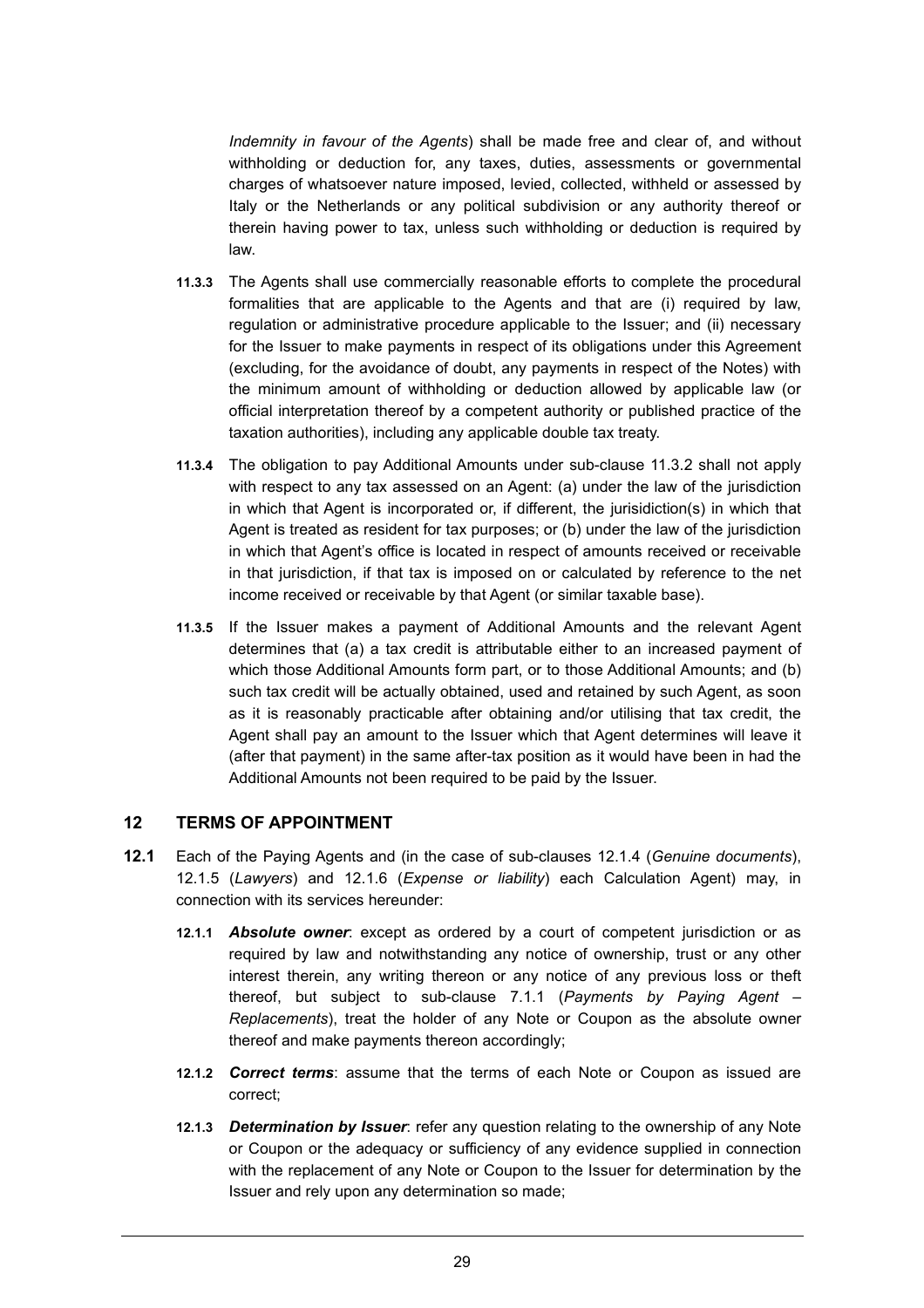*Indemnity in favour of the Agents*) shall be made free and clear of, and without withholding or deduction for, any taxes, duties, assessments or governmental charges of whatsoever nature imposed, levied, collected, withheld or assessed by Italy or the Netherlands or any political subdivision or any authority thereof or therein having power to tax, unless such withholding or deduction is required by law.

**11.3.3** The Agents shall use commercially reasonable efforts to complete the procedural formalities that are applicable to the Agents and that are (i) required by law, regulation or administrative procedure applicable to the Issuer; and (ii) necessary for the Issuer to make payments in respect of its obligations under this Agreement (excluding, for the avoidance of doubt, any payments in respect of the Notes) with the minimum amount of withholding or deduction allowed by applicable law (or official interpretation thereof by a competent authority or published practice of the taxation authorities), including any applicable double tax treaty.

**11.3.4** The obligation to pay Additional Amounts under sub-clause 11.3.2 shall not apply with respect to any tax assessed on an Agent: (a) under the law of the jurisdiction in which that Agent is incorporated or, if different, the jurisidiction(s) in which that Agent is treated as resident for tax purposes; or (b) under the law of the jurisdiction in which that Agent's office is located in respect of amounts received or receivable in that jurisdiction, if that tax is imposed on or calculated by reference to the net income received or receivable by that Agent (or similar taxable base).

**11.3.5** If the Issuer makes a payment of Additional Amounts and the relevant Agent determines that (a) a tax credit is attributable either to an increased payment of which those Additional Amounts form part, or to those Additional Amounts; and (b) such tax credit will be actually obtained, used and retained by such Agent, as soon as it is reasonably practicable after obtaining and/or utilising that tax credit, the Agent shall pay an amount to the Issuer which that Agent determines will leave it (after that payment) in the same after-tax position as it would have been in had the Additional Amounts not been required to be paid by the Issuer.

## 12 TERMS OF APPOINTMENT

**12.1** Each of the Paying Agents and (in the case of sub-clauses 12.1.4 (*Genuine documents*), 12.1.5 (*Lawyers*) and 12.1.6 (*Expense or liability*) each Calculation Agent) may, in connection with its services hereunder:

**12.1.1** ***Absolute owner***: except as ordered by a court of competent jurisdiction or as required by law and notwithstanding any notice of ownership, trust or any other interest therein, any writing thereon or any notice of any previous loss or theft thereof, but subject to sub-clause 7.1.1 (*Payments by Paying Agent – Replacements*), treat the holder of any Note or Coupon as the absolute owner thereof and make payments thereon accordingly;

**12.1.2** ***Correct terms***: assume that the terms of each Note or Coupon as issued are correct;

**12.1.3** ***Determination by Issuer***: refer any question relating to the ownership of any Note or Coupon or the adequacy or sufficiency of any evidence supplied in connection with the replacement of any Note or Coupon to the Issuer for determination by the Issuer and rely upon any determination so made;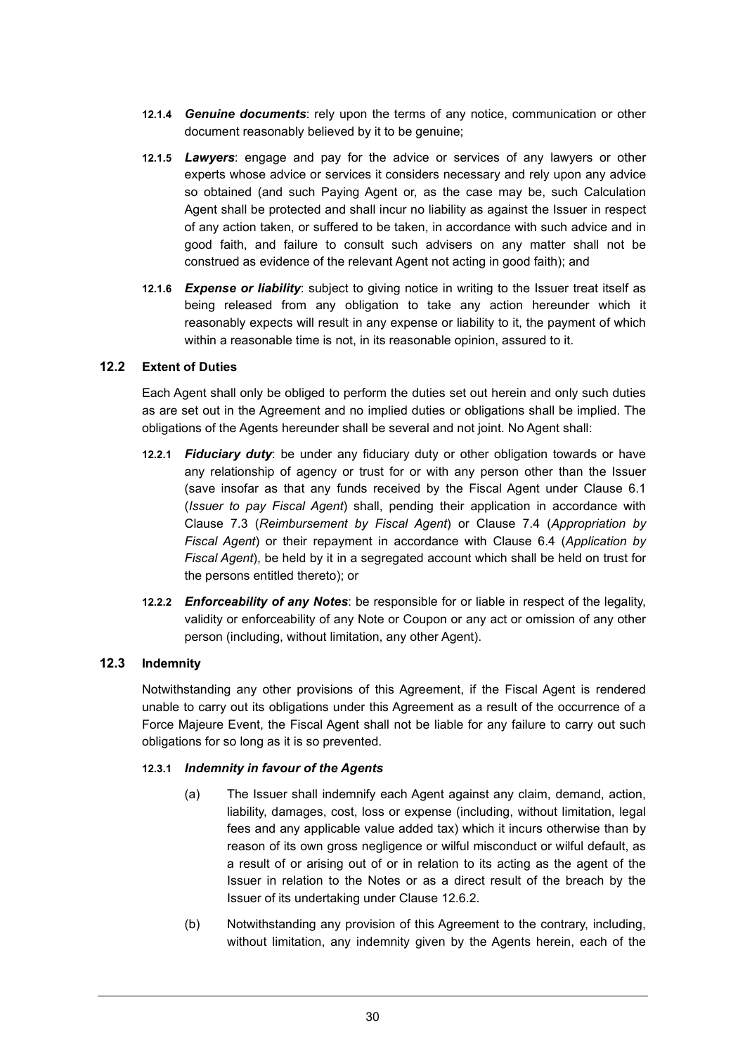**12.1.4** ***Genuine documents***: rely upon the terms of any notice, communication or other document reasonably believed by it to be genuine;

**12.1.5** ***Lawyers***: engage and pay for the advice or services of any lawyers or other experts whose advice or services it considers necessary and rely upon any advice so obtained (and such Paying Agent or, as the case may be, such Calculation Agent shall be protected and shall incur no liability as against the Issuer in respect of any action taken, or suffered to be taken, in accordance with such advice and in good faith, and failure to consult such advisers on any matter shall not be construed as evidence of the relevant Agent not acting in good faith); and

**12.1.6** ***Expense or liability***: subject to giving notice in writing to the Issuer treat itself as being released from any obligation to take any action hereunder which it reasonably expects will result in any expense or liability to it, the payment of which within a reasonable time is not, in its reasonable opinion, assured to it.

### 12.2 Extent of Duties

Each Agent shall only be obliged to perform the duties set out herein and only such duties as are set out in the Agreement and no implied duties or obligations shall be implied. The obligations of the Agents hereunder shall be several and not joint. No Agent shall:

**12.2.1** ***Fiduciary duty***: be under any fiduciary duty or other obligation towards or have any relationship of agency or trust for or with any person other than the Issuer (save insofar as that any funds received by the Fiscal Agent under Clause 6.1 (*Issuer to pay Fiscal Agent*) shall, pending their application in accordance with Clause 7.3 (*Reimbursement by Fiscal Agent*) or Clause 7.4 (*Appropriation by Fiscal Agent*) or their repayment in accordance with Clause 6.4 (*Application by Fiscal Agent*), be held by it in a segregated account which shall be held on trust for the persons entitled thereto); or

**12.2.2** ***Enforceability of any Notes***: be responsible for or liable in respect of the legality, validity or enforceability of any Note or Coupon or any act or omission of any other person (including, without limitation, any other Agent).

### 12.3 Indemnity

Notwithstanding any other provisions of this Agreement, if the Fiscal Agent is rendered unable to carry out its obligations under this Agreement as a result of the occurrence of a Force Majeure Event, the Fiscal Agent shall not be liable for any failure to carry out such obligations for so long as it is so prevented.

**12.3.1** ***Indemnity in favour of the Agents***

(a) The Issuer shall indemnify each Agent against any claim, demand, action, liability, damages, cost, loss or expense (including, without limitation, legal fees and any applicable value added tax) which it incurs otherwise than by reason of its own gross negligence or wilful misconduct or wilful default, as a result of or arising out of or in relation to its acting as the agent of the Issuer in relation to the Notes or as a direct result of the breach by the Issuer of its undertaking under Clause 12.6.2.

(b) Notwithstanding any provision of this Agreement to the contrary, including, without limitation, any indemnity given by the Agents herein, each of the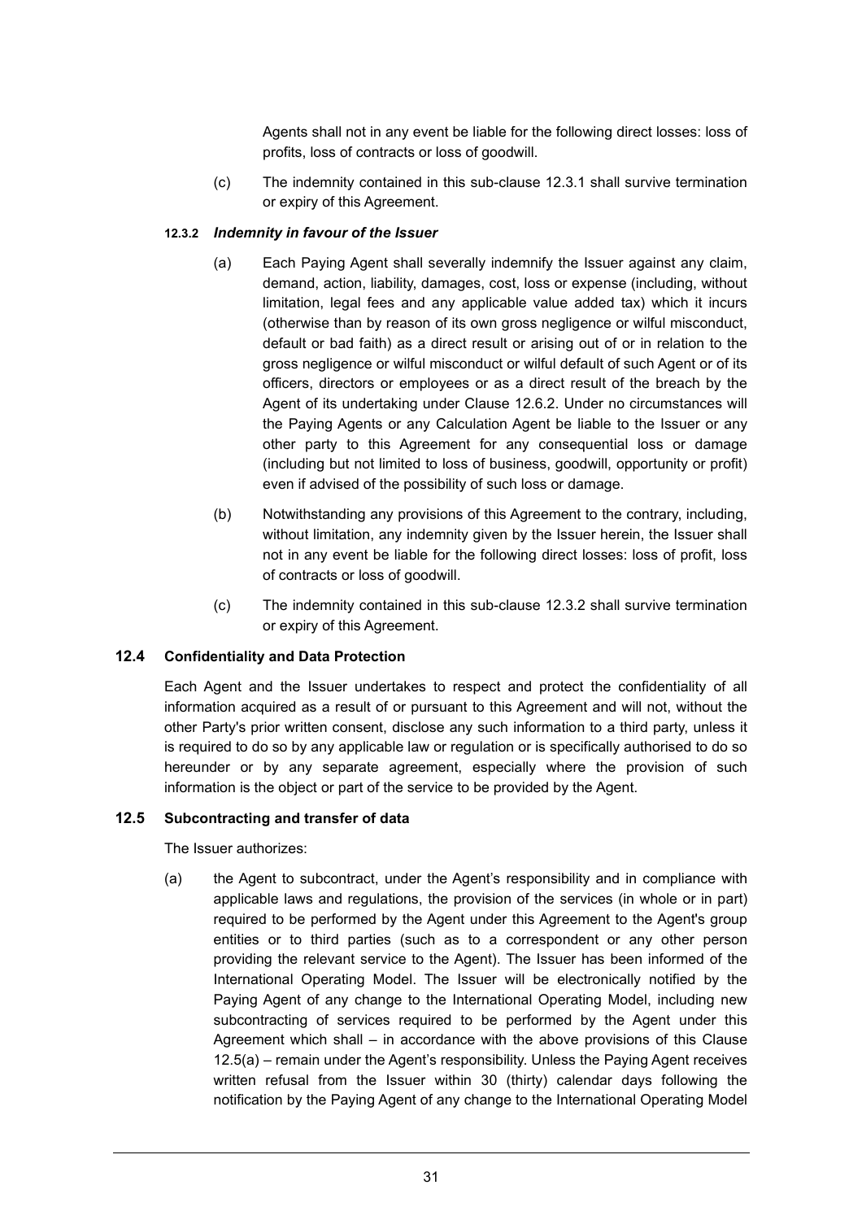Agents shall not in any event be liable for the following direct losses: loss of profits, loss of contracts or loss of goodwill.

(c) The indemnity contained in this sub-clause 12.3.1 shall survive termination or expiry of this Agreement.

#### 12.3.2 *Indemnity in favour of the Issuer*

(a) Each Paying Agent shall severally indemnify the Issuer against any claim, demand, action, liability, damages, cost, loss or expense (including, without limitation, legal fees and any applicable value added tax) which it incurs (otherwise than by reason of its own gross negligence or wilful misconduct, default or bad faith) as a direct result or arising out of or in relation to the gross negligence or wilful misconduct or wilful default of such Agent or of its officers, directors or employees or as a direct result of the breach by the Agent of its undertaking under Clause 12.6.2. Under no circumstances will the Paying Agents or any Calculation Agent be liable to the Issuer or any other party to this Agreement for any consequential loss or damage (including but not limited to loss of business, goodwill, opportunity or profit) even if advised of the possibility of such loss or damage.

(b) Notwithstanding any provisions of this Agreement to the contrary, including, without limitation, any indemnity given by the Issuer herein, the Issuer shall not in any event be liable for the following direct losses: loss of profit, loss of contracts or loss of goodwill.

(c) The indemnity contained in this sub-clause 12.3.2 shall survive termination or expiry of this Agreement.

### 12.4 Confidentiality and Data Protection

Each Agent and the Issuer undertakes to respect and protect the confidentiality of all information acquired as a result of or pursuant to this Agreement and will not, without the other Party's prior written consent, disclose any such information to a third party, unless it is required to do so by any applicable law or regulation or is specifically authorised to do so hereunder or by any separate agreement, especially where the provision of such information is the object or part of the service to be provided by the Agent.

### 12.5 Subcontracting and transfer of data

The Issuer authorizes:

(a) the Agent to subcontract, under the Agent's responsibility and in compliance with applicable laws and regulations, the provision of the services (in whole or in part) required to be performed by the Agent under this Agreement to the Agent's group entities or to third parties (such as to a correspondent or any other person providing the relevant service to the Agent). The Issuer has been informed of the International Operating Model. The Issuer will be electronically notified by the Paying Agent of any change to the International Operating Model, including new subcontracting of services required to be performed by the Agent under this Agreement which shall – in accordance with the above provisions of this Clause 12.5(a) – remain under the Agent's responsibility. Unless the Paying Agent receives written refusal from the Issuer within 30 (thirty) calendar days following the notification by the Paying Agent of any change to the International Operating Model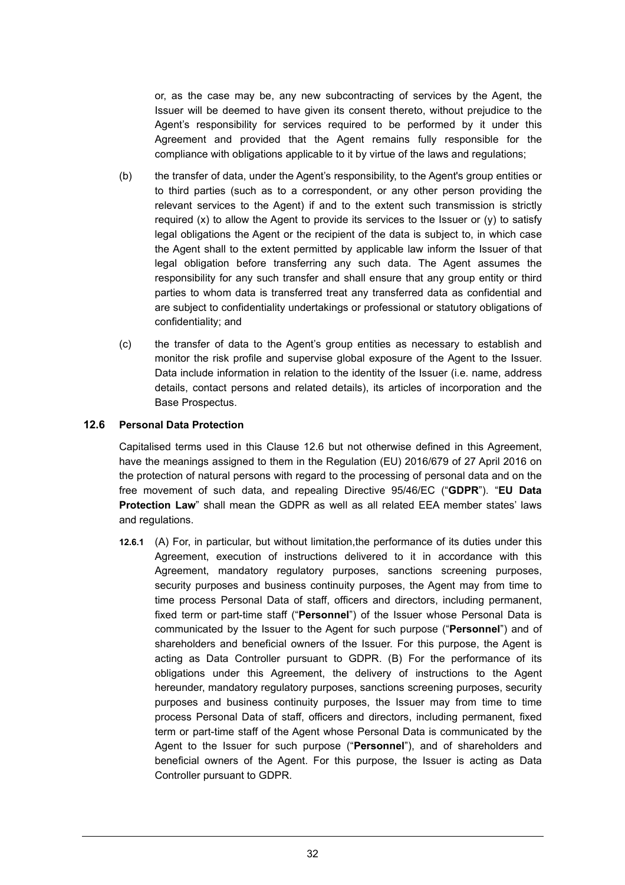or, as the case may be, any new subcontracting of services by the Agent, the Issuer will be deemed to have given its consent thereto, without prejudice to the Agent's responsibility for services required to be performed by it under this Agreement and provided that the Agent remains fully responsible for the compliance with obligations applicable to it by virtue of the laws and regulations;

(b) the transfer of data, under the Agent's responsibility, to the Agent's group entities or to third parties (such as to a correspondent, or any other person providing the relevant services to the Agent) if and to the extent such transmission is strictly required (x) to allow the Agent to provide its services to the Issuer or (y) to satisfy legal obligations the Agent or the recipient of the data is subject to, in which case the Agent shall to the extent permitted by applicable law inform the Issuer of that legal obligation before transferring any such data. The Agent assumes the responsibility for any such transfer and shall ensure that any group entity or third parties to whom data is transferred treat any transferred data as confidential and are subject to confidentiality undertakings or professional or statutory obligations of confidentiality; and

(c) the transfer of data to the Agent's group entities as necessary to establish and monitor the risk profile and supervise global exposure of the Agent to the Issuer. Data include information in relation to the identity of the Issuer (i.e. name, address details, contact persons and related details), its articles of incorporation and the Base Prospectus.

### 12.6 Personal Data Protection

Capitalised terms used in this Clause 12.6 but not otherwise defined in this Agreement, have the meanings assigned to them in the Regulation (EU) 2016/679 of 27 April 2016 on the protection of natural persons with regard to the processing of personal data and on the free movement of such data, and repealing Directive 95/46/EC ("**GDPR**"). "**EU Data Protection Law**" shall mean the GDPR as well as all related EEA member states' laws and regulations.

**12.6.1** (A) For, in particular, but without limitation,the performance of its duties under this Agreement, execution of instructions delivered to it in accordance with this Agreement, mandatory regulatory purposes, sanctions screening purposes, security purposes and business continuity purposes, the Agent may from time to time process Personal Data of staff, officers and directors, including permanent, fixed term or part-time staff ("**Personnel**") of the Issuer whose Personal Data is communicated by the Issuer to the Agent for such purpose ("**Personnel**") and of shareholders and beneficial owners of the Issuer. For this purpose, the Agent is acting as Data Controller pursuant to GDPR. (B) For the performance of its obligations under this Agreement, the delivery of instructions to the Agent hereunder, mandatory regulatory purposes, sanctions screening purposes, security purposes and business continuity purposes, the Issuer may from time to time process Personal Data of staff, officers and directors, including permanent, fixed term or part-time staff of the Agent whose Personal Data is communicated by the Agent to the Issuer for such purpose ("**Personnel**"), and of shareholders and beneficial owners of the Agent. For this purpose, the Issuer is acting as Data Controller pursuant to GDPR.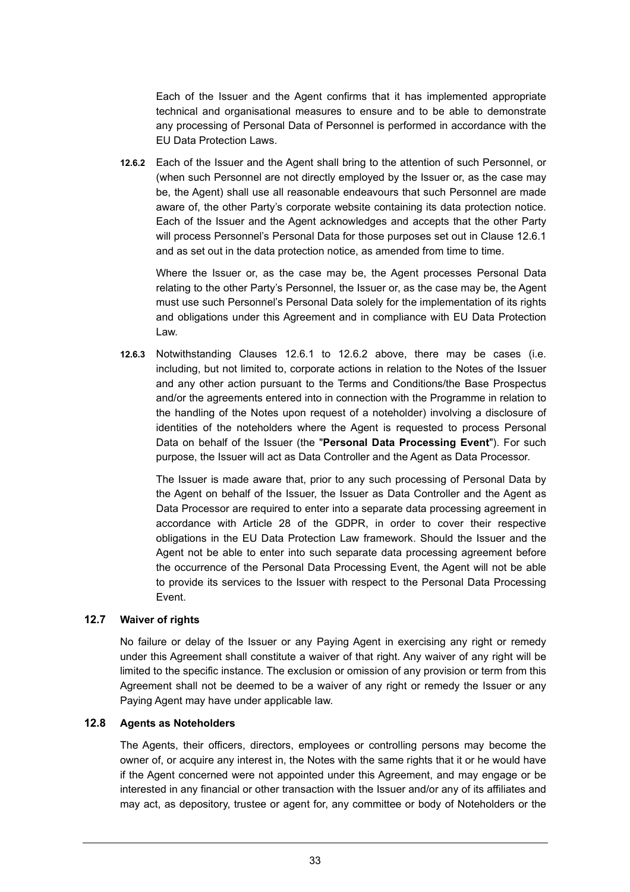Each of the Issuer and the Agent confirms that it has implemented appropriate technical and organisational measures to ensure and to be able to demonstrate any processing of Personal Data of Personnel is performed in accordance with the EU Data Protection Laws.

**12.6.2** Each of the Issuer and the Agent shall bring to the attention of such Personnel, or (when such Personnel are not directly employed by the Issuer or, as the case may be, the Agent) shall use all reasonable endeavours that such Personnel are made aware of, the other Party's corporate website containing its data protection notice. Each of the Issuer and the Agent acknowledges and accepts that the other Party will process Personnel's Personal Data for those purposes set out in Clause 12.6.1 and as set out in the data protection notice, as amended from time to time.

Where the Issuer or, as the case may be, the Agent processes Personal Data relating to the other Party's Personnel, the Issuer or, as the case may be, the Agent must use such Personnel's Personal Data solely for the implementation of its rights and obligations under this Agreement and in compliance with EU Data Protection Law.

**12.6.3** Notwithstanding Clauses 12.6.1 to 12.6.2 above, there may be cases (i.e. including, but not limited to, corporate actions in relation to the Notes of the Issuer and any other action pursuant to the Terms and Conditions/the Base Prospectus and/or the agreements entered into in connection with the Programme in relation to the handling of the Notes upon request of a noteholder) involving a disclosure of identities of the noteholders where the Agent is requested to process Personal Data on behalf of the Issuer (the "**Personal Data Processing Event**"). For such purpose, the Issuer will act as Data Controller and the Agent as Data Processor.

The Issuer is made aware that, prior to any such processing of Personal Data by the Agent on behalf of the Issuer, the Issuer as Data Controller and the Agent as Data Processor are required to enter into a separate data processing agreement in accordance with Article 28 of the GDPR, in order to cover their respective obligations in the EU Data Protection Law framework. Should the Issuer and the Agent not be able to enter into such separate data processing agreement before the occurrence of the Personal Data Processing Event, the Agent will not be able to provide its services to the Issuer with respect to the Personal Data Processing Event.

### 12.7 Waiver of rights

No failure or delay of the Issuer or any Paying Agent in exercising any right or remedy under this Agreement shall constitute a waiver of that right. Any waiver of any right will be limited to the specific instance. The exclusion or omission of any provision or term from this Agreement shall not be deemed to be a waiver of any right or remedy the Issuer or any Paying Agent may have under applicable law.

### 12.8 Agents as Noteholders

The Agents, their officers, directors, employees or controlling persons may become the owner of, or acquire any interest in, the Notes with the same rights that it or he would have if the Agent concerned were not appointed under this Agreement, and may engage or be interested in any financial or other transaction with the Issuer and/or any of its affiliates and may act, as depository, trustee or agent for, any committee or body of Noteholders or the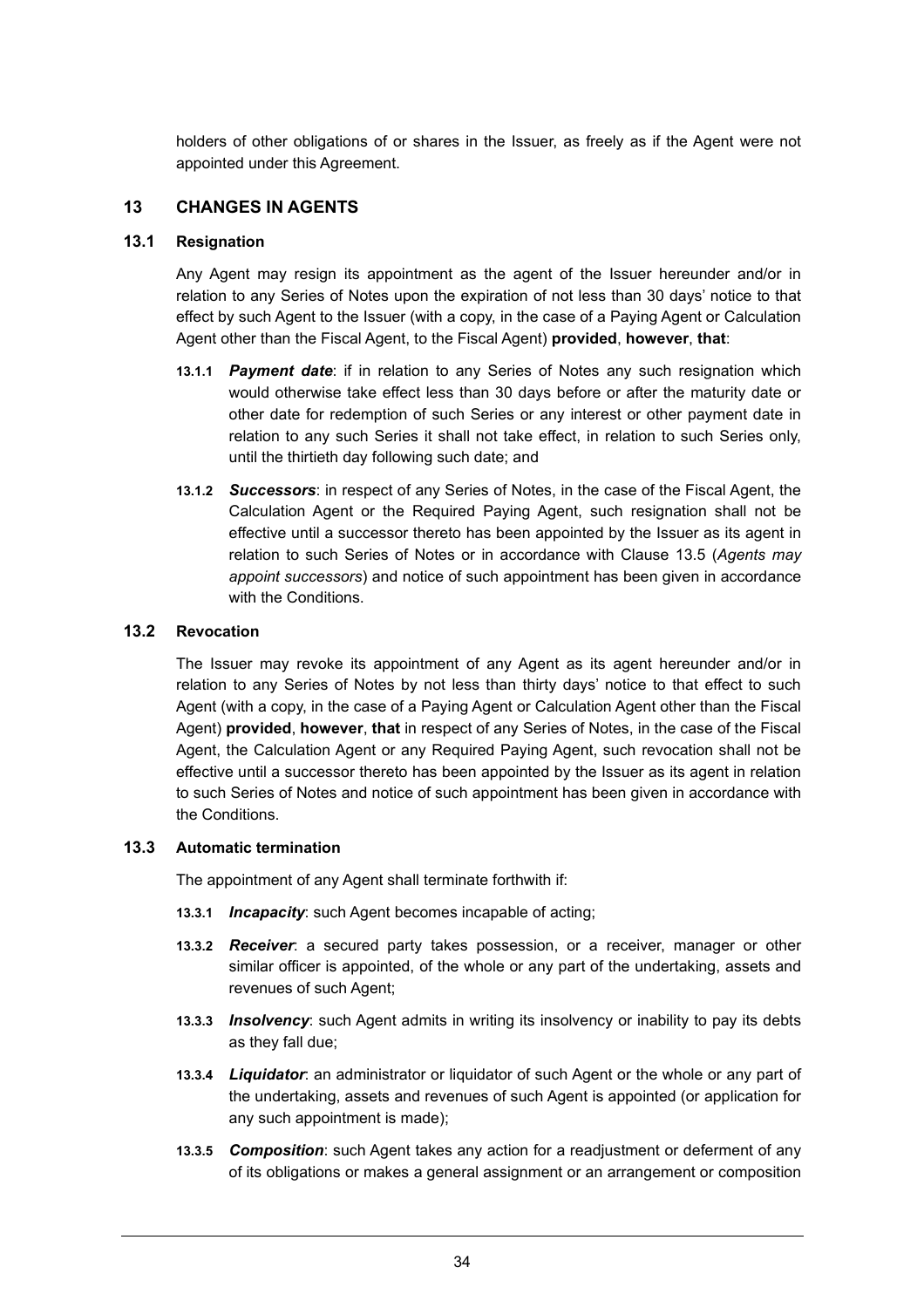holders of other obligations of or shares in the Issuer, as freely as if the Agent were not appointed under this Agreement.

## 13 CHANGES IN AGENTS

### 13.1 Resignation

Any Agent may resign its appointment as the agent of the Issuer hereunder and/or in relation to any Series of Notes upon the expiration of not less than 30 days' notice to that effect by such Agent to the Issuer (with a copy, in the case of a Paying Agent or Calculation Agent other than the Fiscal Agent, to the Fiscal Agent) **provided**, **however**, **that**:

**13.1.1** ***Payment date***: if in relation to any Series of Notes any such resignation which would otherwise take effect less than 30 days before or after the maturity date or other date for redemption of such Series or any interest or other payment date in relation to any such Series it shall not take effect, in relation to such Series only, until the thirtieth day following such date; and

**13.1.2** ***Successors***: in respect of any Series of Notes, in the case of the Fiscal Agent, the Calculation Agent or the Required Paying Agent, such resignation shall not be effective until a successor thereto has been appointed by the Issuer as its agent in relation to such Series of Notes or in accordance with Clause 13.5 (*Agents may appoint successors*) and notice of such appointment has been given in accordance with the Conditions.

### 13.2 Revocation

The Issuer may revoke its appointment of any Agent as its agent hereunder and/or in relation to any Series of Notes by not less than thirty days' notice to that effect to such Agent (with a copy, in the case of a Paying Agent or Calculation Agent other than the Fiscal Agent) **provided**, **however**, **that** in respect of any Series of Notes, in the case of the Fiscal Agent, the Calculation Agent or any Required Paying Agent, such revocation shall not be effective until a successor thereto has been appointed by the Issuer as its agent in relation to such Series of Notes and notice of such appointment has been given in accordance with the Conditions.

### 13.3 Automatic termination

The appointment of any Agent shall terminate forthwith if:

**13.3.1** ***Incapacity***: such Agent becomes incapable of acting;

**13.3.2** ***Receiver***: a secured party takes possession, or a receiver, manager or other similar officer is appointed, of the whole or any part of the undertaking, assets and revenues of such Agent;

**13.3.3** ***Insolvency***: such Agent admits in writing its insolvency or inability to pay its debts as they fall due;

**13.3.4** ***Liquidator***: an administrator or liquidator of such Agent or the whole or any part of the undertaking, assets and revenues of such Agent is appointed (or application for any such appointment is made);

**13.3.5** ***Composition***: such Agent takes any action for a readjustment or deferment of any of its obligations or makes a general assignment or an arrangement or composition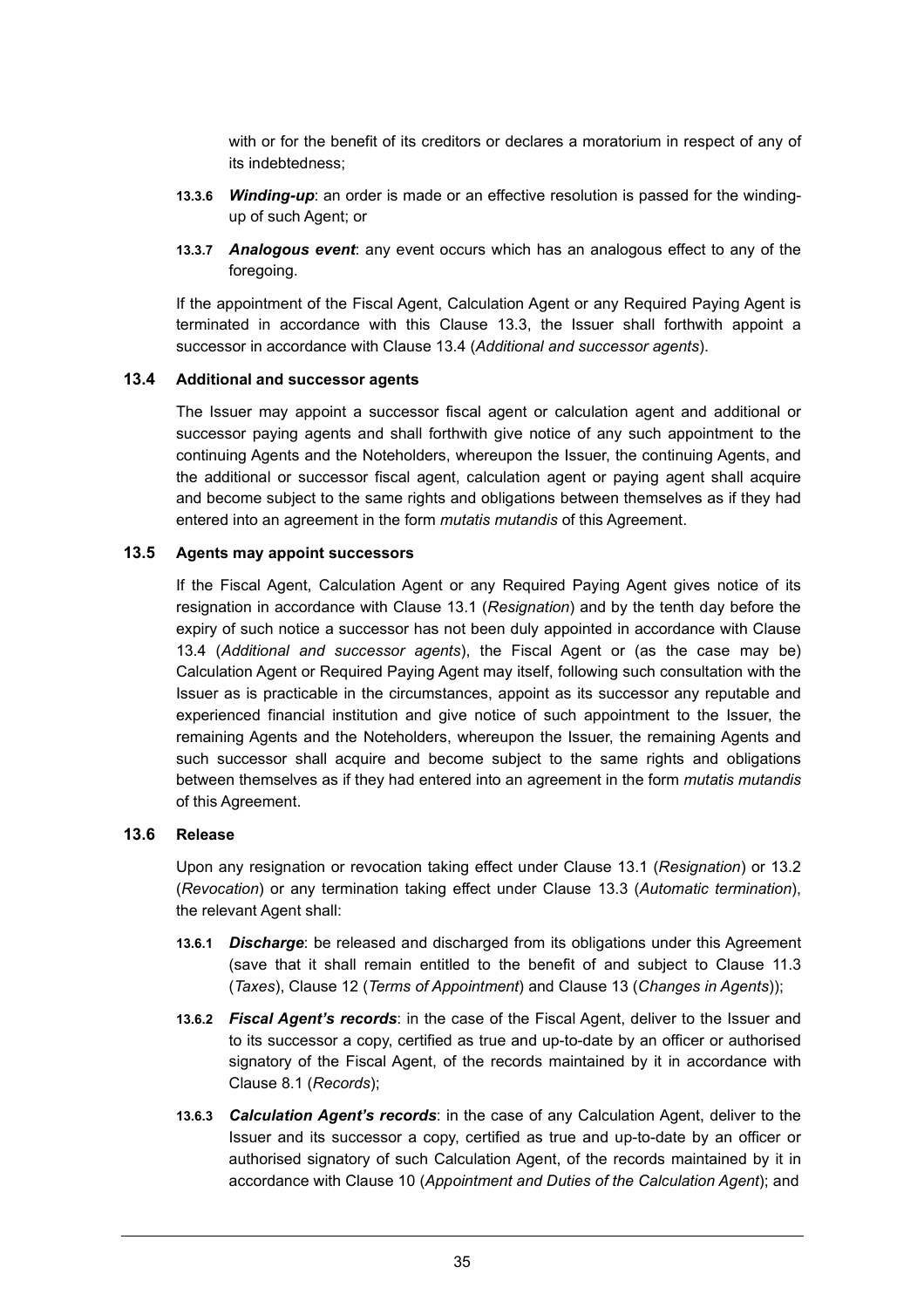with or for the benefit of its creditors or declares a moratorium in respect of any of its indebtedness;

**13.3.6** ***Winding-up***: an order is made or an effective resolution is passed for the winding-up of such Agent; or

**13.3.7** ***Analogous event***: any event occurs which has an analogous effect to any of the foregoing.

If the appointment of the Fiscal Agent, Calculation Agent or any Required Paying Agent is terminated in accordance with this Clause 13.3, the Issuer shall forthwith appoint a successor in accordance with Clause 13.4 (*Additional and successor agents*).

### 13.4 Additional and successor agents

The Issuer may appoint a successor fiscal agent or calculation agent and additional or successor paying agents and shall forthwith give notice of any such appointment to the continuing Agents and the Noteholders, whereupon the Issuer, the continuing Agents, and the additional or successor fiscal agent, calculation agent or paying agent shall acquire and become subject to the same rights and obligations between themselves as if they had entered into an agreement in the form *mutatis mutandis* of this Agreement.

### 13.5 Agents may appoint successors

If the Fiscal Agent, Calculation Agent or any Required Paying Agent gives notice of its resignation in accordance with Clause 13.1 (*Resignation*) and by the tenth day before the expiry of such notice a successor has not been duly appointed in accordance with Clause 13.4 (*Additional and successor agents*), the Fiscal Agent or (as the case may be) Calculation Agent or Required Paying Agent may itself, following such consultation with the Issuer as is practicable in the circumstances, appoint as its successor any reputable and experienced financial institution and give notice of such appointment to the Issuer, the remaining Agents and the Noteholders, whereupon the Issuer, the remaining Agents and such successor shall acquire and become subject to the same rights and obligations between themselves as if they had entered into an agreement in the form *mutatis mutandis* of this Agreement.

### 13.6 Release

Upon any resignation or revocation taking effect under Clause 13.1 (*Resignation*) or 13.2 (*Revocation*) or any termination taking effect under Clause 13.3 (*Automatic termination*), the relevant Agent shall:

**13.6.1** ***Discharge***: be released and discharged from its obligations under this Agreement (save that it shall remain entitled to the benefit of and subject to Clause 11.3 (*Taxes*), Clause 12 (*Terms of Appointment*) and Clause 13 (*Changes in Agents*));

**13.6.2** ***Fiscal Agent's records***: in the case of the Fiscal Agent, deliver to the Issuer and to its successor a copy, certified as true and up-to-date by an officer or authorised signatory of the Fiscal Agent, of the records maintained by it in accordance with Clause 8.1 (*Records*);

**13.6.3** ***Calculation Agent's records***: in the case of any Calculation Agent, deliver to the Issuer and its successor a copy, certified as true and up-to-date by an officer or authorised signatory of such Calculation Agent, of the records maintained by it in accordance with Clause 10 (*Appointment and Duties of the Calculation Agent*); and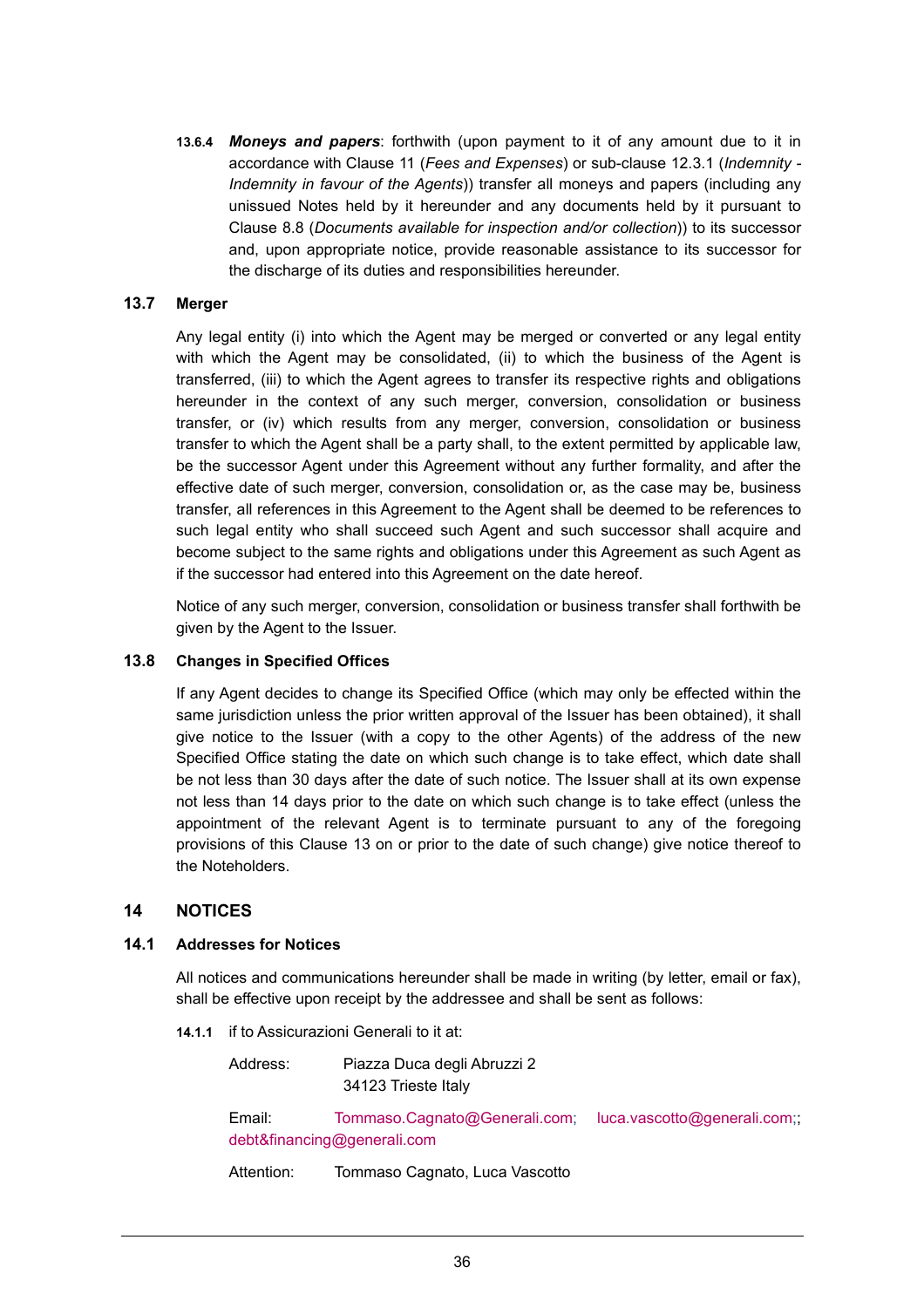**13.6.4** ***Moneys and papers***: forthwith (upon payment to it of any amount due to it in accordance with Clause 11 (*Fees and Expenses*) or sub-clause 12.3.1 (*Indemnity - Indemnity in favour of the Agents*)) transfer all moneys and papers (including any unissued Notes held by it hereunder and any documents held by it pursuant to Clause 8.8 (*Documents available for inspection and/or collection*)) to its successor and, upon appropriate notice, provide reasonable assistance to its successor for the discharge of its duties and responsibilities hereunder.

### 13.7 Merger

Any legal entity (i) into which the Agent may be merged or converted or any legal entity with which the Agent may be consolidated, (ii) to which the business of the Agent is transferred, (iii) to which the Agent agrees to transfer its respective rights and obligations hereunder in the context of any such merger, conversion, consolidation or business transfer, or (iv) which results from any merger, conversion, consolidation or business transfer to which the Agent shall be a party shall, to the extent permitted by applicable law, be the successor Agent under this Agreement without any further formality, and after the effective date of such merger, conversion, consolidation or, as the case may be, business transfer, all references in this Agreement to the Agent shall be deemed to be references to such legal entity who shall succeed such Agent and such successor shall acquire and become subject to the same rights and obligations under this Agreement as such Agent as if the successor had entered into this Agreement on the date hereof.

Notice of any such merger, conversion, consolidation or business transfer shall forthwith be given by the Agent to the Issuer.

### 13.8 Changes in Specified Offices

If any Agent decides to change its Specified Office (which may only be effected within the same jurisdiction unless the prior written approval of the Issuer has been obtained), it shall give notice to the Issuer (with a copy to the other Agents) of the address of the new Specified Office stating the date on which such change is to take effect, which date shall be not less than 30 days after the date of such notice. The Issuer shall at its own expense not less than 14 days prior to the date on which such change is to take effect (unless the appointment of the relevant Agent is to terminate pursuant to any of the foregoing provisions of this Clause 13 on or prior to the date of such change) give notice thereof to the Noteholders.

## 14 NOTICES

### 14.1 Addresses for Notices

All notices and communications hereunder shall be made in writing (by letter, email or fax), shall be effective upon receipt by the addressee and shall be sent as follows:

**14.1.1** if to Assicurazioni Generali to it at:

Address: Piazza Duca degli Abruzzi 2
34123 Trieste Italy

Email: Tommaso.Cagnato@Generali.com; luca.vascotto@generali.com;; debt&financing@generali.com

Attention: Tommaso Cagnato, Luca Vascotto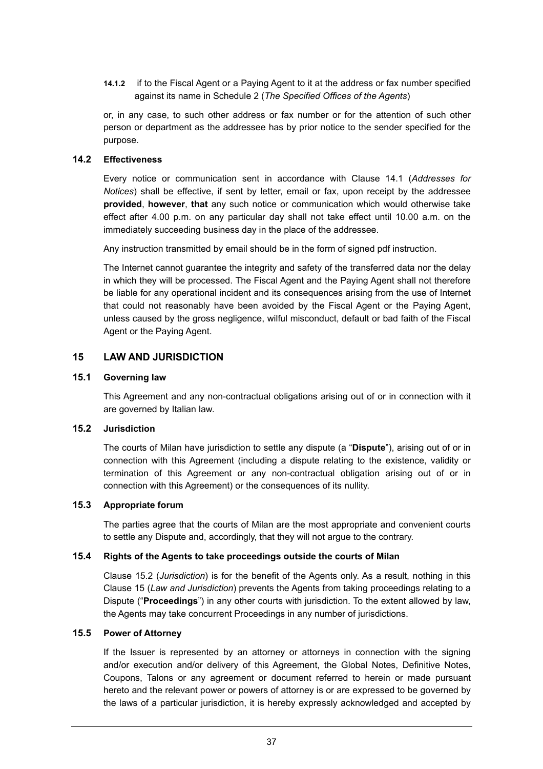**14.1.2** if to the Fiscal Agent or a Paying Agent to it at the address or fax number specified against its name in Schedule 2 (*The Specified Offices of the Agents*)

or, in any case, to such other address or fax number or for the attention of such other person or department as the addressee has by prior notice to the sender specified for the purpose.

### 14.2 Effectiveness

Every notice or communication sent in accordance with Clause 14.1 (*Addresses for Notices*) shall be effective, if sent by letter, email or fax, upon receipt by the addressee **provided**, **however**, **that** any such notice or communication which would otherwise take effect after 4.00 p.m. on any particular day shall not take effect until 10.00 a.m. on the immediately succeeding business day in the place of the addressee.

Any instruction transmitted by email should be in the form of signed pdf instruction.

The Internet cannot guarantee the integrity and safety of the transferred data nor the delay in which they will be processed. The Fiscal Agent and the Paying Agent shall not therefore be liable for any operational incident and its consequences arising from the use of Internet that could not reasonably have been avoided by the Fiscal Agent or the Paying Agent, unless caused by the gross negligence, wilful misconduct, default or bad faith of the Fiscal Agent or the Paying Agent.

## 15 LAW AND JURISDICTION

### 15.1 Governing law

This Agreement and any non-contractual obligations arising out of or in connection with it are governed by Italian law.

### 15.2 Jurisdiction

The courts of Milan have jurisdiction to settle any dispute (a "**Dispute**"), arising out of or in connection with this Agreement (including a dispute relating to the existence, validity or termination of this Agreement or any non-contractual obligation arising out of or in connection with this Agreement) or the consequences of its nullity.

### 15.3 Appropriate forum

The parties agree that the courts of Milan are the most appropriate and convenient courts to settle any Dispute and, accordingly, that they will not argue to the contrary.

### 15.4 Rights of the Agents to take proceedings outside the courts of Milan

Clause 15.2 (*Jurisdiction*) is for the benefit of the Agents only. As a result, nothing in this Clause 15 (*Law and Jurisdiction*) prevents the Agents from taking proceedings relating to a Dispute ("**Proceedings**") in any other courts with jurisdiction. To the extent allowed by law, the Agents may take concurrent Proceedings in any number of jurisdictions.

### 15.5 Power of Attorney

If the Issuer is represented by an attorney or attorneys in connection with the signing and/or execution and/or delivery of this Agreement, the Global Notes, Definitive Notes, Coupons, Talons or any agreement or document referred to herein or made pursuant hereto and the relevant power or powers of attorney is or are expressed to be governed by the laws of a particular jurisdiction, it is hereby expressly acknowledged and accepted by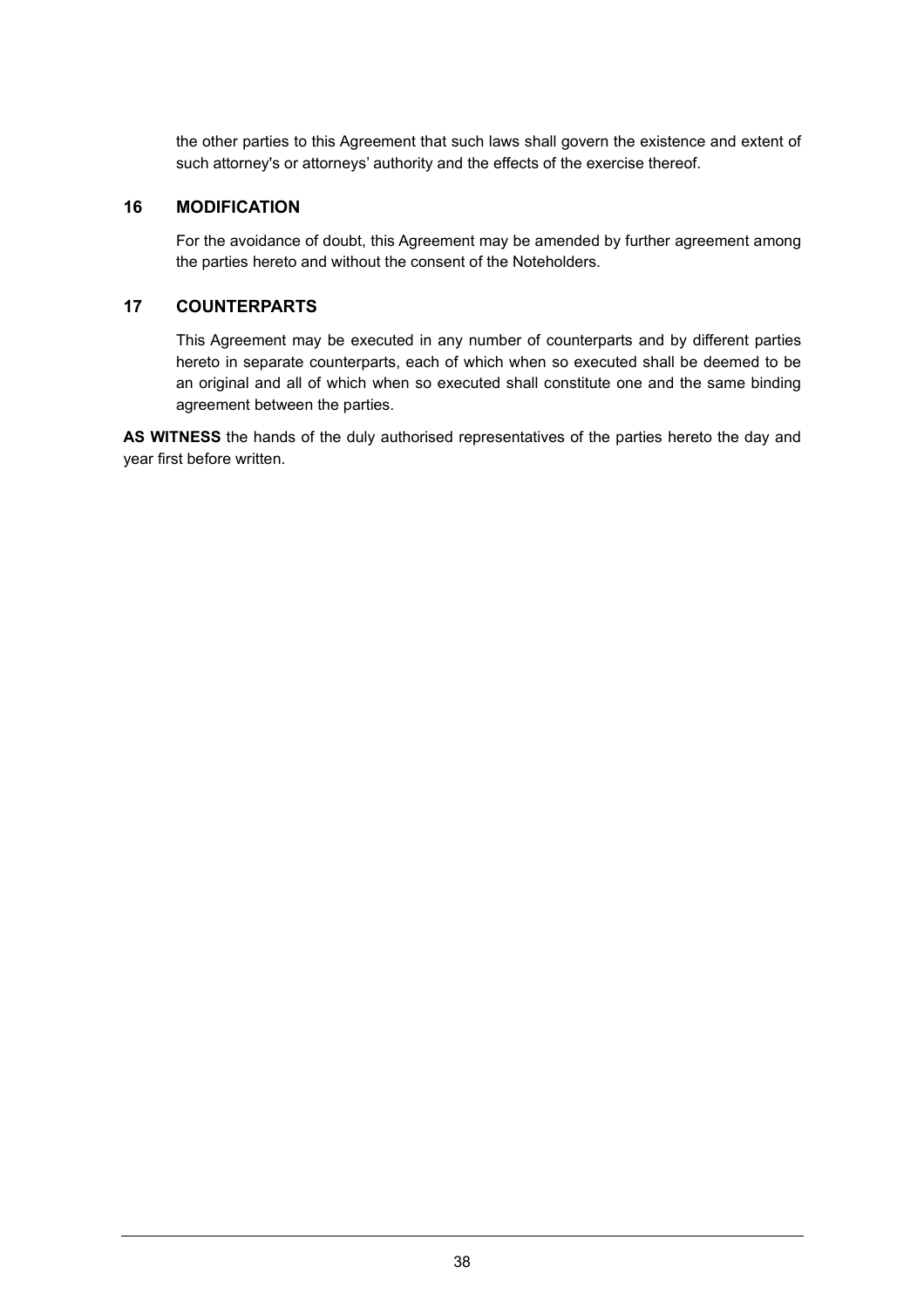the other parties to this Agreement that such laws shall govern the existence and extent of such attorney's or attorneys' authority and the effects of the exercise thereof.

## 16 MODIFICATION

For the avoidance of doubt, this Agreement may be amended by further agreement among the parties hereto and without the consent of the Noteholders.

## 17 COUNTERPARTS

This Agreement may be executed in any number of counterparts and by different parties hereto in separate counterparts, each of which when so executed shall be deemed to be an original and all of which when so executed shall constitute one and the same binding agreement between the parties.

**AS WITNESS** the hands of the duly authorised representatives of the parties hereto the day and year first before written.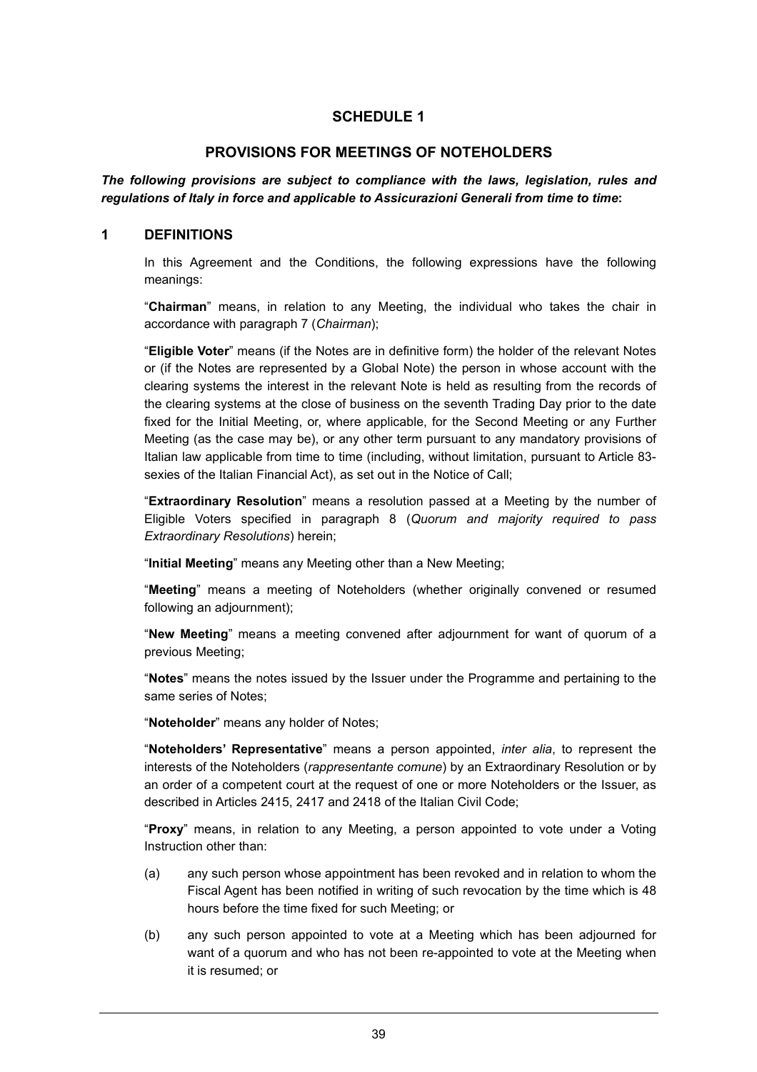# SCHEDULE 1

## PROVISIONS FOR MEETINGS OF NOTEHOLDERS

***The following provisions are subject to compliance with the laws, legislation, rules and regulations of Italy in force and applicable to Assicurazioni Generali from time to time*:**

### 1 DEFINITIONS

In this Agreement and the Conditions, the following expressions have the following meanings:

"**Chairman**" means, in relation to any Meeting, the individual who takes the chair in accordance with paragraph 7 (*Chairman*);

"**Eligible Voter**" means (if the Notes are in definitive form) the holder of the relevant Notes or (if the Notes are represented by a Global Note) the person in whose account with the clearing systems the interest in the relevant Note is held as resulting from the records of the clearing systems at the close of business on the seventh Trading Day prior to the date fixed for the Initial Meeting, or, where applicable, for the Second Meeting or any Further Meeting (as the case may be), or any other term pursuant to any mandatory provisions of Italian law applicable from time to time (including, without limitation, pursuant to Article 83-sexies of the Italian Financial Act), as set out in the Notice of Call;

"**Extraordinary Resolution**" means a resolution passed at a Meeting by the number of Eligible Voters specified in paragraph 8 (*Quorum and majority required to pass Extraordinary Resolutions*) herein;

"**Initial Meeting**" means any Meeting other than a New Meeting;

"**Meeting**" means a meeting of Noteholders (whether originally convened or resumed following an adjournment);

"**New Meeting**" means a meeting convened after adjournment for want of quorum of a previous Meeting;

"**Notes**" means the notes issued by the Issuer under the Programme and pertaining to the same series of Notes;

"**Noteholder**" means any holder of Notes;

"**Noteholders' Representative**" means a person appointed, *inter alia*, to represent the interests of the Noteholders (*rappresentante comune*) by an Extraordinary Resolution or by an order of a competent court at the request of one or more Noteholders or the Issuer, as described in Articles 2415, 2417 and 2418 of the Italian Civil Code;

"**Proxy**" means, in relation to any Meeting, a person appointed to vote under a Voting Instruction other than:

(a) any such person whose appointment has been revoked and in relation to whom the Fiscal Agent has been notified in writing of such revocation by the time which is 48 hours before the time fixed for such Meeting; or

(b) any such person appointed to vote at a Meeting which has been adjourned for want of a quorum and who has not been re-appointed to vote at the Meeting when it is resumed; or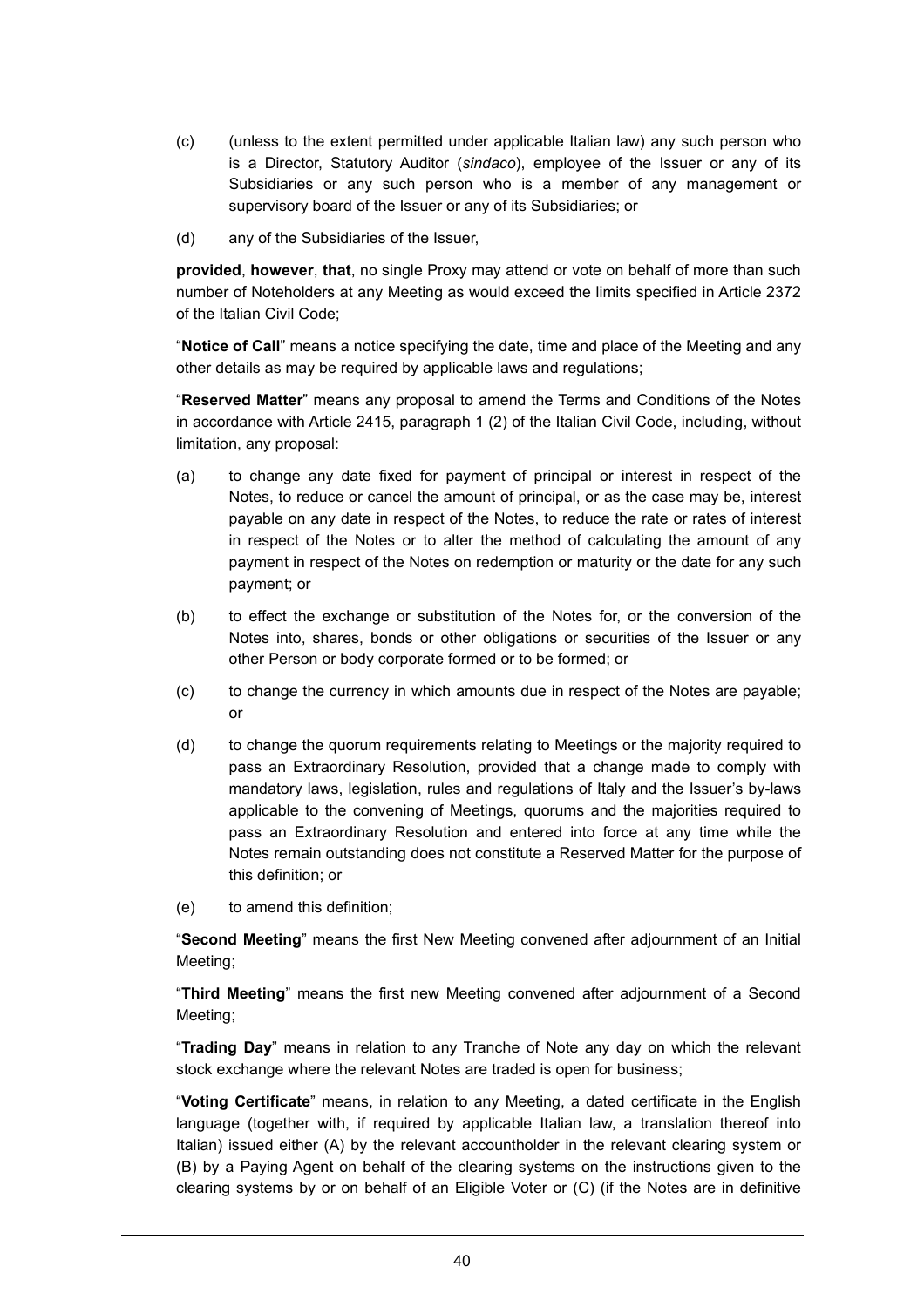(c) (unless to the extent permitted under applicable Italian law) any such person who is a Director, Statutory Auditor (*sindaco*), employee of the Issuer or any of its Subsidiaries or any such person who is a member of any management or supervisory board of the Issuer or any of its Subsidiaries; or

(d) any of the Subsidiaries of the Issuer,

**provided**, **however**, **that**, no single Proxy may attend or vote on behalf of more than such number of Noteholders at any Meeting as would exceed the limits specified in Article 2372 of the Italian Civil Code;

"**Notice of Call**" means a notice specifying the date, time and place of the Meeting and any other details as may be required by applicable laws and regulations;

"**Reserved Matter**" means any proposal to amend the Terms and Conditions of the Notes in accordance with Article 2415, paragraph 1 (2) of the Italian Civil Code, including, without limitation, any proposal:

(a) to change any date fixed for payment of principal or interest in respect of the Notes, to reduce or cancel the amount of principal, or as the case may be, interest payable on any date in respect of the Notes, to reduce the rate or rates of interest in respect of the Notes or to alter the method of calculating the amount of any payment in respect of the Notes on redemption or maturity or the date for any such payment; or

(b) to effect the exchange or substitution of the Notes for, or the conversion of the Notes into, shares, bonds or other obligations or securities of the Issuer or any other Person or body corporate formed or to be formed; or

(c) to change the currency in which amounts due in respect of the Notes are payable; or

(d) to change the quorum requirements relating to Meetings or the majority required to pass an Extraordinary Resolution, provided that a change made to comply with mandatory laws, legislation, rules and regulations of Italy and the Issuer's by-laws applicable to the convening of Meetings, quorums and the majorities required to pass an Extraordinary Resolution and entered into force at any time while the Notes remain outstanding does not constitute a Reserved Matter for the purpose of this definition; or

(e) to amend this definition;

"**Second Meeting**" means the first New Meeting convened after adjournment of an Initial Meeting;

"**Third Meeting**" means the first new Meeting convened after adjournment of a Second Meeting;

"**Trading Day**" means in relation to any Tranche of Note any day on which the relevant stock exchange where the relevant Notes are traded is open for business;

"**Voting Certificate**" means, in relation to any Meeting, a dated certificate in the English language (together with, if required by applicable Italian law, a translation thereof into Italian) issued either (A) by the relevant accountholder in the relevant clearing system or (B) by a Paying Agent on behalf of the clearing systems on the instructions given to the clearing systems by or on behalf of an Eligible Voter or (C) (if the Notes are in definitive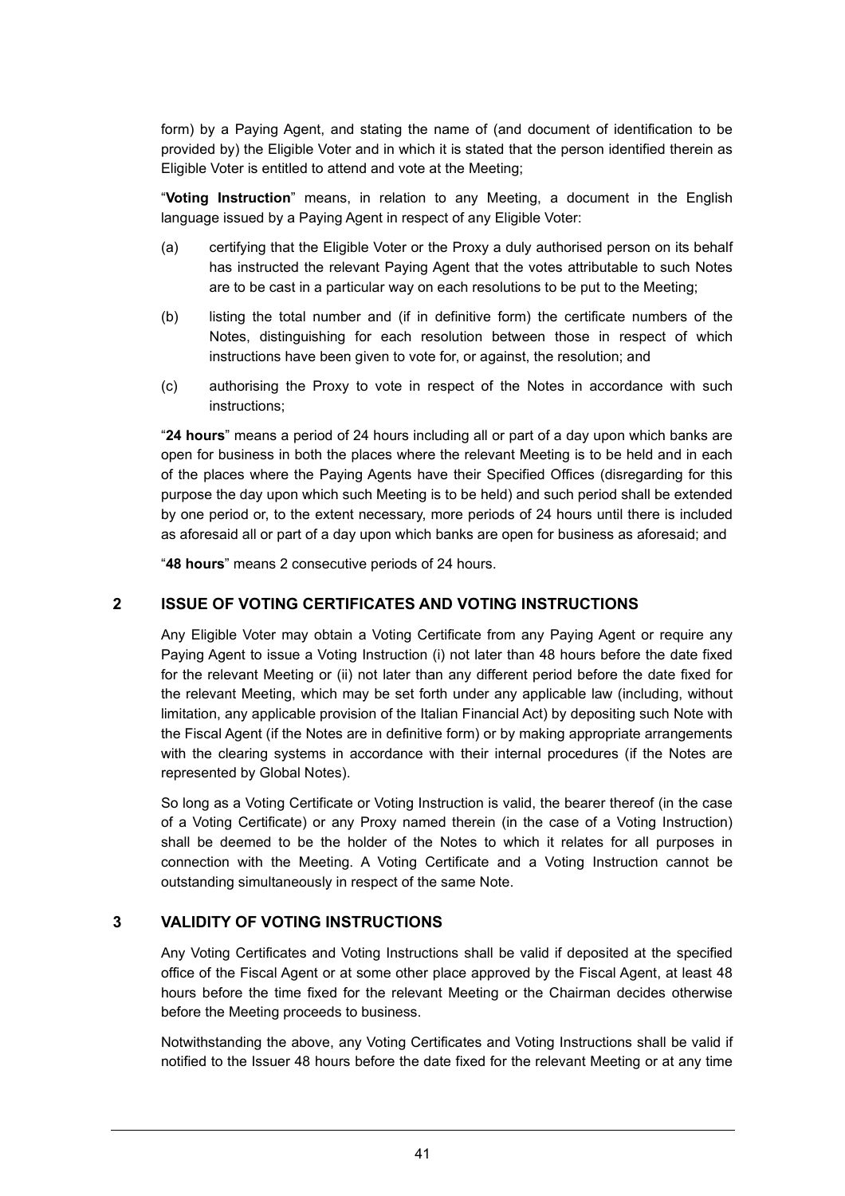form) by a Paying Agent, and stating the name of (and document of identification to be provided by) the Eligible Voter and in which it is stated that the person identified therein as Eligible Voter is entitled to attend and vote at the Meeting;

"**Voting Instruction**" means, in relation to any Meeting, a document in the English language issued by a Paying Agent in respect of any Eligible Voter:

(a) certifying that the Eligible Voter or the Proxy a duly authorised person on its behalf has instructed the relevant Paying Agent that the votes attributable to such Notes are to be cast in a particular way on each resolutions to be put to the Meeting;

(b) listing the total number and (if in definitive form) the certificate numbers of the Notes, distinguishing for each resolution between those in respect of which instructions have been given to vote for, or against, the resolution; and

(c) authorising the Proxy to vote in respect of the Notes in accordance with such instructions;

"**24 hours**" means a period of 24 hours including all or part of a day upon which banks are open for business in both the places where the relevant Meeting is to be held and in each of the places where the Paying Agents have their Specified Offices (disregarding for this purpose the day upon which such Meeting is to be held) and such period shall be extended by one period or, to the extent necessary, more periods of 24 hours until there is included as aforesaid all or part of a day upon which banks are open for business as aforesaid; and

"**48 hours**" means 2 consecutive periods of 24 hours.

## 2 ISSUE OF VOTING CERTIFICATES AND VOTING INSTRUCTIONS

Any Eligible Voter may obtain a Voting Certificate from any Paying Agent or require any Paying Agent to issue a Voting Instruction (i) not later than 48 hours before the date fixed for the relevant Meeting or (ii) not later than any different period before the date fixed for the relevant Meeting, which may be set forth under any applicable law (including, without limitation, any applicable provision of the Italian Financial Act) by depositing such Note with the Fiscal Agent (if the Notes are in definitive form) or by making appropriate arrangements with the clearing systems in accordance with their internal procedures (if the Notes are represented by Global Notes).

So long as a Voting Certificate or Voting Instruction is valid, the bearer thereof (in the case of a Voting Certificate) or any Proxy named therein (in the case of a Voting Instruction) shall be deemed to be the holder of the Notes to which it relates for all purposes in connection with the Meeting. A Voting Certificate and a Voting Instruction cannot be outstanding simultaneously in respect of the same Note.

## 3 VALIDITY OF VOTING INSTRUCTIONS

Any Voting Certificates and Voting Instructions shall be valid if deposited at the specified office of the Fiscal Agent or at some other place approved by the Fiscal Agent, at least 48 hours before the time fixed for the relevant Meeting or the Chairman decides otherwise before the Meeting proceeds to business.

Notwithstanding the above, any Voting Certificates and Voting Instructions shall be valid if notified to the Issuer 48 hours before the date fixed for the relevant Meeting or at any time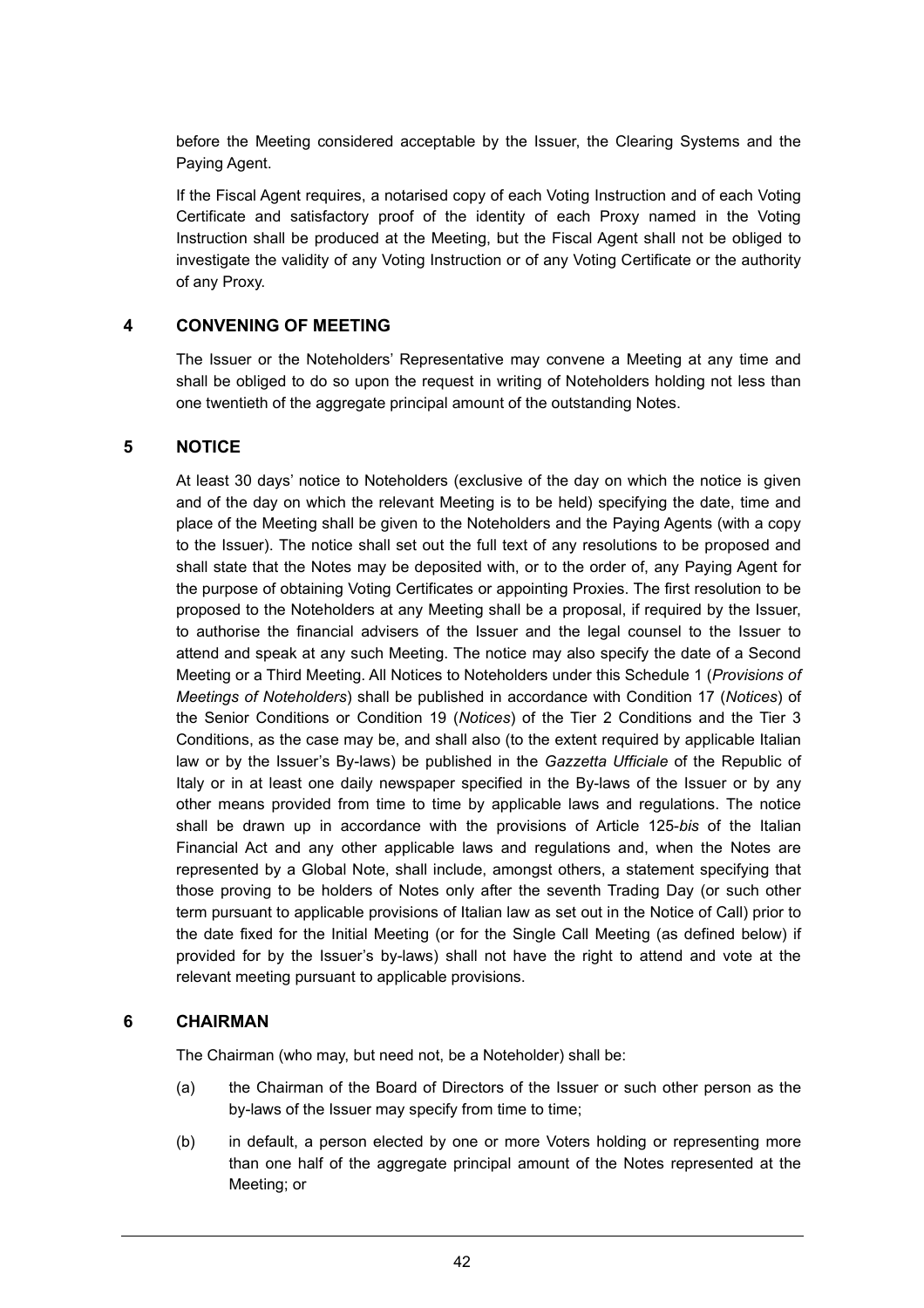before the Meeting considered acceptable by the Issuer, the Clearing Systems and the Paying Agent.

If the Fiscal Agent requires, a notarised copy of each Voting Instruction and of each Voting Certificate and satisfactory proof of the identity of each Proxy named in the Voting Instruction shall be produced at the Meeting, but the Fiscal Agent shall not be obliged to investigate the validity of any Voting Instruction or of any Voting Certificate or the authority of any Proxy.

## 4 CONVENING OF MEETING

The Issuer or the Noteholders' Representative may convene a Meeting at any time and shall be obliged to do so upon the request in writing of Noteholders holding not less than one twentieth of the aggregate principal amount of the outstanding Notes.

## 5 NOTICE

At least 30 days' notice to Noteholders (exclusive of the day on which the notice is given and of the day on which the relevant Meeting is to be held) specifying the date, time and place of the Meeting shall be given to the Noteholders and the Paying Agents (with a copy to the Issuer). The notice shall set out the full text of any resolutions to be proposed and shall state that the Notes may be deposited with, or to the order of, any Paying Agent for the purpose of obtaining Voting Certificates or appointing Proxies. The first resolution to be proposed to the Noteholders at any Meeting shall be a proposal, if required by the Issuer, to authorise the financial advisers of the Issuer and the legal counsel to the Issuer to attend and speak at any such Meeting. The notice may also specify the date of a Second Meeting or a Third Meeting. All Notices to Noteholders under this Schedule 1 (*Provisions of Meetings of Noteholders*) shall be published in accordance with Condition 17 (*Notices*) of the Senior Conditions or Condition 19 (*Notices*) of the Tier 2 Conditions and the Tier 3 Conditions, as the case may be, and shall also (to the extent required by applicable Italian law or by the Issuer's By-laws) be published in the *Gazzetta Ufficiale* of the Republic of Italy or in at least one daily newspaper specified in the By-laws of the Issuer or by any other means provided from time to time by applicable laws and regulations. The notice shall be drawn up in accordance with the provisions of Article 125-*bis* of the Italian Financial Act and any other applicable laws and regulations and, when the Notes are represented by a Global Note, shall include, amongst others, a statement specifying that those proving to be holders of Notes only after the seventh Trading Day (or such other term pursuant to applicable provisions of Italian law as set out in the Notice of Call) prior to the date fixed for the Initial Meeting (or for the Single Call Meeting (as defined below) if provided for by the Issuer's by-laws) shall not have the right to attend and vote at the relevant meeting pursuant to applicable provisions.

## 6 CHAIRMAN

The Chairman (who may, but need not, be a Noteholder) shall be:

(a) the Chairman of the Board of Directors of the Issuer or such other person as the by-laws of the Issuer may specify from time to time;

(b) in default, a person elected by one or more Voters holding or representing more than one half of the aggregate principal amount of the Notes represented at the Meeting; or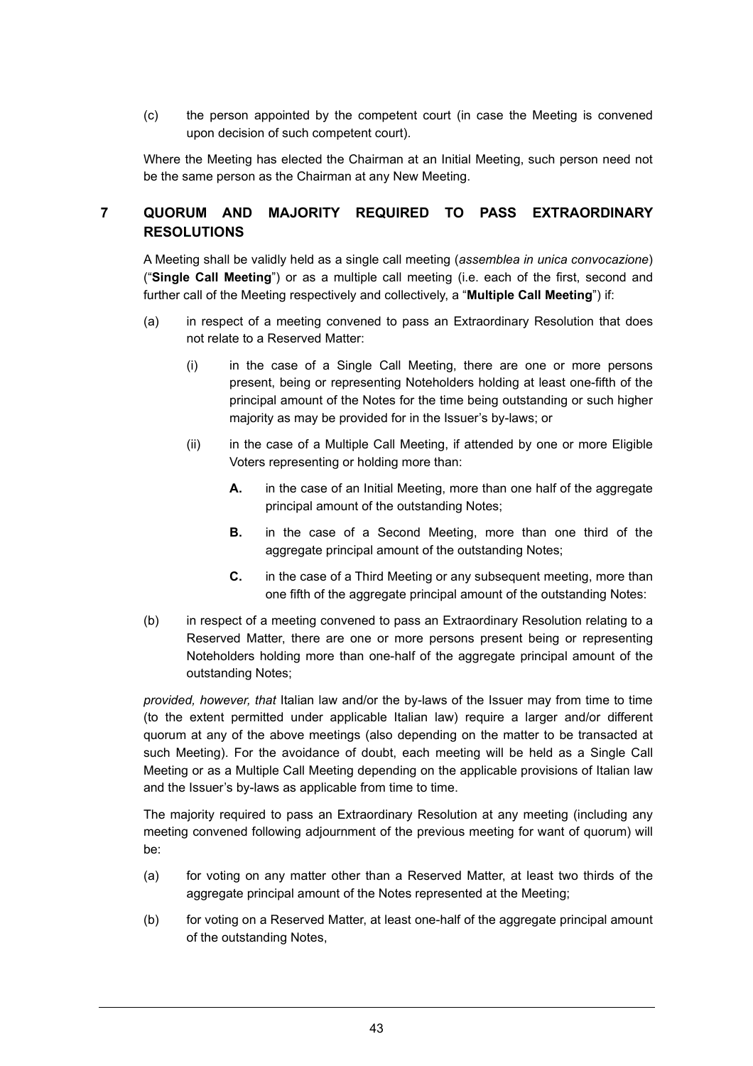(c) the person appointed by the competent court (in case the Meeting is convened upon decision of such competent court).

Where the Meeting has elected the Chairman at an Initial Meeting, such person need not be the same person as the Chairman at any New Meeting.

## 7 QUORUM AND MAJORITY REQUIRED TO PASS EXTRAORDINARY RESOLUTIONS

A Meeting shall be validly held as a single call meeting (*assemblea in unica convocazione*) ("**Single Call Meeting**") or as a multiple call meeting (i.e. each of the first, second and further call of the Meeting respectively and collectively, a "**Multiple Call Meeting**") if:

(a) in respect of a meeting convened to pass an Extraordinary Resolution that does not relate to a Reserved Matter:

  (i) in the case of a Single Call Meeting, there are one or more persons present, being or representing Noteholders holding at least one-fifth of the principal amount of the Notes for the time being outstanding or such higher majority as may be provided for in the Issuer's by-laws; or

  (ii) in the case of a Multiple Call Meeting, if attended by one or more Eligible Voters representing or holding more than:

    **A.** in the case of an Initial Meeting, more than one half of the aggregate principal amount of the outstanding Notes;

    **B.** in the case of a Second Meeting, more than one third of the aggregate principal amount of the outstanding Notes;

    **C.** in the case of a Third Meeting or any subsequent meeting, more than one fifth of the aggregate principal amount of the outstanding Notes:

(b) in respect of a meeting convened to pass an Extraordinary Resolution relating to a Reserved Matter, there are one or more persons present being or representing Noteholders holding more than one-half of the aggregate principal amount of the outstanding Notes;

*provided, however, that* Italian law and/or the by-laws of the Issuer may from time to time (to the extent permitted under applicable Italian law) require a larger and/or different quorum at any of the above meetings (also depending on the matter to be transacted at such Meeting). For the avoidance of doubt, each meeting will be held as a Single Call Meeting or as a Multiple Call Meeting depending on the applicable provisions of Italian law and the Issuer's by-laws as applicable from time to time.

The majority required to pass an Extraordinary Resolution at any meeting (including any meeting convened following adjournment of the previous meeting for want of quorum) will be:

(a) for voting on any matter other than a Reserved Matter, at least two thirds of the aggregate principal amount of the Notes represented at the Meeting;

(b) for voting on a Reserved Matter, at least one-half of the aggregate principal amount of the outstanding Notes,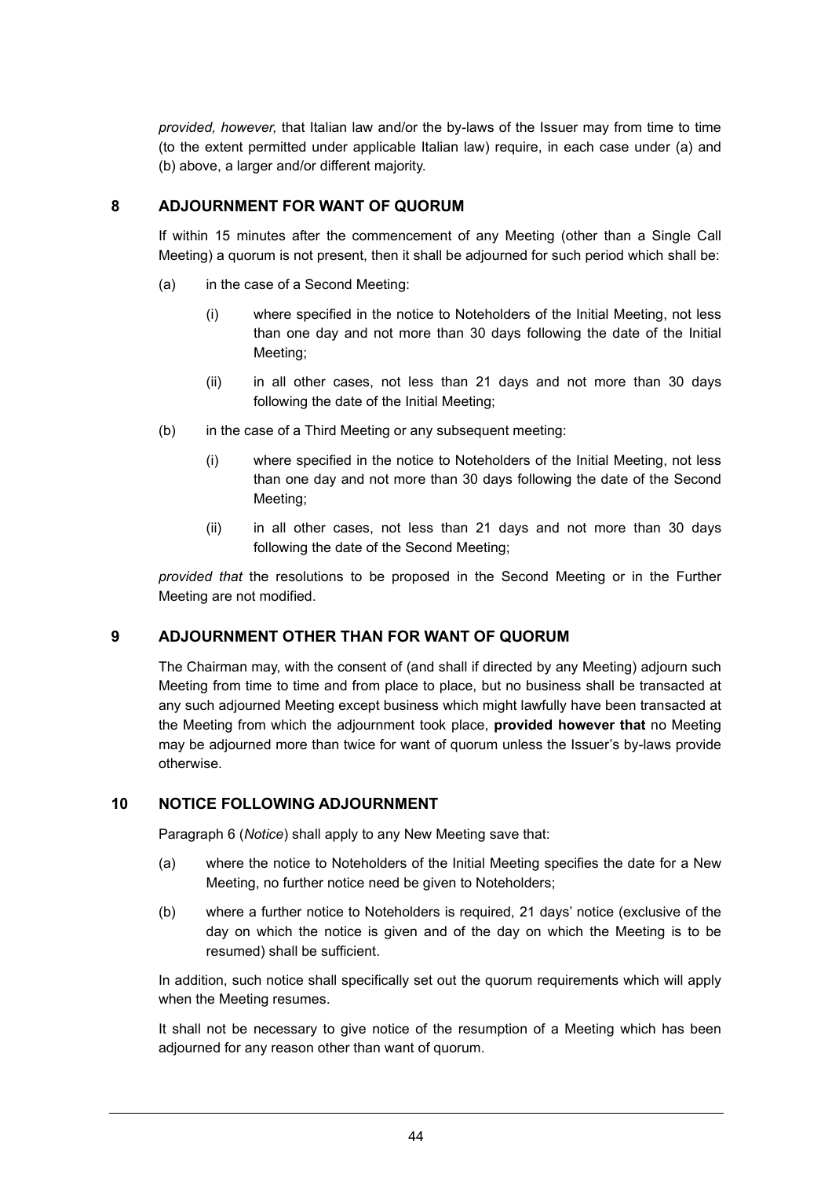*provided, however,* that Italian law and/or the by-laws of the Issuer may from time to time (to the extent permitted under applicable Italian law) require, in each case under (a) and (b) above, a larger and/or different majority.

## 8 ADJOURNMENT FOR WANT OF QUORUM

If within 15 minutes after the commencement of any Meeting (other than a Single Call Meeting) a quorum is not present, then it shall be adjourned for such period which shall be:

(a) in the case of a Second Meeting:

  (i) where specified in the notice to Noteholders of the Initial Meeting, not less than one day and not more than 30 days following the date of the Initial Meeting;

  (ii) in all other cases, not less than 21 days and not more than 30 days following the date of the Initial Meeting;

(b) in the case of a Third Meeting or any subsequent meeting:

  (i) where specified in the notice to Noteholders of the Initial Meeting, not less than one day and not more than 30 days following the date of the Second Meeting;

  (ii) in all other cases, not less than 21 days and not more than 30 days following the date of the Second Meeting;

*provided that* the resolutions to be proposed in the Second Meeting or in the Further Meeting are not modified.

## 9 ADJOURNMENT OTHER THAN FOR WANT OF QUORUM

The Chairman may, with the consent of (and shall if directed by any Meeting) adjourn such Meeting from time to time and from place to place, but no business shall be transacted at any such adjourned Meeting except business which might lawfully have been transacted at the Meeting from which the adjournment took place, **provided however that** no Meeting may be adjourned more than twice for want of quorum unless the Issuer's by-laws provide otherwise.

## 10 NOTICE FOLLOWING ADJOURNMENT

Paragraph 6 (*Notice*) shall apply to any New Meeting save that:

(a) where the notice to Noteholders of the Initial Meeting specifies the date for a New Meeting, no further notice need be given to Noteholders;

(b) where a further notice to Noteholders is required, 21 days' notice (exclusive of the day on which the notice is given and of the day on which the Meeting is to be resumed) shall be sufficient.

In addition, such notice shall specifically set out the quorum requirements which will apply when the Meeting resumes.

It shall not be necessary to give notice of the resumption of a Meeting which has been adjourned for any reason other than want of quorum.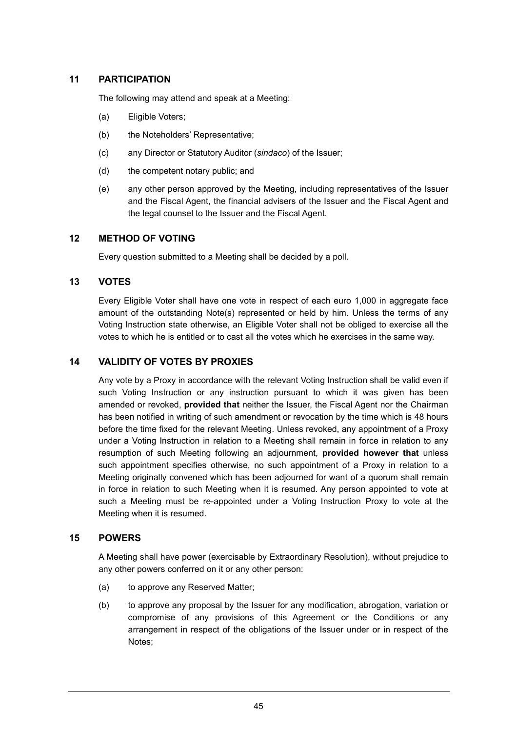## 11 PARTICIPATION

The following may attend and speak at a Meeting:

(a) Eligible Voters;

(b) the Noteholders' Representative;

(c) any Director or Statutory Auditor (*sindaco*) of the Issuer;

(d) the competent notary public; and

(e) any other person approved by the Meeting, including representatives of the Issuer and the Fiscal Agent, the financial advisers of the Issuer and the Fiscal Agent and the legal counsel to the Issuer and the Fiscal Agent.

## 12 METHOD OF VOTING

Every question submitted to a Meeting shall be decided by a poll.

## 13 VOTES

Every Eligible Voter shall have one vote in respect of each euro 1,000 in aggregate face amount of the outstanding Note(s) represented or held by him. Unless the terms of any Voting Instruction state otherwise, an Eligible Voter shall not be obliged to exercise all the votes to which he is entitled or to cast all the votes which he exercises in the same way.

## 14 VALIDITY OF VOTES BY PROXIES

Any vote by a Proxy in accordance with the relevant Voting Instruction shall be valid even if such Voting Instruction or any instruction pursuant to which it was given has been amended or revoked, **provided that** neither the Issuer, the Fiscal Agent nor the Chairman has been notified in writing of such amendment or revocation by the time which is 48 hours before the time fixed for the relevant Meeting. Unless revoked, any appointment of a Proxy under a Voting Instruction in relation to a Meeting shall remain in force in relation to any resumption of such Meeting following an adjournment, **provided however that** unless such appointment specifies otherwise, no such appointment of a Proxy in relation to a Meeting originally convened which has been adjourned for want of a quorum shall remain in force in relation to such Meeting when it is resumed. Any person appointed to vote at such a Meeting must be re-appointed under a Voting Instruction Proxy to vote at the Meeting when it is resumed.

## 15 POWERS

A Meeting shall have power (exercisable by Extraordinary Resolution), without prejudice to any other powers conferred on it or any other person:

(a) to approve any Reserved Matter;

(b) to approve any proposal by the Issuer for any modification, abrogation, variation or compromise of any provisions of this Agreement or the Conditions or any arrangement in respect of the obligations of the Issuer under or in respect of the Notes;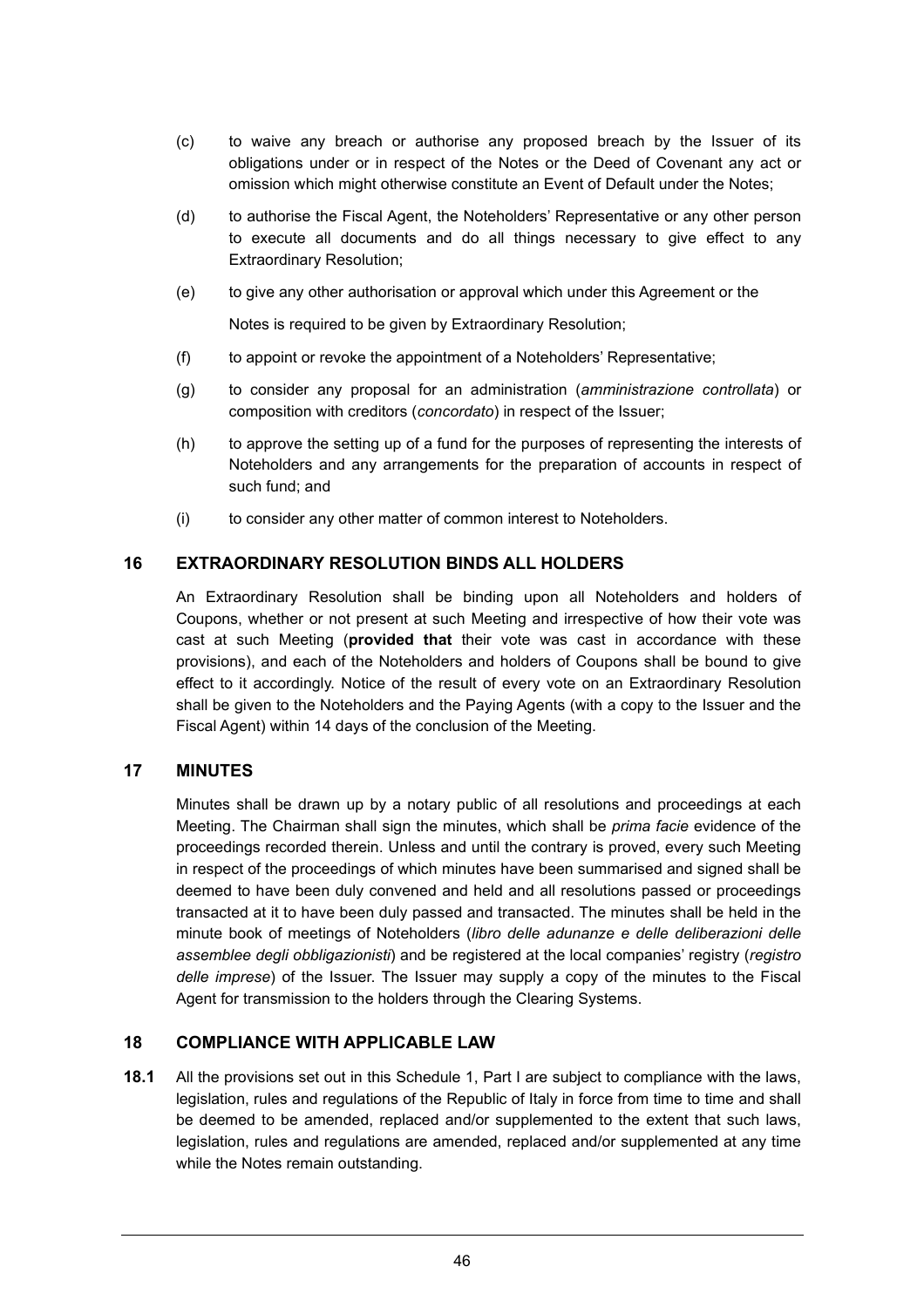(c) to waive any breach or authorise any proposed breach by the Issuer of its obligations under or in respect of the Notes or the Deed of Covenant any act or omission which might otherwise constitute an Event of Default under the Notes;

(d) to authorise the Fiscal Agent, the Noteholders' Representative or any other person to execute all documents and do all things necessary to give effect to any Extraordinary Resolution;

(e) to give any other authorisation or approval which under this Agreement or the Notes is required to be given by Extraordinary Resolution;

(f) to appoint or revoke the appointment of a Noteholders' Representative;

(g) to consider any proposal for an administration (*amministrazione controllata*) or composition with creditors (*concordato*) in respect of the Issuer;

(h) to approve the setting up of a fund for the purposes of representing the interests of Noteholders and any arrangements for the preparation of accounts in respect of such fund; and

(i) to consider any other matter of common interest to Noteholders.

## 16 EXTRAORDINARY RESOLUTION BINDS ALL HOLDERS

An Extraordinary Resolution shall be binding upon all Noteholders and holders of Coupons, whether or not present at such Meeting and irrespective of how their vote was cast at such Meeting (**provided that** their vote was cast in accordance with these provisions), and each of the Noteholders and holders of Coupons shall be bound to give effect to it accordingly. Notice of the result of every vote on an Extraordinary Resolution shall be given to the Noteholders and the Paying Agents (with a copy to the Issuer and the Fiscal Agent) within 14 days of the conclusion of the Meeting.

## 17 MINUTES

Minutes shall be drawn up by a notary public of all resolutions and proceedings at each Meeting. The Chairman shall sign the minutes, which shall be *prima facie* evidence of the proceedings recorded therein. Unless and until the contrary is proved, every such Meeting in respect of the proceedings of which minutes have been summarised and signed shall be deemed to have been duly convened and held and all resolutions passed or proceedings transacted at it to have been duly passed and transacted. The minutes shall be held in the minute book of meetings of Noteholders (*libro delle adunanze e delle deliberazioni delle assemblee degli obbligazionisti*) and be registered at the local companies' registry (*registro delle imprese*) of the Issuer. The Issuer may supply a copy of the minutes to the Fiscal Agent for transmission to the holders through the Clearing Systems.

## 18 COMPLIANCE WITH APPLICABLE LAW

**18.1** All the provisions set out in this Schedule 1, Part I are subject to compliance with the laws, legislation, rules and regulations of the Republic of Italy in force from time to time and shall be deemed to be amended, replaced and/or supplemented to the extent that such laws, legislation, rules and regulations are amended, replaced and/or supplemented at any time while the Notes remain outstanding.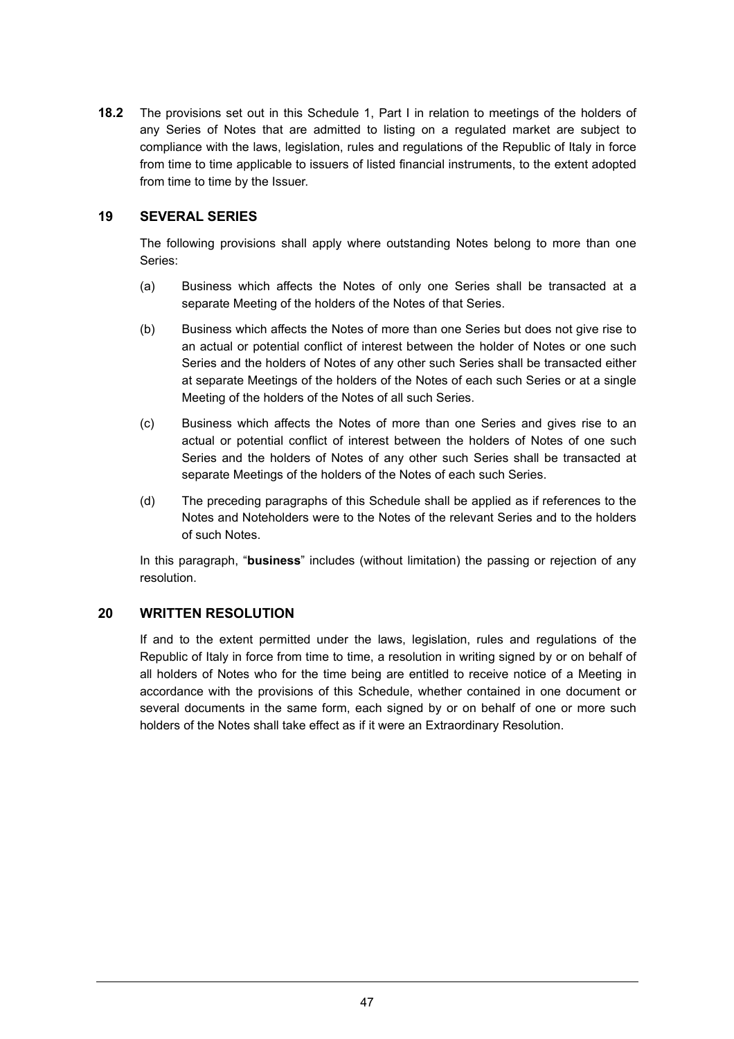**18.2** The provisions set out in this Schedule 1, Part I in relation to meetings of the holders of any Series of Notes that are admitted to listing on a regulated market are subject to compliance with the laws, legislation, rules and regulations of the Republic of Italy in force from time to time applicable to issuers of listed financial instruments, to the extent adopted from time to time by the Issuer.

## 19 SEVERAL SERIES

The following provisions shall apply where outstanding Notes belong to more than one Series:

(a) Business which affects the Notes of only one Series shall be transacted at a separate Meeting of the holders of the Notes of that Series.

(b) Business which affects the Notes of more than one Series but does not give rise to an actual or potential conflict of interest between the holder of Notes or one such Series and the holders of Notes of any other such Series shall be transacted either at separate Meetings of the holders of the Notes of each such Series or at a single Meeting of the holders of the Notes of all such Series.

(c) Business which affects the Notes of more than one Series and gives rise to an actual or potential conflict of interest between the holders of Notes of one such Series and the holders of Notes of any other such Series shall be transacted at separate Meetings of the holders of the Notes of each such Series.

(d) The preceding paragraphs of this Schedule shall be applied as if references to the Notes and Noteholders were to the Notes of the relevant Series and to the holders of such Notes.

In this paragraph, "**business**" includes (without limitation) the passing or rejection of any resolution.

## 20 WRITTEN RESOLUTION

If and to the extent permitted under the laws, legislation, rules and regulations of the Republic of Italy in force from time to time, a resolution in writing signed by or on behalf of all holders of Notes who for the time being are entitled to receive notice of a Meeting in accordance with the provisions of this Schedule, whether contained in one document or several documents in the same form, each signed by or on behalf of one or more such holders of the Notes shall take effect as if it were an Extraordinary Resolution.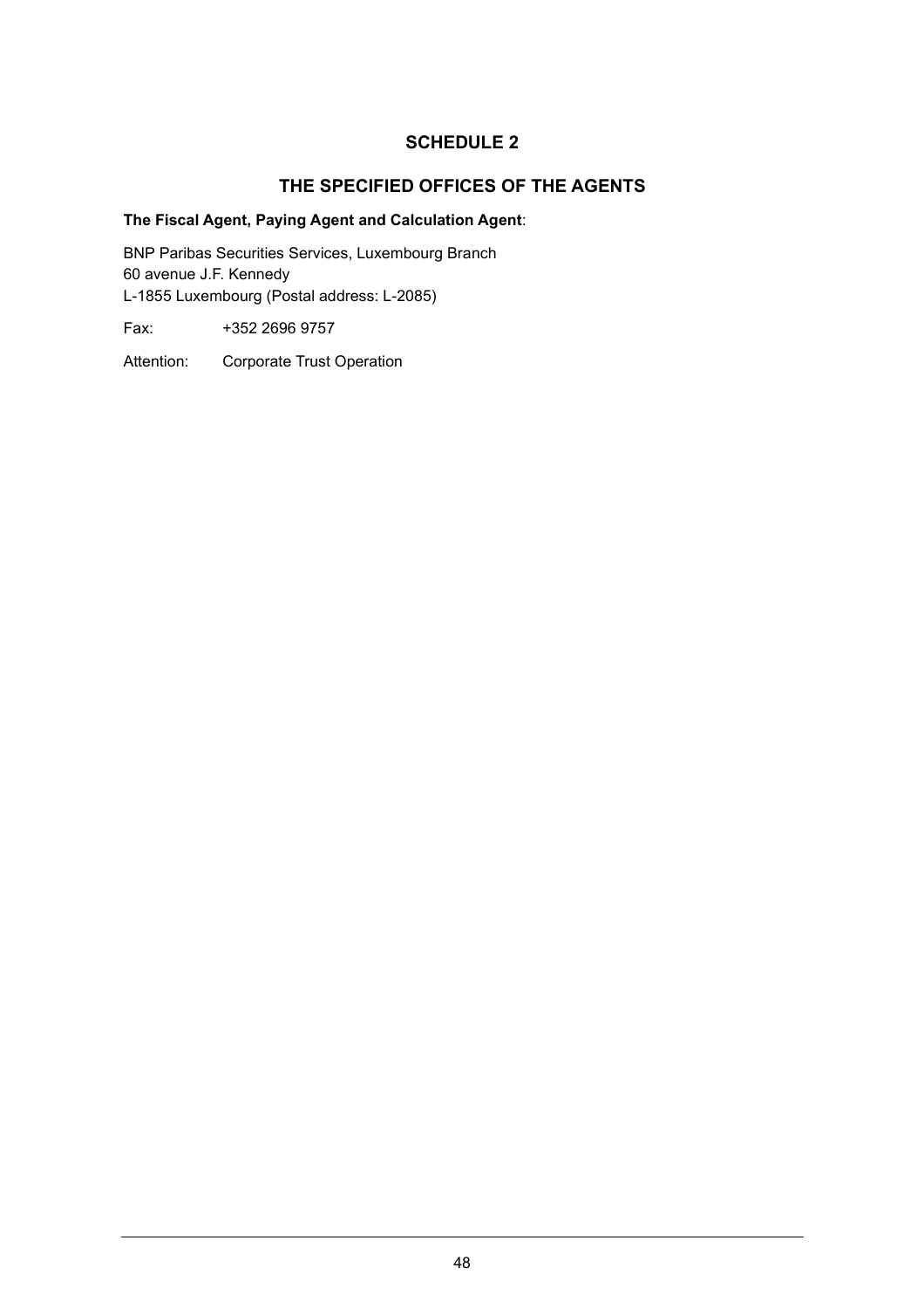# SCHEDULE 2

## THE SPECIFIED OFFICES OF THE AGENTS

**The Fiscal Agent, Paying Agent and Calculation Agent**:

BNP Paribas Securities Services, Luxembourg Branch
60 avenue J.F. Kennedy
L-1855 Luxembourg (Postal address: L-2085)

Fax: +352 2696 9757

Attention: Corporate Trust Operation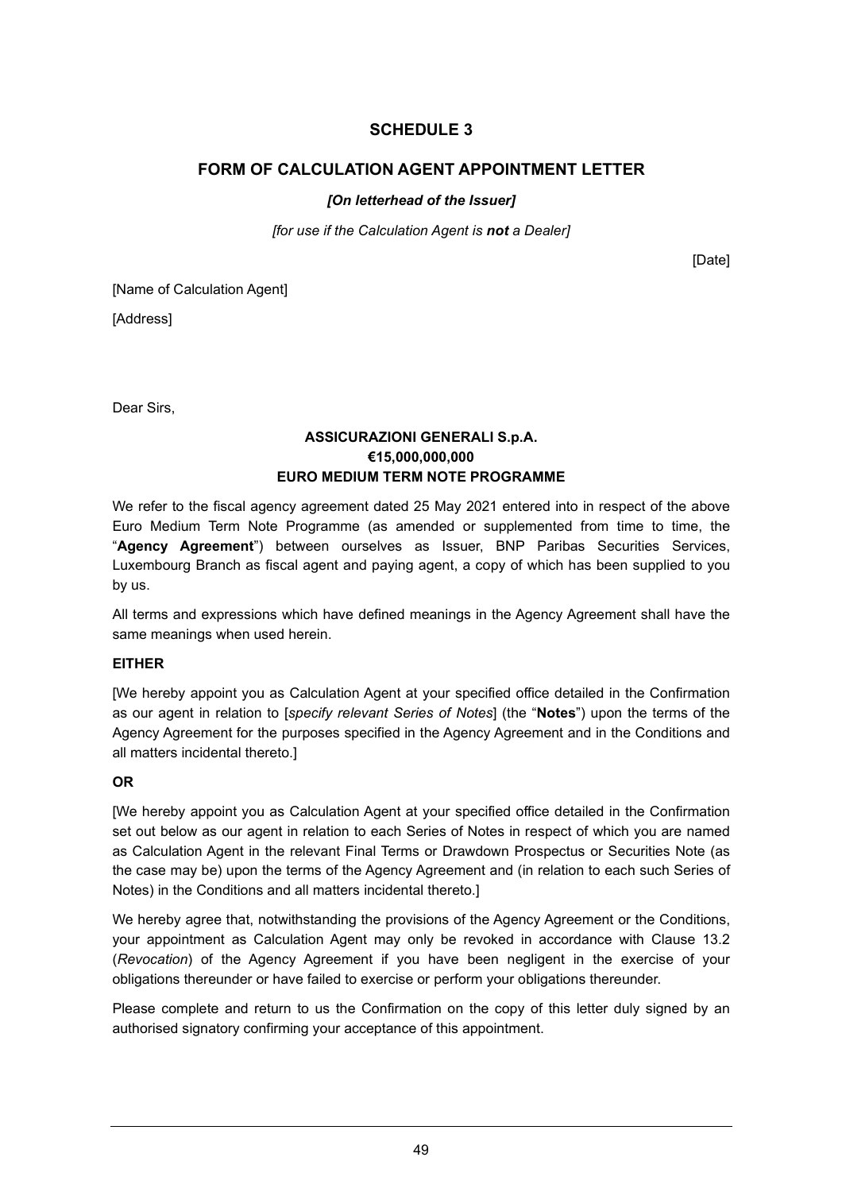# SCHEDULE 3

## FORM OF CALCULATION AGENT APPOINTMENT LETTER

***[On letterhead of the Issuer]***

*[for use if the Calculation Agent is **not** a Dealer]*

[Date]

[Name of Calculation Agent]

[Address]

Dear Sirs,

**ASSICURAZIONI GENERALI S.p.A.**
**€15,000,000,000**
**EURO MEDIUM TERM NOTE PROGRAMME**

We refer to the fiscal agency agreement dated 25 May 2021 entered into in respect of the above Euro Medium Term Note Programme (as amended or supplemented from time to time, the "**Agency Agreement**") between ourselves as Issuer, BNP Paribas Securities Services, Luxembourg Branch as fiscal agent and paying agent, a copy of which has been supplied to you by us.

All terms and expressions which have defined meanings in the Agency Agreement shall have the same meanings when used herein.

**EITHER**

[We hereby appoint you as Calculation Agent at your specified office detailed in the Confirmation as our agent in relation to [*specify relevant Series of Notes*] (the "**Notes**") upon the terms of the Agency Agreement for the purposes specified in the Agency Agreement and in the Conditions and all matters incidental thereto.]

**OR**

[We hereby appoint you as Calculation Agent at your specified office detailed in the Confirmation set out below as our agent in relation to each Series of Notes in respect of which you are named as Calculation Agent in the relevant Final Terms or Drawdown Prospectus or Securities Note (as the case may be) upon the terms of the Agency Agreement and (in relation to each such Series of Notes) in the Conditions and all matters incidental thereto.]

We hereby agree that, notwithstanding the provisions of the Agency Agreement or the Conditions, your appointment as Calculation Agent may only be revoked in accordance with Clause 13.2 (*Revocation*) of the Agency Agreement if you have been negligent in the exercise of your obligations thereunder or have failed to exercise or perform your obligations thereunder.

Please complete and return to us the Confirmation on the copy of this letter duly signed by an authorised signatory confirming your acceptance of this appointment.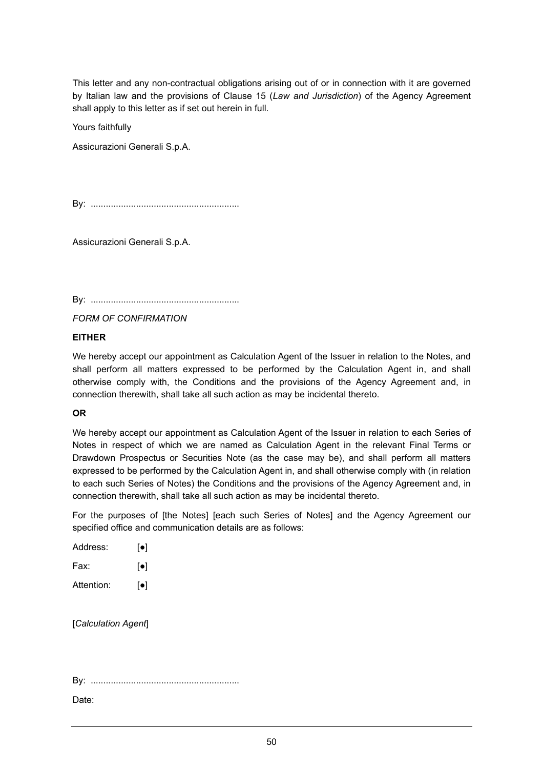This letter and any non-contractual obligations arising out of or in connection with it are governed by Italian law and the provisions of Clause 15 (*Law and Jurisdiction*) of the Agency Agreement shall apply to this letter as if set out herein in full.

Yours faithfully

Assicurazioni Generali S.p.A.

By: ..........................................................

Assicurazioni Generali S.p.A.

By: ..........................................................

*FORM OF CONFIRMATION*

**EITHER**

We hereby accept our appointment as Calculation Agent of the Issuer in relation to the Notes, and shall perform all matters expressed to be performed by the Calculation Agent in, and shall otherwise comply with, the Conditions and the provisions of the Agency Agreement and, in connection therewith, shall take all such action as may be incidental thereto.

**OR**

We hereby accept our appointment as Calculation Agent of the Issuer in relation to each Series of Notes in respect of which we are named as Calculation Agent in the relevant Final Terms or Drawdown Prospectus or Securities Note (as the case may be), and shall perform all matters expressed to be performed by the Calculation Agent in, and shall otherwise comply with (in relation to each such Series of Notes) the Conditions and the provisions of the Agency Agreement and, in connection therewith, shall take all such action as may be incidental thereto.

For the purposes of [the Notes] [each such Series of Notes] and the Agency Agreement our specified office and communication details are as follows:

Address: [●]

Fax: [●]

Attention: [●]

[*Calculation Agent*]

By: ..........................................................

Date: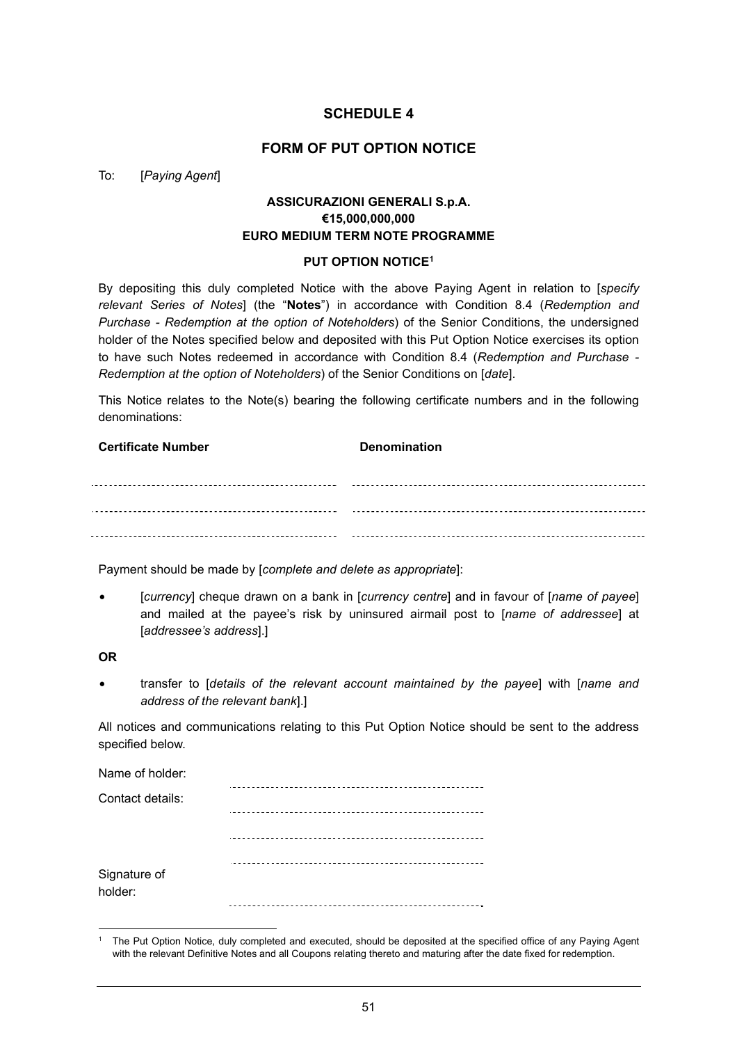# SCHEDULE 4

## FORM OF PUT OPTION NOTICE

To: [*Paying Agent*]

**ASSICURAZIONI GENERALI S.p.A.**
**€15,000,000,000**
**EURO MEDIUM TERM NOTE PROGRAMME**

**PUT OPTION NOTICE[1]**

By depositing this duly completed Notice with the above Paying Agent in relation to [*specify relevant Series of Notes*] (the "**Notes**") in accordance with Condition 8.4 (*Redemption and Purchase - Redemption at the option of Noteholders*) of the Senior Conditions, the undersigned holder of the Notes specified below and deposited with this Put Option Notice exercises its option to have such Notes redeemed in accordance with Condition 8.4 (*Redemption and Purchase - Redemption at the option of Noteholders*) of the Senior Conditions on [*date*].

This Notice relates to the Note(s) bearing the following certificate numbers and in the following denominations:

| Certificate Number | Denomination |
| --- | --- |
| ............................................................ | ............................................................ |
| ............................................................ | ............................................................ |
| ............................................................ | ............................................................ |

Payment should be made by [*complete and delete as appropriate*]:

- [*currency*] cheque drawn on a bank in [*currency centre*] and in favour of [*name of payee*] and mailed at the payee's risk by uninsured airmail post to [*name of addressee*] at [*addressee's address*].]

**OR**

- transfer to [*details of the relevant account maintained by the payee*] with [*name and address of the relevant bank*].]

All notices and communications relating to this Put Option Notice should be sent to the address specified below.

Name of holder: ............................................................

Contact details: ............................................................

............................................................

............................................................

Signature of holder: ............................................................

---

[1] The Put Option Notice, duly completed and executed, should be deposited at the specified office of any Paying Agent with the relevant Definitive Notes and all Coupons relating thereto and maturing after the date fixed for redemption.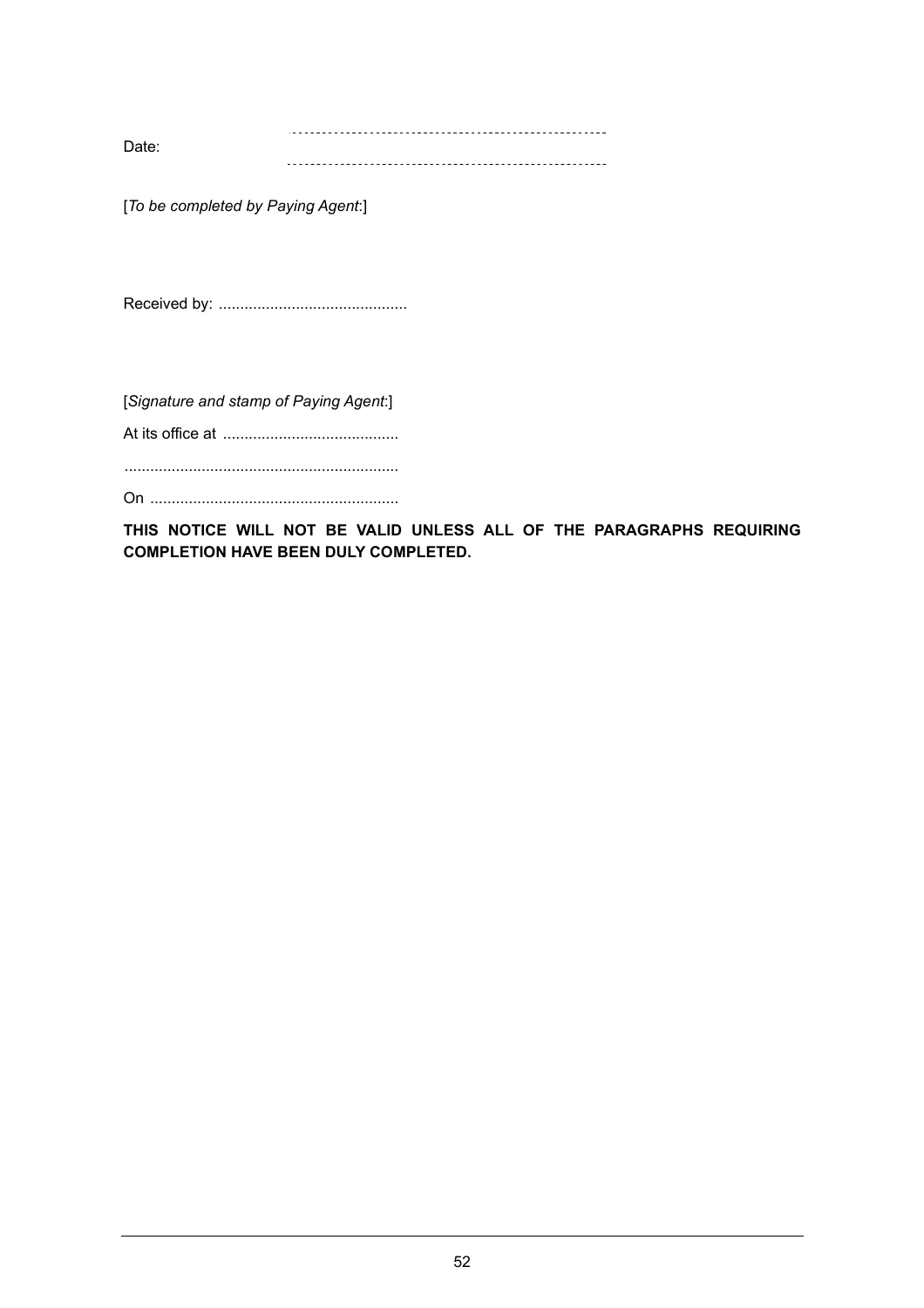Date: ............................................................

............................................................

[*To be completed by Paying Agent*:]

Received by: ............................................

[*Signature and stamp of Paying Agent*:]

At its office at .........................................

................................................................

On ..........................................................

**THIS NOTICE WILL NOT BE VALID UNLESS ALL OF THE PARAGRAPHS REQUIRING COMPLETION HAVE BEEN DULY COMPLETED.**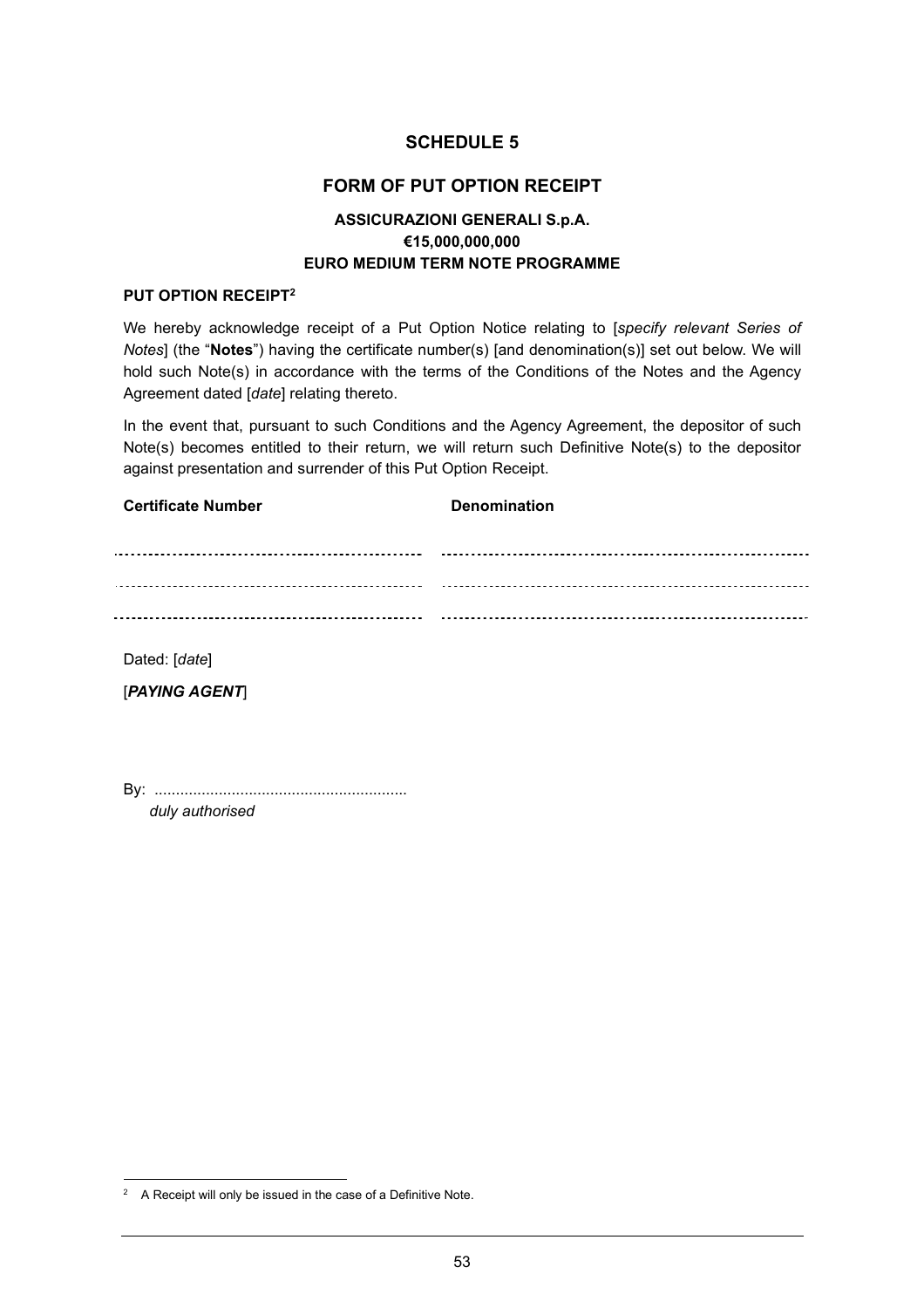# SCHEDULE 5

## FORM OF PUT OPTION RECEIPT

### ASSICURAZIONI GENERALI S.p.A.
### €15,000,000,000
### EURO MEDIUM TERM NOTE PROGRAMME

**PUT OPTION RECEIPT**[2]

We hereby acknowledge receipt of a Put Option Notice relating to [*specify relevant Series of Notes*] (the "**Notes**") having the certificate number(s) [and denomination(s)] set out below. We will hold such Note(s) in accordance with the terms of the Conditions of the Notes and the Agency Agreement dated [*date*] relating thereto.

In the event that, pursuant to such Conditions and the Agency Agreement, the depositor of such Note(s) becomes entitled to their return, we will return such Definitive Note(s) to the depositor against presentation and surrender of this Put Option Receipt.

| Certificate Number | Denomination |
|---|---|
| ........................................ | ........................................ |
| ........................................ | ........................................ |
| ........................................ | ........................................ |

Dated: [*date*]

[***PAYING AGENT***]

By: ..........................................................
*duly authorised*

---

[2] A Receipt will only be issued in the case of a Definitive Note.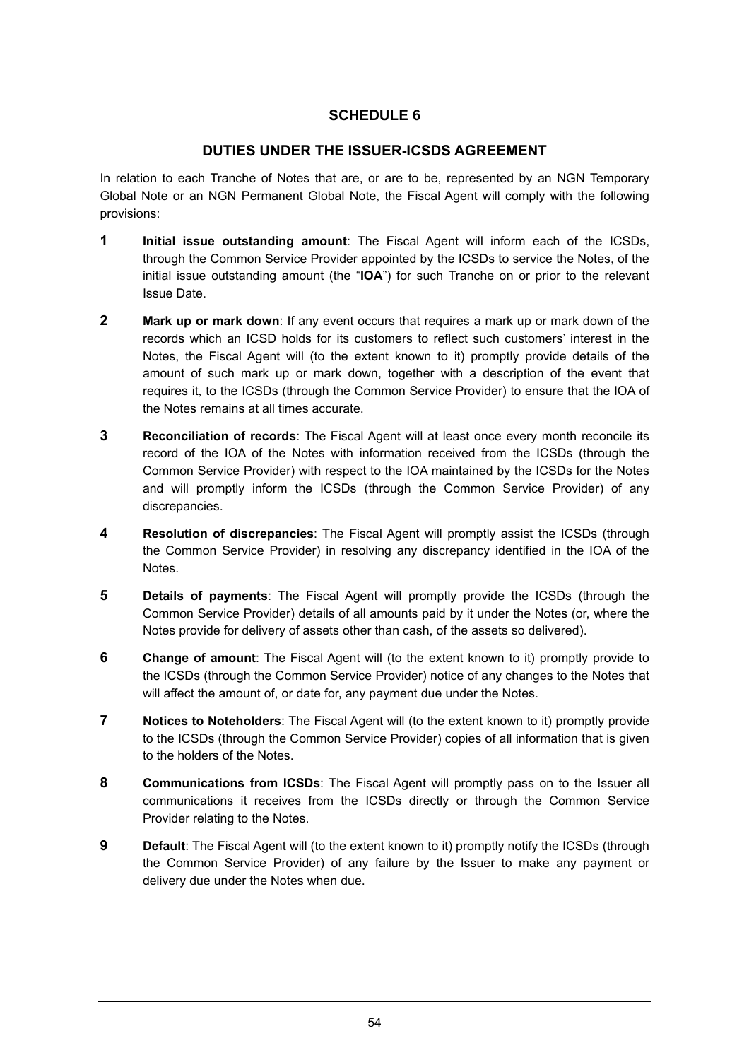# SCHEDULE 6

## DUTIES UNDER THE ISSUER-ICSDS AGREEMENT

In relation to each Tranche of Notes that are, or are to be, represented by an NGN Temporary Global Note or an NGN Permanent Global Note, the Fiscal Agent will comply with the following provisions:

1. **Initial issue outstanding amount**: The Fiscal Agent will inform each of the ICSDs, through the Common Service Provider appointed by the ICSDs to service the Notes, of the initial issue outstanding amount (the "**IOA**") for such Tranche on or prior to the relevant Issue Date.

2. **Mark up or mark down**: If any event occurs that requires a mark up or mark down of the records which an ICSD holds for its customers to reflect such customers' interest in the Notes, the Fiscal Agent will (to the extent known to it) promptly provide details of the amount of such mark up or mark down, together with a description of the event that requires it, to the ICSDs (through the Common Service Provider) to ensure that the IOA of the Notes remains at all times accurate.

3. **Reconciliation of records**: The Fiscal Agent will at least once every month reconcile its record of the IOA of the Notes with information received from the ICSDs (through the Common Service Provider) with respect to the IOA maintained by the ICSDs for the Notes and will promptly inform the ICSDs (through the Common Service Provider) of any discrepancies.

4. **Resolution of discrepancies**: The Fiscal Agent will promptly assist the ICSDs (through the Common Service Provider) in resolving any discrepancy identified in the IOA of the Notes.

5. **Details of payments**: The Fiscal Agent will promptly provide the ICSDs (through the Common Service Provider) details of all amounts paid by it under the Notes (or, where the Notes provide for delivery of assets other than cash, of the assets so delivered).

6. **Change of amount**: The Fiscal Agent will (to the extent known to it) promptly provide to the ICSDs (through the Common Service Provider) notice of any changes to the Notes that will affect the amount of, or date for, any payment due under the Notes.

7. **Notices to Noteholders**: The Fiscal Agent will (to the extent known to it) promptly provide to the ICSDs (through the Common Service Provider) copies of all information that is given to the holders of the Notes.

8. **Communications from ICSDs**: The Fiscal Agent will promptly pass on to the Issuer all communications it receives from the ICSDs directly or through the Common Service Provider relating to the Notes.

9. **Default**: The Fiscal Agent will (to the extent known to it) promptly notify the ICSDs (through the Common Service Provider) of any failure by the Issuer to make any payment or delivery due under the Notes when due.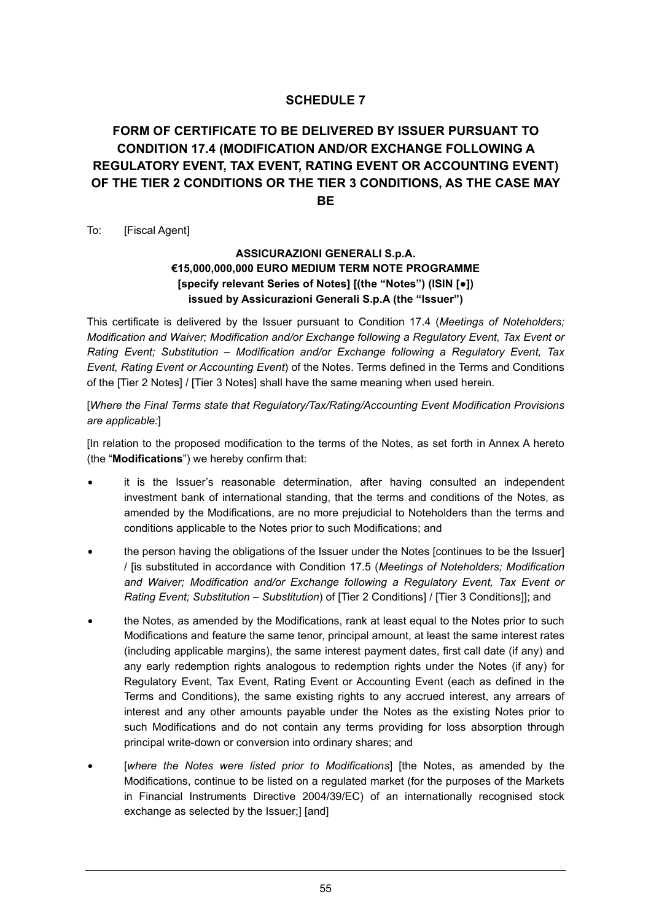## SCHEDULE 7

## FORM OF CERTIFICATE TO BE DELIVERED BY ISSUER PURSUANT TO CONDITION 17.4 (MODIFICATION AND/OR EXCHANGE FOLLOWING A REGULATORY EVENT, TAX EVENT, RATING EVENT OR ACCOUNTING EVENT) OF THE TIER 2 CONDITIONS OR THE TIER 3 CONDITIONS, AS THE CASE MAY BE

To: [Fiscal Agent]

**ASSICURAZIONI GENERALI S.p.A.**
**€15,000,000,000 EURO MEDIUM TERM NOTE PROGRAMME**
**[specify relevant Series of Notes] [(the "Notes") (ISIN [●])**
**issued by Assicurazioni Generali S.p.A (the "Issuer")**

This certificate is delivered by the Issuer pursuant to Condition 17.4 (*Meetings of Noteholders; Modification and Waiver; Modification and/or Exchange following a Regulatory Event, Tax Event or Rating Event; Substitution – Modification and/or Exchange following a Regulatory Event, Tax Event, Rating Event or Accounting Event*) of the Notes. Terms defined in the Terms and Conditions of the [Tier 2 Notes] / [Tier 3 Notes] shall have the same meaning when used herein.

[*Where the Final Terms state that Regulatory/Tax/Rating/Accounting Event Modification Provisions are applicable:*]

[In relation to the proposed modification to the terms of the Notes, as set forth in Annex A hereto (the "**Modifications**") we hereby confirm that:

- it is the Issuer's reasonable determination, after having consulted an independent investment bank of international standing, that the terms and conditions of the Notes, as amended by the Modifications, are no more prejudicial to Noteholders than the terms and conditions applicable to the Notes prior to such Modifications; and
- the person having the obligations of the Issuer under the Notes [continues to be the Issuer] / [is substituted in accordance with Condition 17.5 (*Meetings of Noteholders; Modification and Waiver; Modification and/or Exchange following a Regulatory Event, Tax Event or Rating Event; Substitution – Substitution*) of [Tier 2 Conditions] / [Tier 3 Conditions]]; and
- the Notes, as amended by the Modifications, rank at least equal to the Notes prior to such Modifications and feature the same tenor, principal amount, at least the same interest rates (including applicable margins), the same interest payment dates, first call date (if any) and any early redemption rights analogous to redemption rights under the Notes (if any) for Regulatory Event, Tax Event, Rating Event or Accounting Event (each as defined in the Terms and Conditions), the same existing rights to any accrued interest, any arrears of interest and any other amounts payable under the Notes as the existing Notes prior to such Modifications and do not contain any terms providing for loss absorption through principal write-down or conversion into ordinary shares; and
- [*where the Notes were listed prior to Modifications*] [the Notes, as amended by the Modifications, continue to be listed on a regulated market (for the purposes of the Markets in Financial Instruments Directive 2004/39/EC) of an internationally recognised stock exchange as selected by the Issuer;] [and]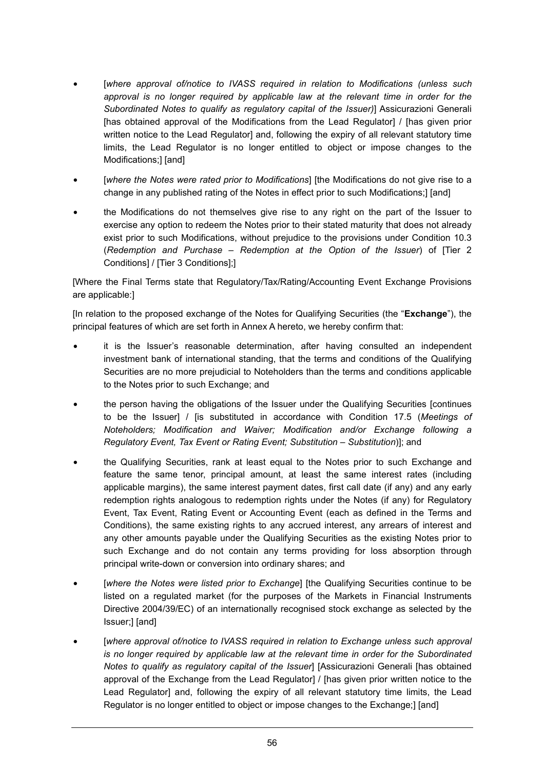- [*where approval of/notice to IVASS required in relation to Modifications (unless such approval is no longer required by applicable law at the relevant time in order for the Subordinated Notes to qualify as regulatory capital of the Issuer)*] Assicurazioni Generali [has obtained approval of the Modifications from the Lead Regulator] / [has given prior written notice to the Lead Regulator] and, following the expiry of all relevant statutory time limits, the Lead Regulator is no longer entitled to object or impose changes to the Modifications;] [and]

- [*where the Notes were rated prior to Modifications*] [the Modifications do not give rise to a change in any published rating of the Notes in effect prior to such Modifications;] [and]

- the Modifications do not themselves give rise to any right on the part of the Issuer to exercise any option to redeem the Notes prior to their stated maturity that does not already exist prior to such Modifications, without prejudice to the provisions under Condition 10.3 (*Redemption and Purchase – Redemption at the Option of the Issuer*) of [Tier 2 Conditions] / [Tier 3 Conditions];]

[Where the Final Terms state that Regulatory/Tax/Rating/Accounting Event Exchange Provisions are applicable:]

[In relation to the proposed exchange of the Notes for Qualifying Securities (the "**Exchange**"), the principal features of which are set forth in Annex A hereto, we hereby confirm that:

- it is the Issuer's reasonable determination, after having consulted an independent investment bank of international standing, that the terms and conditions of the Qualifying Securities are no more prejudicial to Noteholders than the terms and conditions applicable to the Notes prior to such Exchange; and

- the person having the obligations of the Issuer under the Qualifying Securities [continues to be the Issuer] / [is substituted in accordance with Condition 17.5 (*Meetings of Noteholders; Modification and Waiver; Modification and/or Exchange following a Regulatory Event, Tax Event or Rating Event; Substitution – Substitution*)]; and

- the Qualifying Securities, rank at least equal to the Notes prior to such Exchange and feature the same tenor, principal amount, at least the same interest rates (including applicable margins), the same interest payment dates, first call date (if any) and any early redemption rights analogous to redemption rights under the Notes (if any) for Regulatory Event, Tax Event, Rating Event or Accounting Event (each as defined in the Terms and Conditions), the same existing rights to any accrued interest, any arrears of interest and any other amounts payable under the Qualifying Securities as the existing Notes prior to such Exchange and do not contain any terms providing for loss absorption through principal write-down or conversion into ordinary shares; and

- [*where the Notes were listed prior to Exchange*] [the Qualifying Securities continue to be listed on a regulated market (for the purposes of the Markets in Financial Instruments Directive 2004/39/EC) of an internationally recognised stock exchange as selected by the Issuer;] [and]

- [*where approval of/notice to IVASS required in relation to Exchange unless such approval is no longer required by applicable law at the relevant time in order for the Subordinated Notes to qualify as regulatory capital of the Issuer*] [Assicurazioni Generali [has obtained approval of the Exchange from the Lead Regulator] / [has given prior written notice to the Lead Regulator] and, following the expiry of all relevant statutory time limits, the Lead Regulator is no longer entitled to object or impose changes to the Exchange;] [and]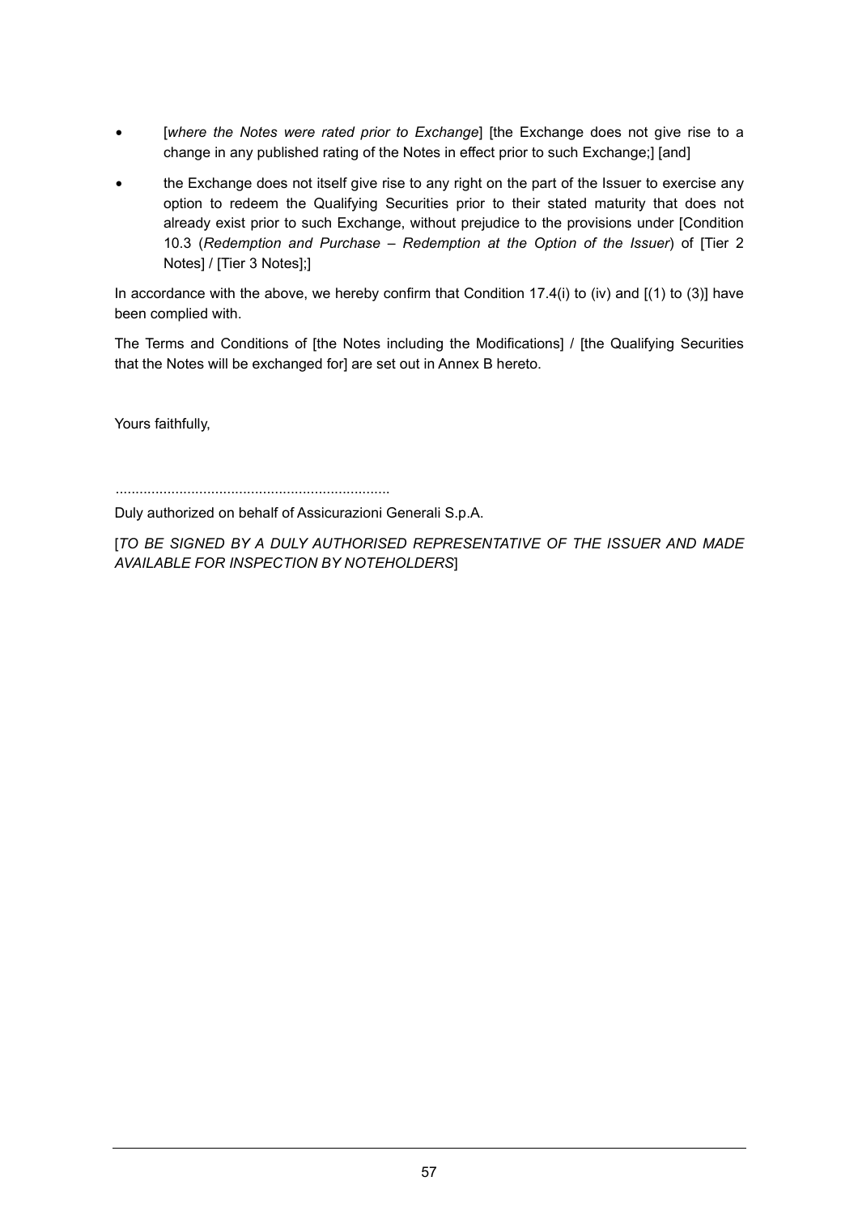- [*where the Notes were rated prior to Exchange*] [the Exchange does not give rise to a change in any published rating of the Notes in effect prior to such Exchange;] [and]
- the Exchange does not itself give rise to any right on the part of the Issuer to exercise any option to redeem the Qualifying Securities prior to their stated maturity that does not already exist prior to such Exchange, without prejudice to the provisions under [Condition 10.3 (*Redemption and Purchase – Redemption at the Option of the Issuer*) of [Tier 2 Notes] / [Tier 3 Notes];]

In accordance with the above, we hereby confirm that Condition 17.4(i) to (iv) and [(1) to (3)] have been complied with.

The Terms and Conditions of [the Notes including the Modifications] / [the Qualifying Securities that the Notes will be exchanged for] are set out in Annex B hereto.

Yours faithfully,

....................................................................

Duly authorized on behalf of Assicurazioni Generali S.p.A.

[*TO BE SIGNED BY A DULY AUTHORISED REPRESENTATIVE OF THE ISSUER AND MADE AVAILABLE FOR INSPECTION BY NOTEHOLDERS*]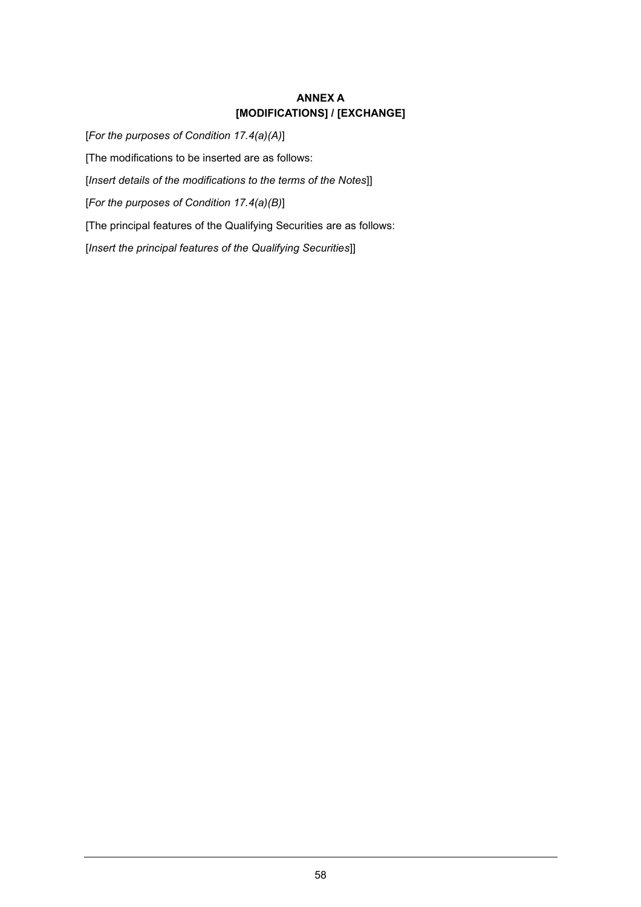## ANNEX A
## [MODIFICATIONS] / [EXCHANGE]

[*For the purposes of Condition 17.4(a)(A)*]

[The modifications to be inserted are as follows:

[*Insert details of the modifications to the terms of the Notes*]]

[*For the purposes of Condition 17.4(a)(B)*]

[The principal features of the Qualifying Securities are as follows:

[*Insert the principal features of the Qualifying Securities*]]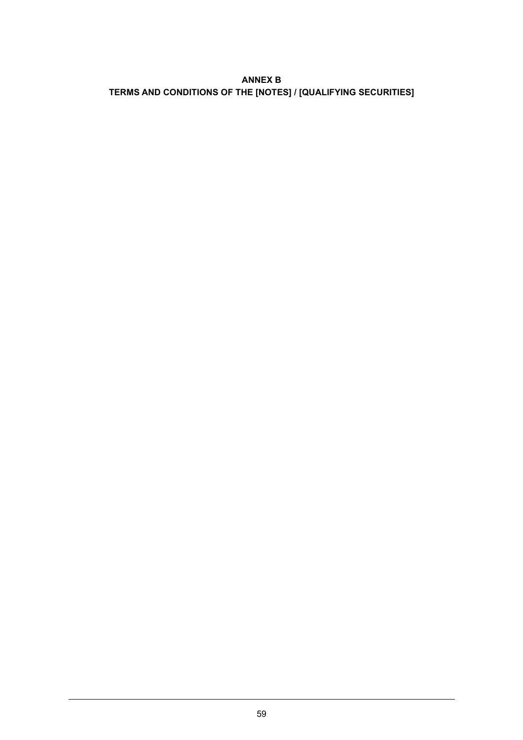## ANNEX B
## TERMS AND CONDITIONS OF THE [NOTES] / [QUALIFYING SECURITIES]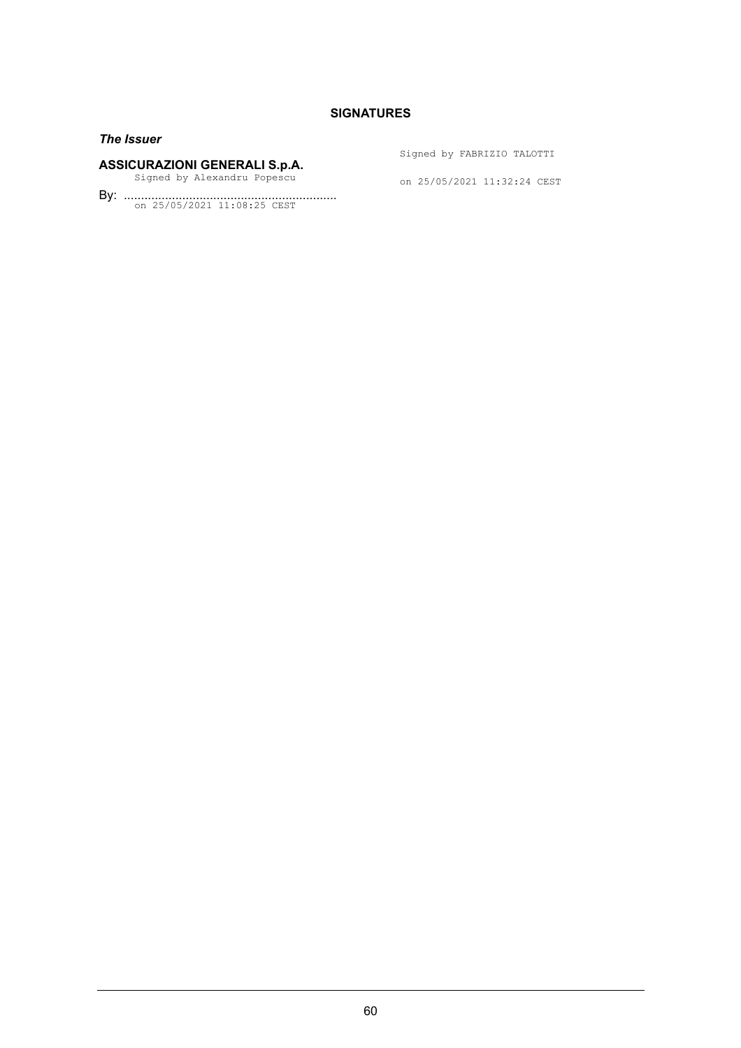**SIGNATURES**

***The Issuer***

**ASSICURAZIONI GENERALI S.p.A.**

Signed by Alexandru Popescu

By: ..............................................................

on 25/05/2021 11:08:25 CEST

Signed by FABRIZIO TALOTTI

on 25/05/2021 11:32:24 CEST